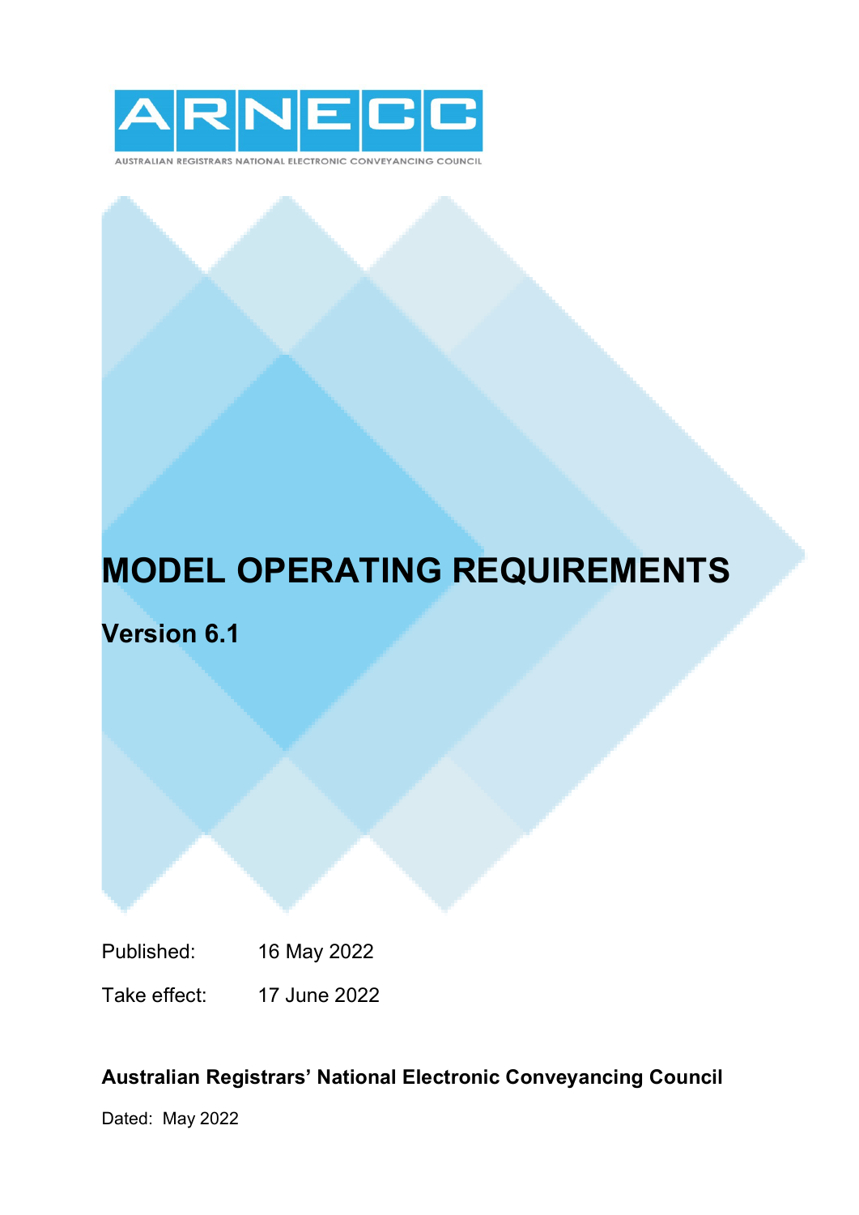ARNECC

AUSTRALIAN REGISTRARS NATIONAL ELECTRONIC CONVEYANCING COUNCIL

# MODEL OPERATING REQUIREMENTS

## Version 6.1

Published: 16 May 2022

Take effect: 17 June 2022

**Australian Registrars' National Electronic Conveyancing Council**

Dated: May 2022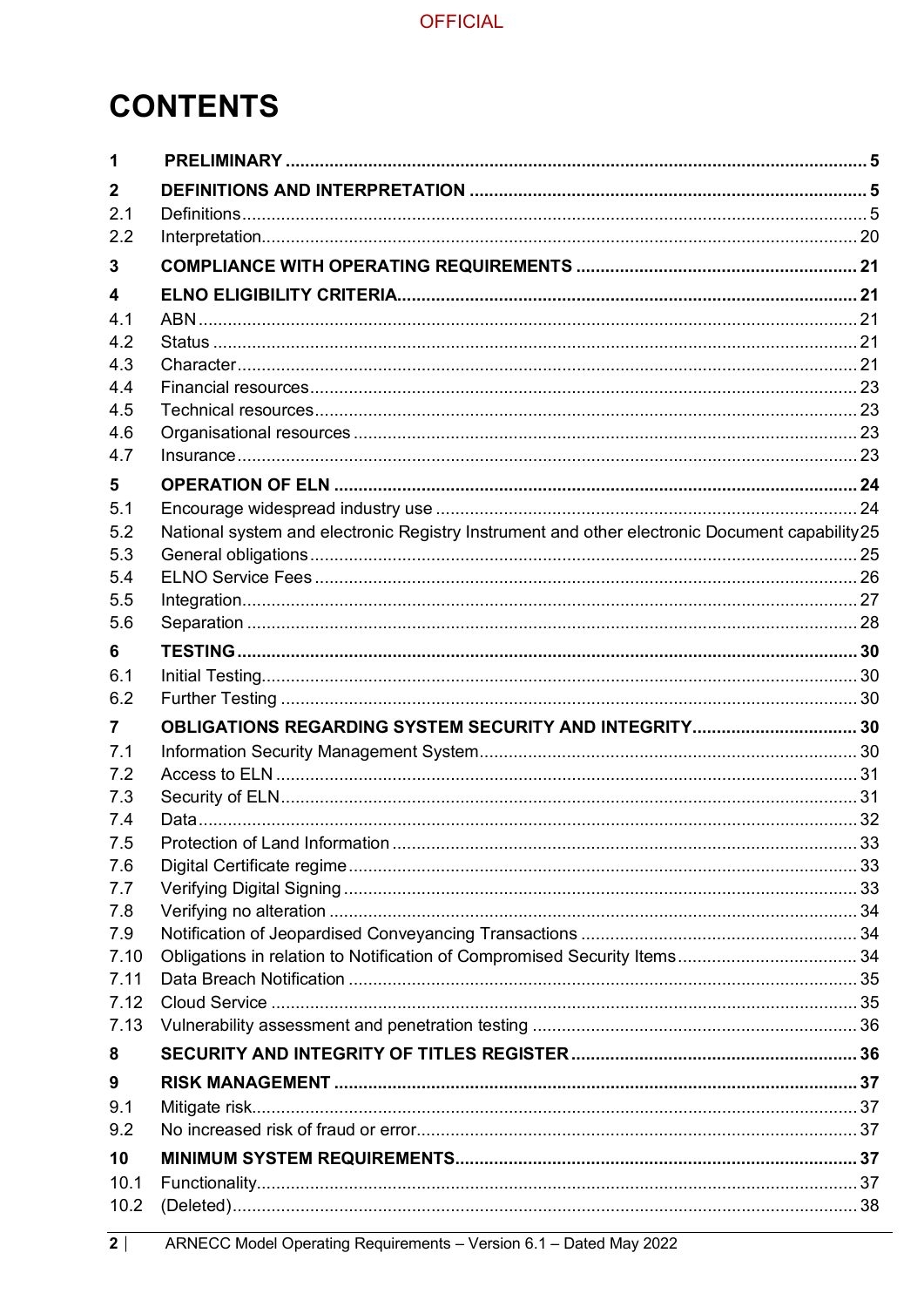# CONTENTS

| | | |
|---|---|---|
| **1** | **PRELIMINARY** | **5** |
| **2** | **DEFINITIONS AND INTERPRETATION** | **5** |
| 2.1 | Definitions | 5 |
| 2.2 | Interpretation | 20 |
| **3** | **COMPLIANCE WITH OPERATING REQUIREMENTS** | **21** |
| **4** | **ELNO ELIGIBILITY CRITERIA** | **21** |
| 4.1 | ABN | 21 |
| 4.2 | Status | 21 |
| 4.3 | Character | 21 |
| 4.4 | Financial resources | 23 |
| 4.5 | Technical resources | 23 |
| 4.6 | Organisational resources | 23 |
| 4.7 | Insurance | 23 |
| **5** | **OPERATION OF ELN** | **24** |
| 5.1 | Encourage widespread industry use | 24 |
| 5.2 | National system and electronic Registry Instrument and other electronic Document capability | 25 |
| 5.3 | General obligations | 25 |
| 5.4 | ELNO Service Fees | 26 |
| 5.5 | Integration | 27 |
| 5.6 | Separation | 28 |
| **6** | **TESTING** | **30** |
| 6.1 | Initial Testing | 30 |
| 6.2 | Further Testing | 30 |
| **7** | **OBLIGATIONS REGARDING SYSTEM SECURITY AND INTEGRITY** | **30** |
| 7.1 | Information Security Management System | 30 |
| 7.2 | Access to ELN | 31 |
| 7.3 | Security of ELN | 31 |
| 7.4 | Data | 32 |
| 7.5 | Protection of Land Information | 33 |
| 7.6 | Digital Certificate regime | 33 |
| 7.7 | Verifying Digital Signing | 33 |
| 7.8 | Verifying no alteration | 34 |
| 7.9 | Notification of Jeopardised Conveyancing Transactions | 34 |
| 7.10 | Obligations in relation to Notification of Compromised Security Items | 34 |
| 7.11 | Data Breach Notification | 35 |
| 7.12 | Cloud Service | 35 |
| 7.13 | Vulnerability assessment and penetration testing | 36 |
| **8** | **SECURITY AND INTEGRITY OF TITLES REGISTER** | **36** |
| **9** | **RISK MANAGEMENT** | **37** |
| 9.1 | Mitigate risk | 37 |
| 9.2 | No increased risk of fraud or error | 37 |
| **10** | **MINIMUM SYSTEM REQUIREMENTS** | **37** |
| 10.1 | Functionality | 37 |
| 10.2 | (Deleted) | 38 |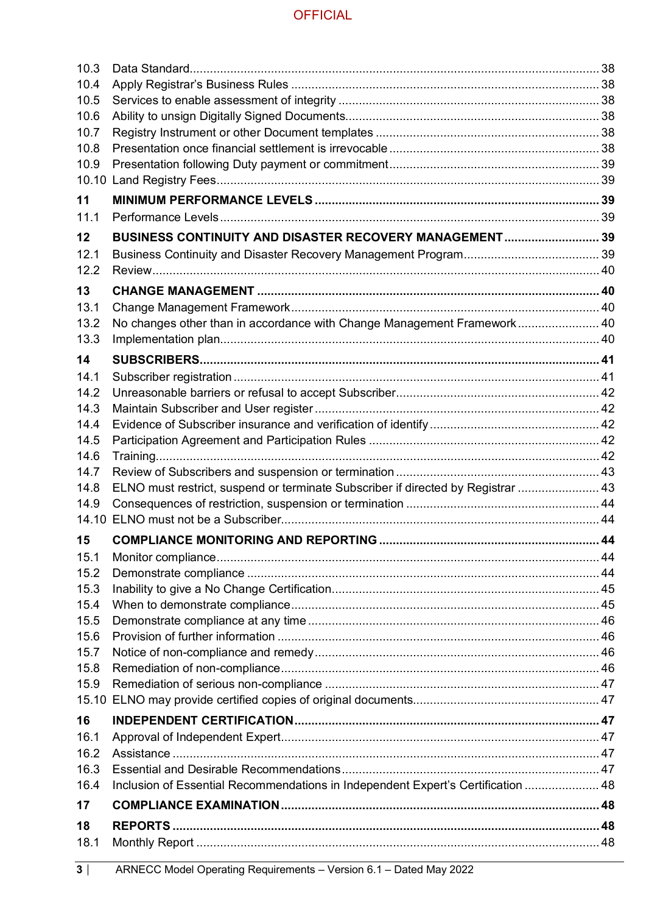10.3 Data Standard ... 38
10.4 Apply Registrar's Business Rules ... 38
10.5 Services to enable assessment of integrity ... 38
10.6 Ability to unsign Digitally Signed Documents ... 38
10.7 Registry Instrument or other Document templates ... 38
10.8 Presentation once financial settlement is irrevocable ... 38
10.9 Presentation following Duty payment or commitment ... 39
10.10 Land Registry Fees ... 39

**11 MINIMUM PERFORMANCE LEVELS ... 39**

11.1 Performance Levels ... 39

**12 BUSINESS CONTINUITY AND DISASTER RECOVERY MANAGEMENT ... 39**

12.1 Business Continuity and Disaster Recovery Management Program ... 39
12.2 Review ... 40

**13 CHANGE MANAGEMENT ... 40**

13.1 Change Management Framework ... 40
13.2 No changes other than in accordance with Change Management Framework ... 40
13.3 Implementation plan ... 40

**14 SUBSCRIBERS ... 41**

14.1 Subscriber registration ... 41
14.2 Unreasonable barriers or refusal to accept Subscriber ... 42
14.3 Maintain Subscriber and User register ... 42
14.4 Evidence of Subscriber insurance and verification of identify ... 42
14.5 Participation Agreement and Participation Rules ... 42
14.6 Training ... 42
14.7 Review of Subscribers and suspension or termination ... 43
14.8 ELNO must restrict, suspend or terminate Subscriber if directed by Registrar ... 43
14.9 Consequences of restriction, suspension or termination ... 44
14.10 ELNO must not be a Subscriber ... 44

**15 COMPLIANCE MONITORING AND REPORTING ... 44**

15.1 Monitor compliance ... 44
15.2 Demonstrate compliance ... 44
15.3 Inability to give a No Change Certification ... 45
15.4 When to demonstrate compliance ... 45
15.5 Demonstrate compliance at any time ... 46
15.6 Provision of further information ... 46
15.7 Notice of non-compliance and remedy ... 46
15.8 Remediation of non-compliance ... 46
15.9 Remediation of serious non-compliance ... 47
15.10 ELNO may provide certified copies of original documents ... 47

**16 INDEPENDENT CERTIFICATION ... 47**

16.1 Approval of Independent Expert ... 47
16.2 Assistance ... 47
16.3 Essential and Desirable Recommendations ... 47
16.4 Inclusion of Essential Recommendations in Independent Expert's Certification ... 48

**17 COMPLIANCE EXAMINATION ... 48**

**18 REPORTS ... 48**

18.1 Monthly Report ... 48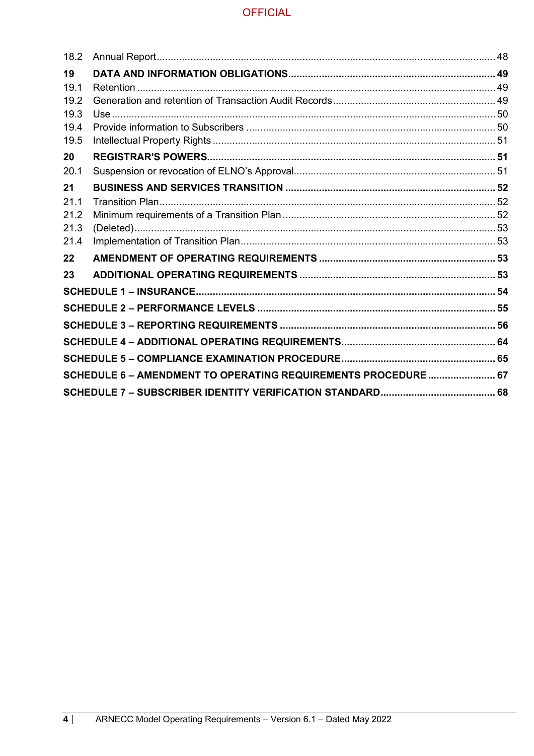18.2 Annual Report ... 48

**19 DATA AND INFORMATION OBLIGATIONS ... 49**

19.1 Retention ... 49

19.2 Generation and retention of Transaction Audit Records ... 49

19.3 Use ... 50

19.4 Provide information to Subscribers ... 50

19.5 Intellectual Property Rights ... 51

**20 REGISTRAR'S POWERS ... 51**

20.1 Suspension or revocation of ELNO's Approval ... 51

**21 BUSINESS AND SERVICES TRANSITION ... 52**

21.1 Transition Plan ... 52

21.2 Minimum requirements of a Transition Plan ... 52

21.3 (Deleted) ... 53

21.4 Implementation of Transition Plan ... 53

**22 AMENDMENT OF OPERATING REQUIREMENTS ... 53**

**23 ADDITIONAL OPERATING REQUIREMENTS ... 53**

**SCHEDULE 1 – INSURANCE ... 54**

**SCHEDULE 2 – PERFORMANCE LEVELS ... 55**

**SCHEDULE 3 – REPORTING REQUIREMENTS ... 56**

**SCHEDULE 4 – ADDITIONAL OPERATING REQUIREMENTS ... 64**

**SCHEDULE 5 – COMPLIANCE EXAMINATION PROCEDURE ... 65**

**SCHEDULE 6 – AMENDMENT TO OPERATING REQUIREMENTS PROCEDURE ... 67**

**SCHEDULE 7 – SUBSCRIBER IDENTITY VERIFICATION STANDARD ... 68**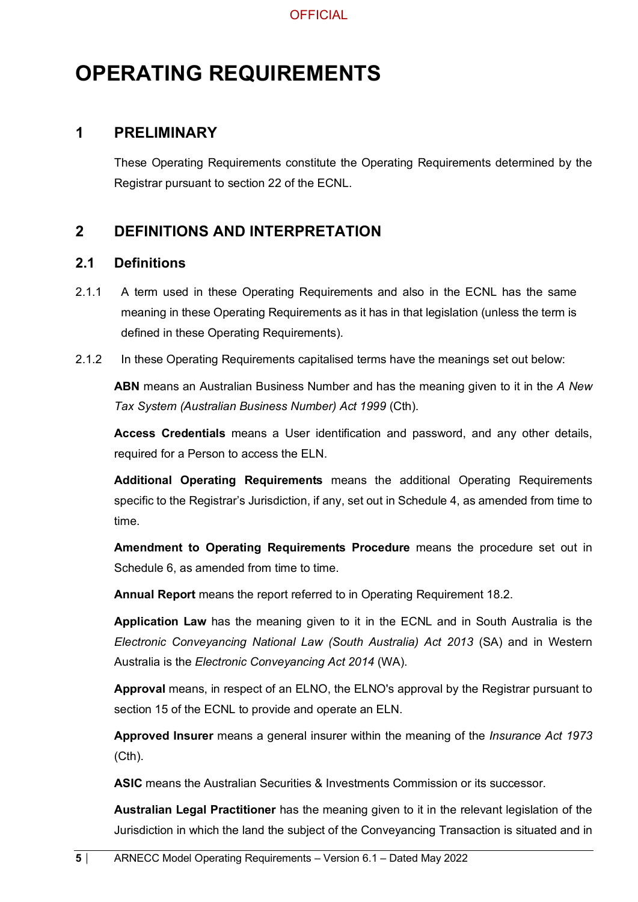# OPERATING REQUIREMENTS

## 1 PRELIMINARY

These Operating Requirements constitute the Operating Requirements determined by the Registrar pursuant to section 22 of the ECNL.

## 2 DEFINITIONS AND INTERPRETATION

### 2.1 Definitions

2.1.1 A term used in these Operating Requirements and also in the ECNL has the same meaning in these Operating Requirements as it has in that legislation (unless the term is defined in these Operating Requirements).

2.1.2 In these Operating Requirements capitalised terms have the meanings set out below:

**ABN** means an Australian Business Number and has the meaning given to it in the *A New Tax System (Australian Business Number) Act 1999* (Cth).

**Access Credentials** means a User identification and password, and any other details, required for a Person to access the ELN.

**Additional Operating Requirements** means the additional Operating Requirements specific to the Registrar's Jurisdiction, if any, set out in Schedule 4, as amended from time to time.

**Amendment to Operating Requirements Procedure** means the procedure set out in Schedule 6, as amended from time to time.

**Annual Report** means the report referred to in Operating Requirement 18.2.

**Application Law** has the meaning given to it in the ECNL and in South Australia is the *Electronic Conveyancing National Law (South Australia) Act 2013* (SA) and in Western Australia is the *Electronic Conveyancing Act 2014* (WA).

**Approval** means, in respect of an ELNO, the ELNO's approval by the Registrar pursuant to section 15 of the ECNL to provide and operate an ELN.

**Approved Insurer** means a general insurer within the meaning of the *Insurance Act 1973* (Cth).

**ASIC** means the Australian Securities & Investments Commission or its successor.

**Australian Legal Practitioner** has the meaning given to it in the relevant legislation of the Jurisdiction in which the land the subject of the Conveyancing Transaction is situated and in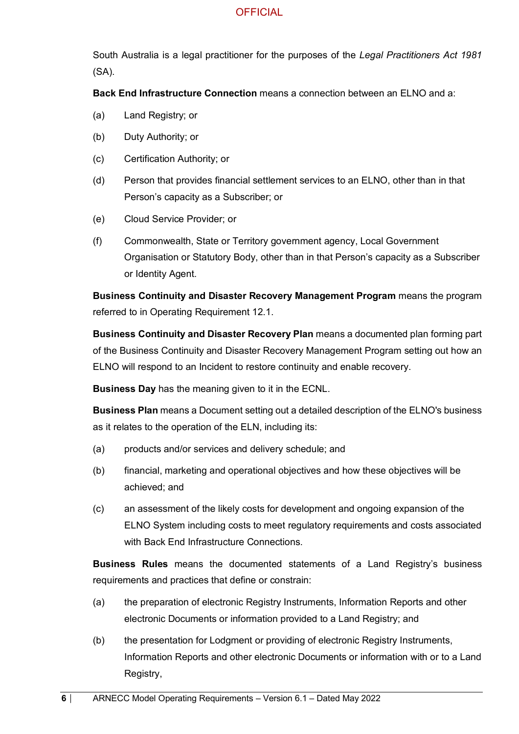South Australia is a legal practitioner for the purposes of the *Legal Practitioners Act 1981* (SA).

**Back End Infrastructure Connection** means a connection between an ELNO and a:

(a) Land Registry; or

(b) Duty Authority; or

(c) Certification Authority; or

(d) Person that provides financial settlement services to an ELNO, other than in that Person's capacity as a Subscriber; or

(e) Cloud Service Provider; or

(f) Commonwealth, State or Territory government agency, Local Government Organisation or Statutory Body, other than in that Person's capacity as a Subscriber or Identity Agent.

**Business Continuity and Disaster Recovery Management Program** means the program referred to in Operating Requirement 12.1.

**Business Continuity and Disaster Recovery Plan** means a documented plan forming part of the Business Continuity and Disaster Recovery Management Program setting out how an ELNO will respond to an Incident to restore continuity and enable recovery.

**Business Day** has the meaning given to it in the ECNL.

**Business Plan** means a Document setting out a detailed description of the ELNO's business as it relates to the operation of the ELN, including its:

(a) products and/or services and delivery schedule; and

(b) financial, marketing and operational objectives and how these objectives will be achieved; and

(c) an assessment of the likely costs for development and ongoing expansion of the ELNO System including costs to meet regulatory requirements and costs associated with Back End Infrastructure Connections.

**Business Rules** means the documented statements of a Land Registry's business requirements and practices that define or constrain:

(a) the preparation of electronic Registry Instruments, Information Reports and other electronic Documents or information provided to a Land Registry; and

(b) the presentation for Lodgment or providing of electronic Registry Instruments, Information Reports and other electronic Documents or information with or to a Land Registry,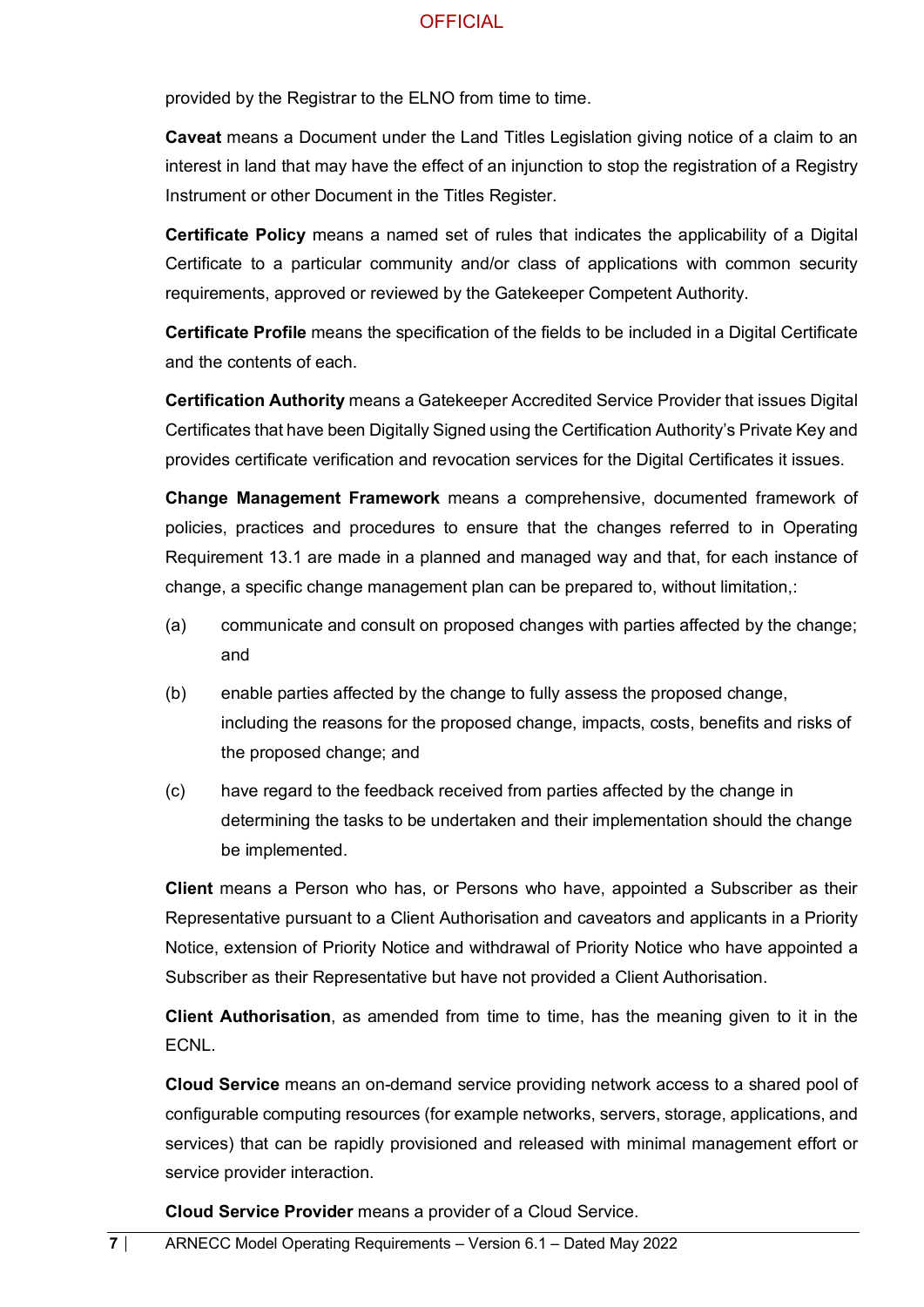provided by the Registrar to the ELNO from time to time.

**Caveat** means a Document under the Land Titles Legislation giving notice of a claim to an interest in land that may have the effect of an injunction to stop the registration of a Registry Instrument or other Document in the Titles Register.

**Certificate Policy** means a named set of rules that indicates the applicability of a Digital Certificate to a particular community and/or class of applications with common security requirements, approved or reviewed by the Gatekeeper Competent Authority.

**Certificate Profile** means the specification of the fields to be included in a Digital Certificate and the contents of each.

**Certification Authority** means a Gatekeeper Accredited Service Provider that issues Digital Certificates that have been Digitally Signed using the Certification Authority's Private Key and provides certificate verification and revocation services for the Digital Certificates it issues.

**Change Management Framework** means a comprehensive, documented framework of policies, practices and procedures to ensure that the changes referred to in Operating Requirement 13.1 are made in a planned and managed way and that, for each instance of change, a specific change management plan can be prepared to, without limitation,:

(a) communicate and consult on proposed changes with parties affected by the change; and

(b) enable parties affected by the change to fully assess the proposed change, including the reasons for the proposed change, impacts, costs, benefits and risks of the proposed change; and

(c) have regard to the feedback received from parties affected by the change in determining the tasks to be undertaken and their implementation should the change be implemented.

**Client** means a Person who has, or Persons who have, appointed a Subscriber as their Representative pursuant to a Client Authorisation and caveators and applicants in a Priority Notice, extension of Priority Notice and withdrawal of Priority Notice who have appointed a Subscriber as their Representative but have not provided a Client Authorisation.

**Client Authorisation**, as amended from time to time, has the meaning given to it in the ECNL.

**Cloud Service** means an on-demand service providing network access to a shared pool of configurable computing resources (for example networks, servers, storage, applications, and services) that can be rapidly provisioned and released with minimal management effort or service provider interaction.

**Cloud Service Provider** means a provider of a Cloud Service.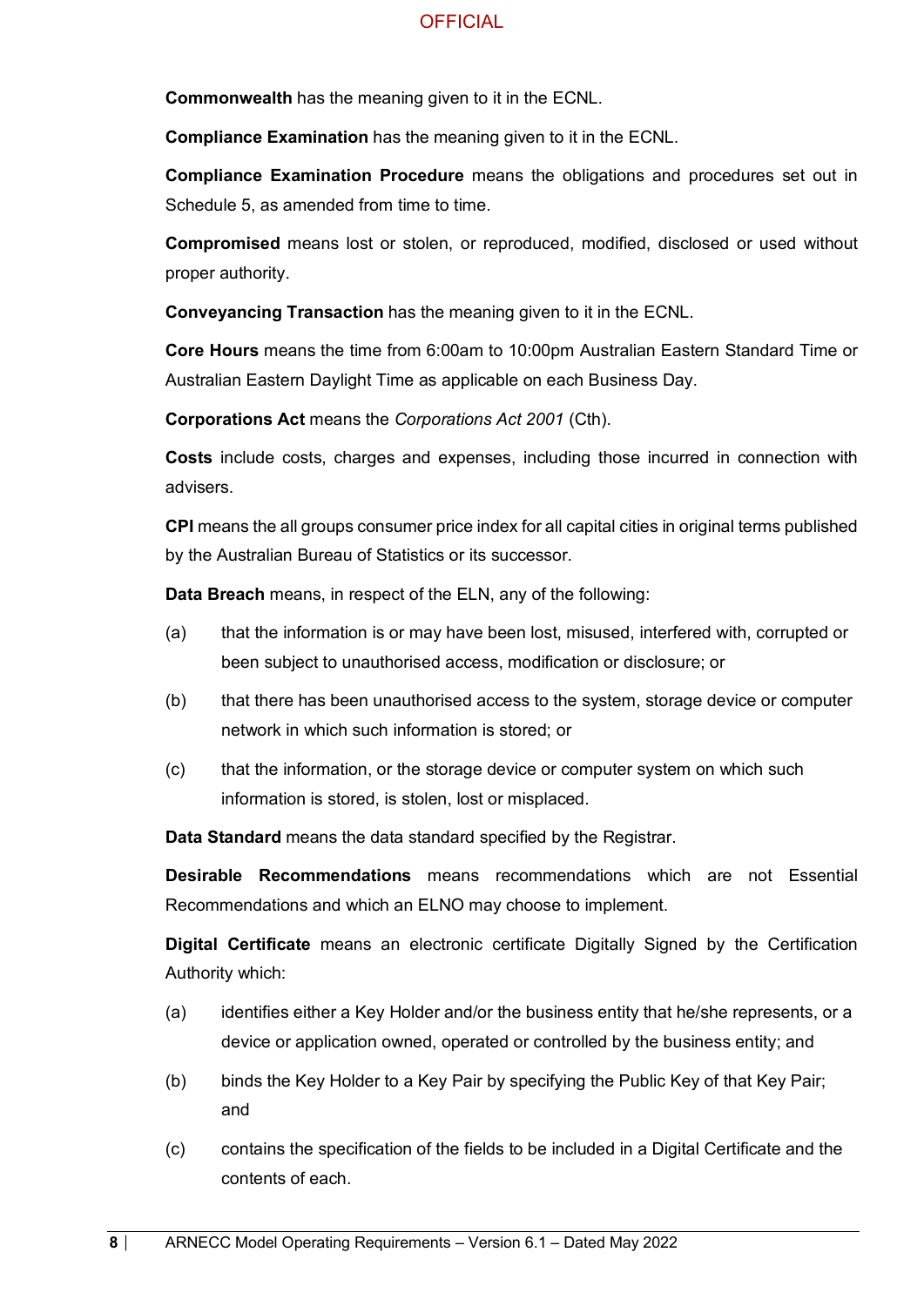**Commonwealth** has the meaning given to it in the ECNL.

**Compliance Examination** has the meaning given to it in the ECNL.

**Compliance Examination Procedure** means the obligations and procedures set out in Schedule 5, as amended from time to time.

**Compromised** means lost or stolen, or reproduced, modified, disclosed or used without proper authority.

**Conveyancing Transaction** has the meaning given to it in the ECNL.

**Core Hours** means the time from 6:00am to 10:00pm Australian Eastern Standard Time or Australian Eastern Daylight Time as applicable on each Business Day.

**Corporations Act** means the *Corporations Act 2001* (Cth).

**Costs** include costs, charges and expenses, including those incurred in connection with advisers.

**CPI** means the all groups consumer price index for all capital cities in original terms published by the Australian Bureau of Statistics or its successor.

**Data Breach** means, in respect of the ELN, any of the following:

(a) that the information is or may have been lost, misused, interfered with, corrupted or been subject to unauthorised access, modification or disclosure; or

(b) that there has been unauthorised access to the system, storage device or computer network in which such information is stored; or

(c) that the information, or the storage device or computer system on which such information is stored, is stolen, lost or misplaced.

**Data Standard** means the data standard specified by the Registrar.

**Desirable Recommendations** means recommendations which are not Essential Recommendations and which an ELNO may choose to implement.

**Digital Certificate** means an electronic certificate Digitally Signed by the Certification Authority which:

(a) identifies either a Key Holder and/or the business entity that he/she represents, or a device or application owned, operated or controlled by the business entity; and

(b) binds the Key Holder to a Key Pair by specifying the Public Key of that Key Pair; and

(c) contains the specification of the fields to be included in a Digital Certificate and the contents of each.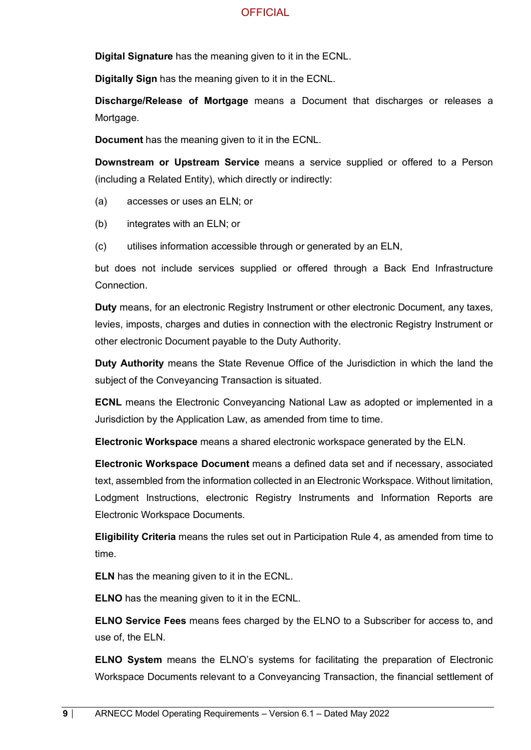**Digital Signature** has the meaning given to it in the ECNL.

**Digitally Sign** has the meaning given to it in the ECNL.

**Discharge/Release of Mortgage** means a Document that discharges or releases a Mortgage.

**Document** has the meaning given to it in the ECNL.

**Downstream or Upstream Service** means a service supplied or offered to a Person (including a Related Entity), which directly or indirectly:

(a) accesses or uses an ELN; or

(b) integrates with an ELN; or

(c) utilises information accessible through or generated by an ELN,

but does not include services supplied or offered through a Back End Infrastructure Connection.

**Duty** means, for an electronic Registry Instrument or other electronic Document, any taxes, levies, imposts, charges and duties in connection with the electronic Registry Instrument or other electronic Document payable to the Duty Authority.

**Duty Authority** means the State Revenue Office of the Jurisdiction in which the land the subject of the Conveyancing Transaction is situated.

**ECNL** means the Electronic Conveyancing National Law as adopted or implemented in a Jurisdiction by the Application Law, as amended from time to time.

**Electronic Workspace** means a shared electronic workspace generated by the ELN.

**Electronic Workspace Document** means a defined data set and if necessary, associated text, assembled from the information collected in an Electronic Workspace. Without limitation, Lodgment Instructions, electronic Registry Instruments and Information Reports are Electronic Workspace Documents.

**Eligibility Criteria** means the rules set out in Participation Rule 4, as amended from time to time.

**ELN** has the meaning given to it in the ECNL.

**ELNO** has the meaning given to it in the ECNL.

**ELNO Service Fees** means fees charged by the ELNO to a Subscriber for access to, and use of, the ELN.

**ELNO System** means the ELNO's systems for facilitating the preparation of Electronic Workspace Documents relevant to a Conveyancing Transaction, the financial settlement of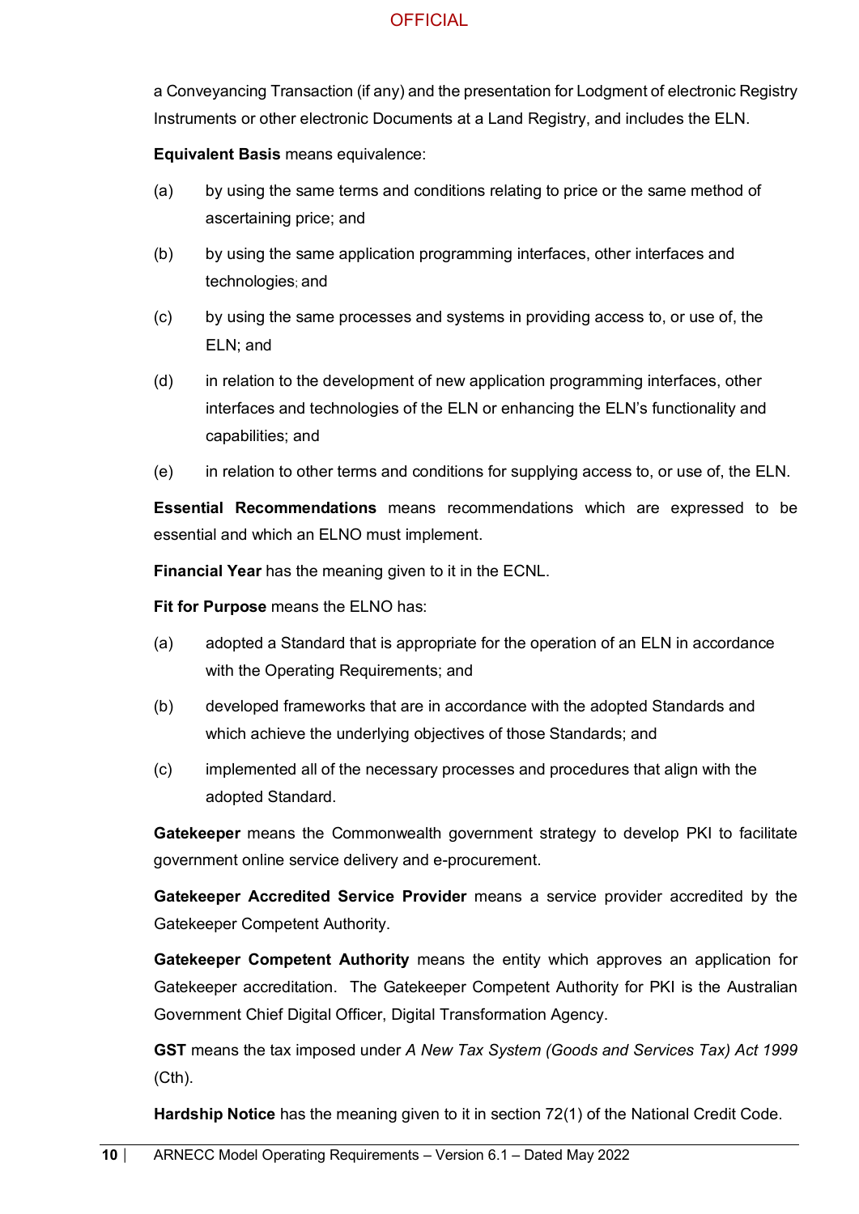a Conveyancing Transaction (if any) and the presentation for Lodgment of electronic Registry Instruments or other electronic Documents at a Land Registry, and includes the ELN.

**Equivalent Basis** means equivalence:

(a) by using the same terms and conditions relating to price or the same method of ascertaining price; and

(b) by using the same application programming interfaces, other interfaces and technologies; and

(c) by using the same processes and systems in providing access to, or use of, the ELN; and

(d) in relation to the development of new application programming interfaces, other interfaces and technologies of the ELN or enhancing the ELN's functionality and capabilities; and

(e) in relation to other terms and conditions for supplying access to, or use of, the ELN.

**Essential Recommendations** means recommendations which are expressed to be essential and which an ELNO must implement.

**Financial Year** has the meaning given to it in the ECNL.

**Fit for Purpose** means the ELNO has:

(a) adopted a Standard that is appropriate for the operation of an ELN in accordance with the Operating Requirements; and

(b) developed frameworks that are in accordance with the adopted Standards and which achieve the underlying objectives of those Standards; and

(c) implemented all of the necessary processes and procedures that align with the adopted Standard.

**Gatekeeper** means the Commonwealth government strategy to develop PKI to facilitate government online service delivery and e-procurement.

**Gatekeeper Accredited Service Provider** means a service provider accredited by the Gatekeeper Competent Authority.

**Gatekeeper Competent Authority** means the entity which approves an application for Gatekeeper accreditation. The Gatekeeper Competent Authority for PKI is the Australian Government Chief Digital Officer, Digital Transformation Agency.

**GST** means the tax imposed under *A New Tax System (Goods and Services Tax) Act 1999* (Cth).

**Hardship Notice** has the meaning given to it in section 72(1) of the National Credit Code.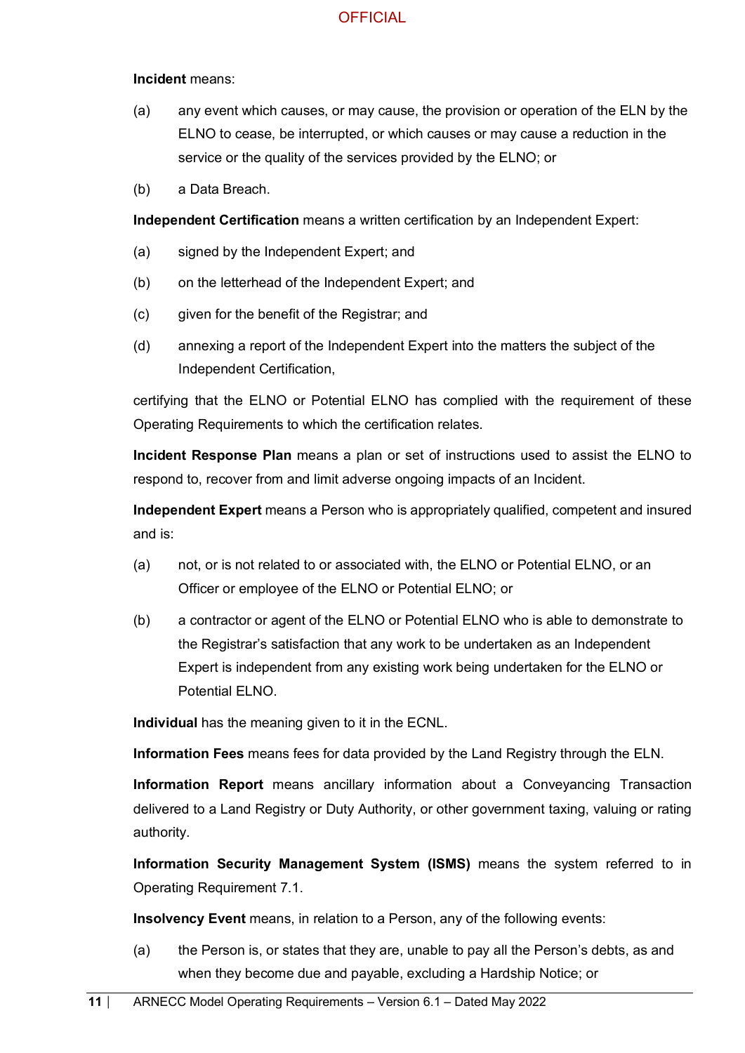**Incident** means:

(a) any event which causes, or may cause, the provision or operation of the ELN by the ELNO to cease, be interrupted, or which causes or may cause a reduction in the service or the quality of the services provided by the ELNO; or

(b) a Data Breach.

**Independent Certification** means a written certification by an Independent Expert:

(a) signed by the Independent Expert; and

(b) on the letterhead of the Independent Expert; and

(c) given for the benefit of the Registrar; and

(d) annexing a report of the Independent Expert into the matters the subject of the Independent Certification,

certifying that the ELNO or Potential ELNO has complied with the requirement of these Operating Requirements to which the certification relates.

**Incident Response Plan** means a plan or set of instructions used to assist the ELNO to respond to, recover from and limit adverse ongoing impacts of an Incident.

**Independent Expert** means a Person who is appropriately qualified, competent and insured and is:

(a) not, or is not related to or associated with, the ELNO or Potential ELNO, or an Officer or employee of the ELNO or Potential ELNO; or

(b) a contractor or agent of the ELNO or Potential ELNO who is able to demonstrate to the Registrar's satisfaction that any work to be undertaken as an Independent Expert is independent from any existing work being undertaken for the ELNO or Potential ELNO.

**Individual** has the meaning given to it in the ECNL.

**Information Fees** means fees for data provided by the Land Registry through the ELN.

**Information Report** means ancillary information about a Conveyancing Transaction delivered to a Land Registry or Duty Authority, or other government taxing, valuing or rating authority.

**Information Security Management System (ISMS)** means the system referred to in Operating Requirement 7.1.

**Insolvency Event** means, in relation to a Person, any of the following events:

(a) the Person is, or states that they are, unable to pay all the Person's debts, as and when they become due and payable, excluding a Hardship Notice; or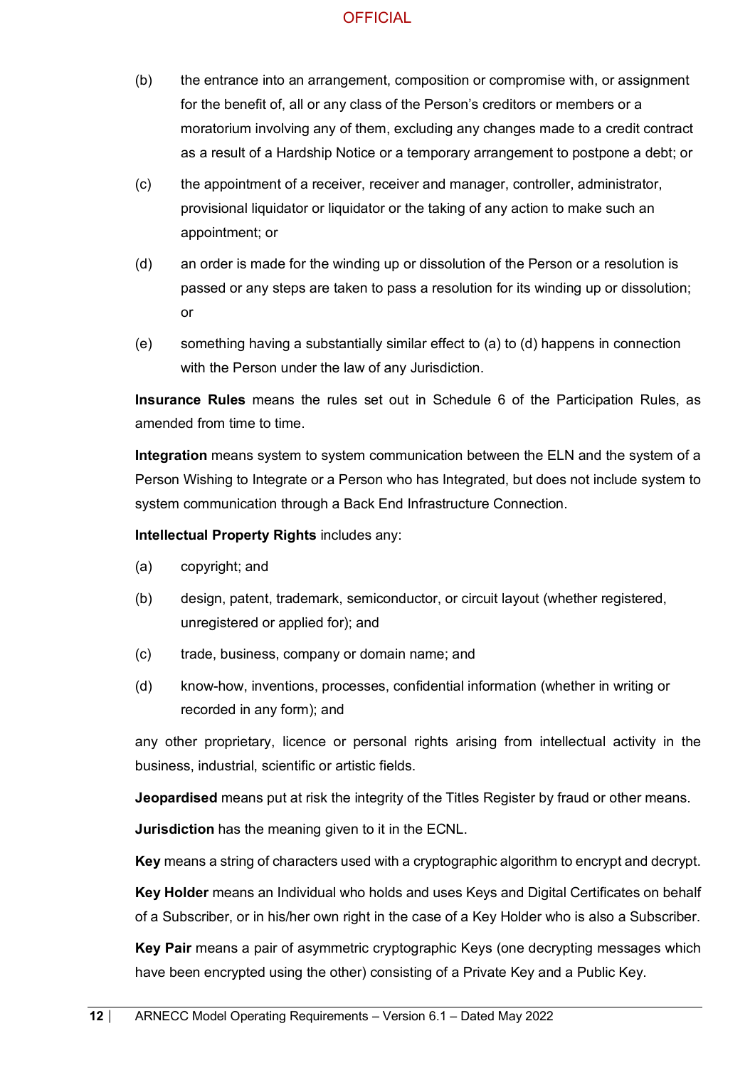(b) the entrance into an arrangement, composition or compromise with, or assignment for the benefit of, all or any class of the Person's creditors or members or a moratorium involving any of them, excluding any changes made to a credit contract as a result of a Hardship Notice or a temporary arrangement to postpone a debt; or

(c) the appointment of a receiver, receiver and manager, controller, administrator, provisional liquidator or liquidator or the taking of any action to make such an appointment; or

(d) an order is made for the winding up or dissolution of the Person or a resolution is passed or any steps are taken to pass a resolution for its winding up or dissolution; or

(e) something having a substantially similar effect to (a) to (d) happens in connection with the Person under the law of any Jurisdiction.

**Insurance Rules** means the rules set out in Schedule 6 of the Participation Rules, as amended from time to time.

**Integration** means system to system communication between the ELN and the system of a Person Wishing to Integrate or a Person who has Integrated, but does not include system to system communication through a Back End Infrastructure Connection.

**Intellectual Property Rights** includes any:

(a) copyright; and

(b) design, patent, trademark, semiconductor, or circuit layout (whether registered, unregistered or applied for); and

(c) trade, business, company or domain name; and

(d) know-how, inventions, processes, confidential information (whether in writing or recorded in any form); and

any other proprietary, licence or personal rights arising from intellectual activity in the business, industrial, scientific or artistic fields.

**Jeopardised** means put at risk the integrity of the Titles Register by fraud or other means.

**Jurisdiction** has the meaning given to it in the ECNL.

**Key** means a string of characters used with a cryptographic algorithm to encrypt and decrypt.

**Key Holder** means an Individual who holds and uses Keys and Digital Certificates on behalf of a Subscriber, or in his/her own right in the case of a Key Holder who is also a Subscriber.

**Key Pair** means a pair of asymmetric cryptographic Keys (one decrypting messages which have been encrypted using the other) consisting of a Private Key and a Public Key.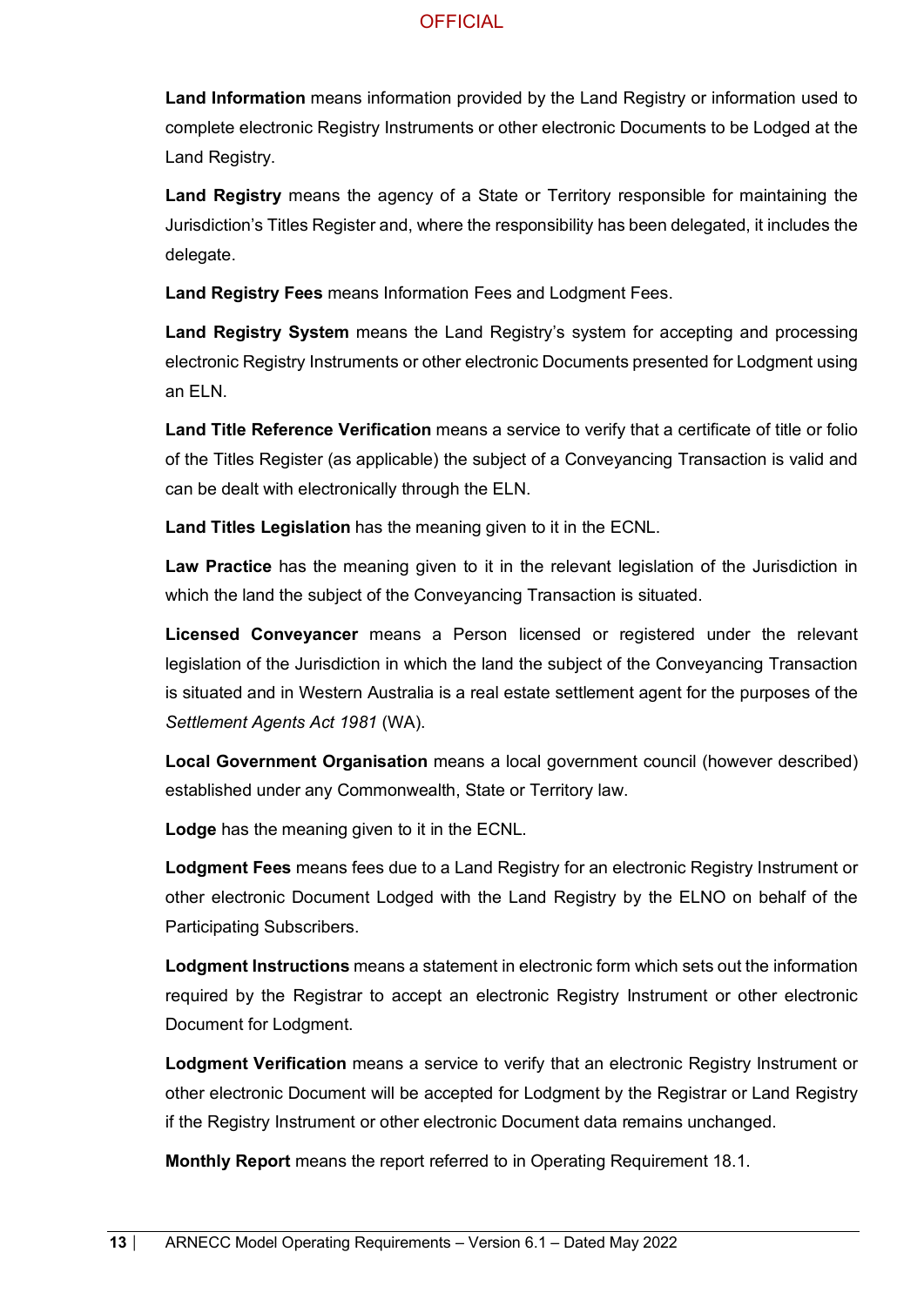**Land Information** means information provided by the Land Registry or information used to complete electronic Registry Instruments or other electronic Documents to be Lodged at the Land Registry.

**Land Registry** means the agency of a State or Territory responsible for maintaining the Jurisdiction's Titles Register and, where the responsibility has been delegated, it includes the delegate.

**Land Registry Fees** means Information Fees and Lodgment Fees.

**Land Registry System** means the Land Registry's system for accepting and processing electronic Registry Instruments or other electronic Documents presented for Lodgment using an ELN.

**Land Title Reference Verification** means a service to verify that a certificate of title or folio of the Titles Register (as applicable) the subject of a Conveyancing Transaction is valid and can be dealt with electronically through the ELN.

**Land Titles Legislation** has the meaning given to it in the ECNL.

**Law Practice** has the meaning given to it in the relevant legislation of the Jurisdiction in which the land the subject of the Conveyancing Transaction is situated.

**Licensed Conveyancer** means a Person licensed or registered under the relevant legislation of the Jurisdiction in which the land the subject of the Conveyancing Transaction is situated and in Western Australia is a real estate settlement agent for the purposes of the *Settlement Agents Act 1981* (WA).

**Local Government Organisation** means a local government council (however described) established under any Commonwealth, State or Territory law.

**Lodge** has the meaning given to it in the ECNL.

**Lodgment Fees** means fees due to a Land Registry for an electronic Registry Instrument or other electronic Document Lodged with the Land Registry by the ELNO on behalf of the Participating Subscribers.

**Lodgment Instructions** means a statement in electronic form which sets out the information required by the Registrar to accept an electronic Registry Instrument or other electronic Document for Lodgment.

**Lodgment Verification** means a service to verify that an electronic Registry Instrument or other electronic Document will be accepted for Lodgment by the Registrar or Land Registry if the Registry Instrument or other electronic Document data remains unchanged.

**Monthly Report** means the report referred to in Operating Requirement 18.1.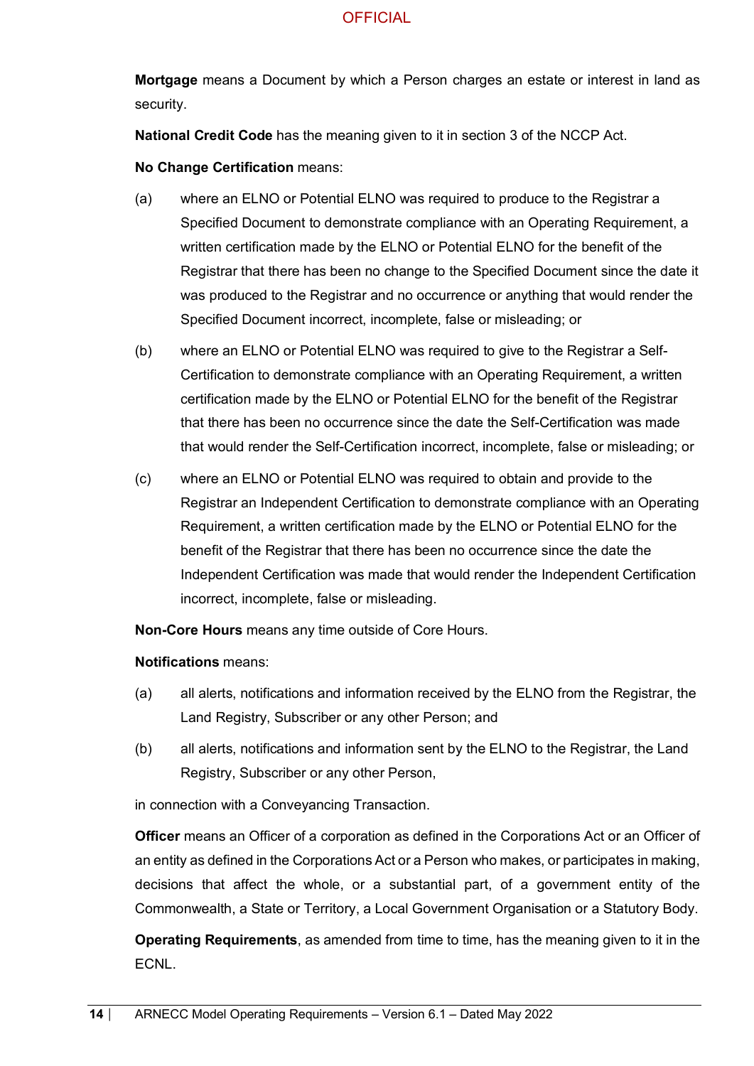**Mortgage** means a Document by which a Person charges an estate or interest in land as security.

**National Credit Code** has the meaning given to it in section 3 of the NCCP Act.

**No Change Certification** means:

(a) where an ELNO or Potential ELNO was required to produce to the Registrar a Specified Document to demonstrate compliance with an Operating Requirement, a written certification made by the ELNO or Potential ELNO for the benefit of the Registrar that there has been no change to the Specified Document since the date it was produced to the Registrar and no occurrence or anything that would render the Specified Document incorrect, incomplete, false or misleading; or

(b) where an ELNO or Potential ELNO was required to give to the Registrar a Self-Certification to demonstrate compliance with an Operating Requirement, a written certification made by the ELNO or Potential ELNO for the benefit of the Registrar that there has been no occurrence since the date the Self-Certification was made that would render the Self-Certification incorrect, incomplete, false or misleading; or

(c) where an ELNO or Potential ELNO was required to obtain and provide to the Registrar an Independent Certification to demonstrate compliance with an Operating Requirement, a written certification made by the ELNO or Potential ELNO for the benefit of the Registrar that there has been no occurrence since the date the Independent Certification was made that would render the Independent Certification incorrect, incomplete, false or misleading.

**Non-Core Hours** means any time outside of Core Hours.

**Notifications** means:

(a) all alerts, notifications and information received by the ELNO from the Registrar, the Land Registry, Subscriber or any other Person; and

(b) all alerts, notifications and information sent by the ELNO to the Registrar, the Land Registry, Subscriber or any other Person,

in connection with a Conveyancing Transaction.

**Officer** means an Officer of a corporation as defined in the Corporations Act or an Officer of an entity as defined in the Corporations Act or a Person who makes, or participates in making, decisions that affect the whole, or a substantial part, of a government entity of the Commonwealth, a State or Territory, a Local Government Organisation or a Statutory Body.

**Operating Requirements**, as amended from time to time, has the meaning given to it in the ECNL.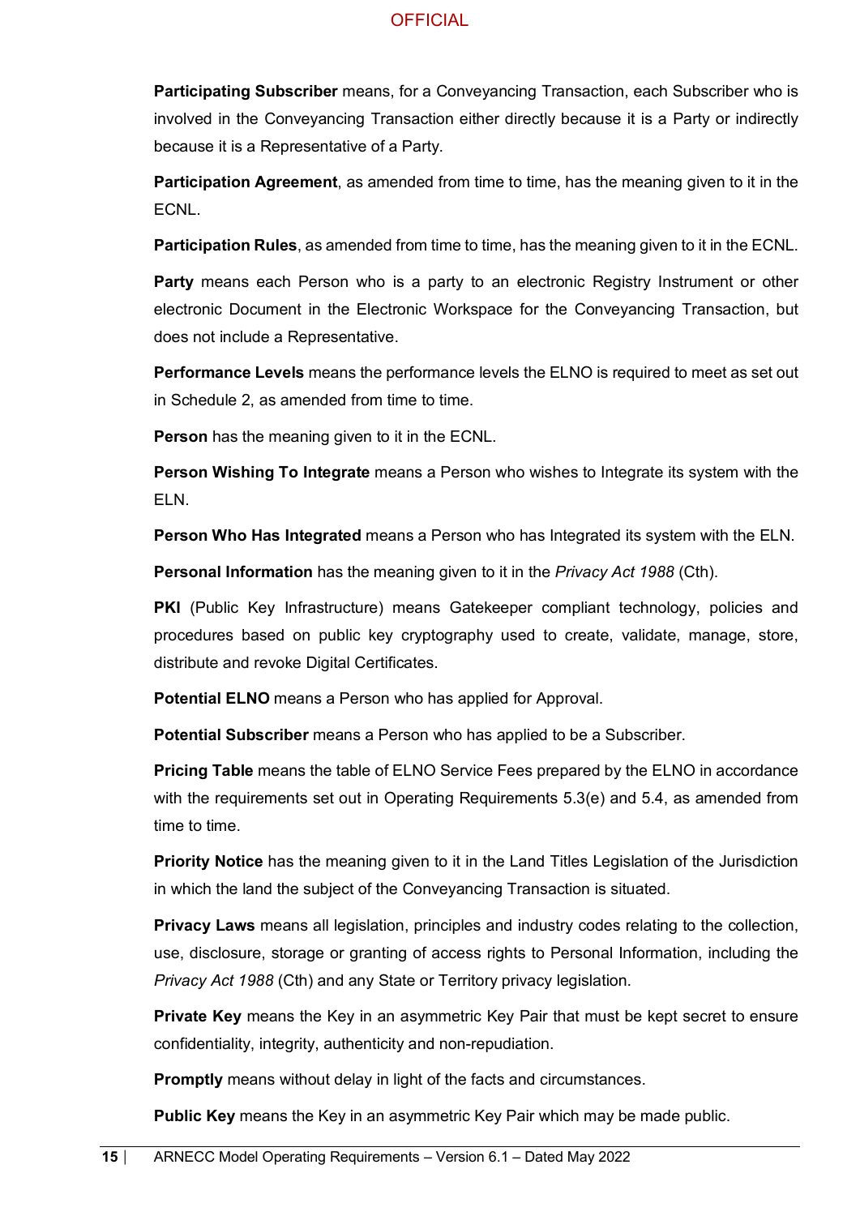**Participating Subscriber** means, for a Conveyancing Transaction, each Subscriber who is involved in the Conveyancing Transaction either directly because it is a Party or indirectly because it is a Representative of a Party.

**Participation Agreement**, as amended from time to time, has the meaning given to it in the ECNL.

**Participation Rules**, as amended from time to time, has the meaning given to it in the ECNL.

**Party** means each Person who is a party to an electronic Registry Instrument or other electronic Document in the Electronic Workspace for the Conveyancing Transaction, but does not include a Representative.

**Performance Levels** means the performance levels the ELNO is required to meet as set out in Schedule 2, as amended from time to time.

**Person** has the meaning given to it in the ECNL.

**Person Wishing To Integrate** means a Person who wishes to Integrate its system with the ELN.

**Person Who Has Integrated** means a Person who has Integrated its system with the ELN.

**Personal Information** has the meaning given to it in the *Privacy Act 1988* (Cth).

**PKI** (Public Key Infrastructure) means Gatekeeper compliant technology, policies and procedures based on public key cryptography used to create, validate, manage, store, distribute and revoke Digital Certificates.

**Potential ELNO** means a Person who has applied for Approval.

**Potential Subscriber** means a Person who has applied to be a Subscriber.

**Pricing Table** means the table of ELNO Service Fees prepared by the ELNO in accordance with the requirements set out in Operating Requirements 5.3(e) and 5.4, as amended from time to time.

**Priority Notice** has the meaning given to it in the Land Titles Legislation of the Jurisdiction in which the land the subject of the Conveyancing Transaction is situated.

**Privacy Laws** means all legislation, principles and industry codes relating to the collection, use, disclosure, storage or granting of access rights to Personal Information, including the *Privacy Act 1988* (Cth) and any State or Territory privacy legislation.

**Private Key** means the Key in an asymmetric Key Pair that must be kept secret to ensure confidentiality, integrity, authenticity and non-repudiation.

**Promptly** means without delay in light of the facts and circumstances.

**Public Key** means the Key in an asymmetric Key Pair which may be made public.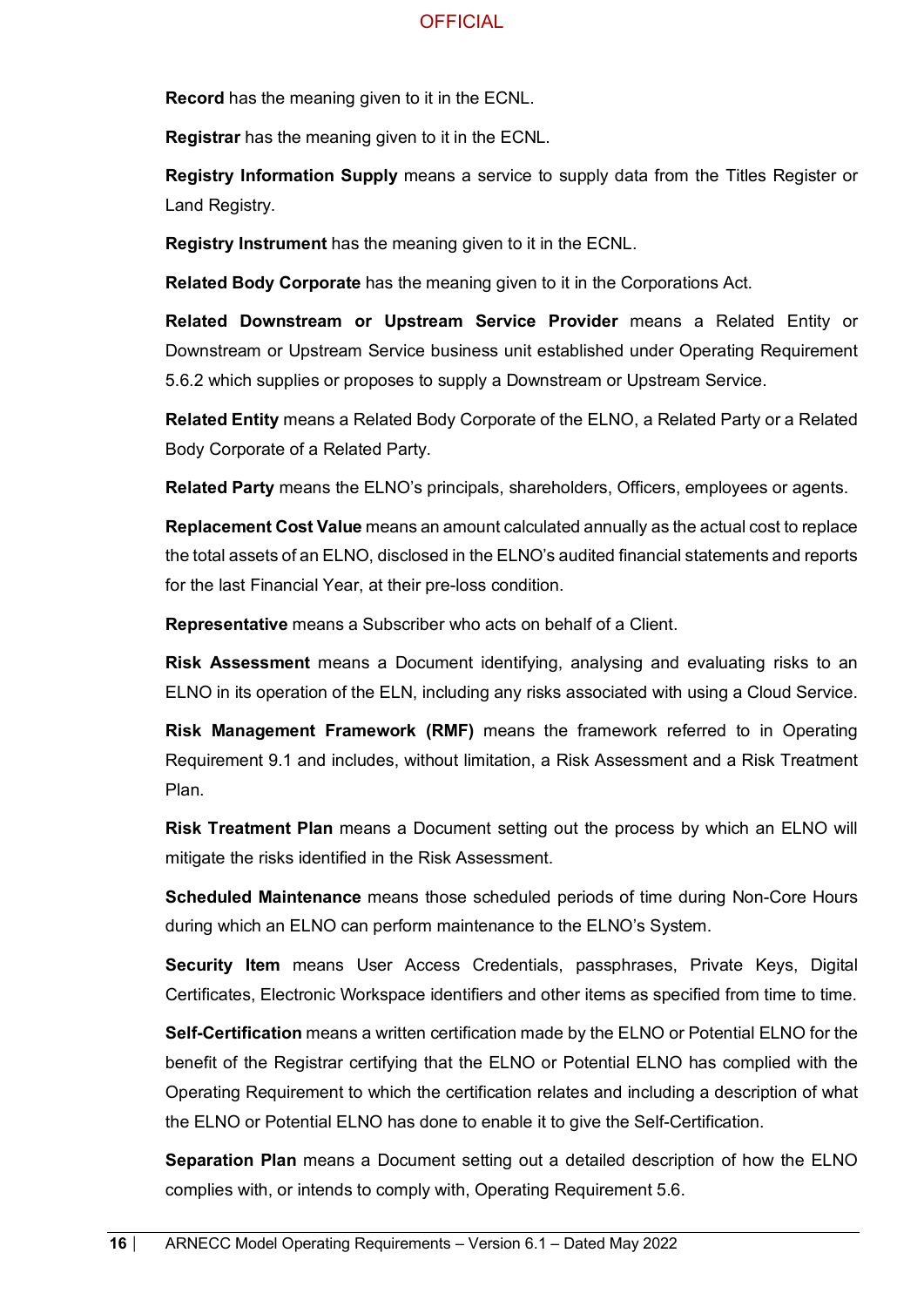**Record** has the meaning given to it in the ECNL.

**Registrar** has the meaning given to it in the ECNL.

**Registry Information Supply** means a service to supply data from the Titles Register or Land Registry.

**Registry Instrument** has the meaning given to it in the ECNL.

**Related Body Corporate** has the meaning given to it in the Corporations Act.

**Related Downstream or Upstream Service Provider** means a Related Entity or Downstream or Upstream Service business unit established under Operating Requirement 5.6.2 which supplies or proposes to supply a Downstream or Upstream Service.

**Related Entity** means a Related Body Corporate of the ELNO, a Related Party or a Related Body Corporate of a Related Party.

**Related Party** means the ELNO's principals, shareholders, Officers, employees or agents.

**Replacement Cost Value** means an amount calculated annually as the actual cost to replace the total assets of an ELNO, disclosed in the ELNO's audited financial statements and reports for the last Financial Year, at their pre-loss condition.

**Representative** means a Subscriber who acts on behalf of a Client.

**Risk Assessment** means a Document identifying, analysing and evaluating risks to an ELNO in its operation of the ELN, including any risks associated with using a Cloud Service.

**Risk Management Framework (RMF)** means the framework referred to in Operating Requirement 9.1 and includes, without limitation, a Risk Assessment and a Risk Treatment Plan.

**Risk Treatment Plan** means a Document setting out the process by which an ELNO will mitigate the risks identified in the Risk Assessment.

**Scheduled Maintenance** means those scheduled periods of time during Non-Core Hours during which an ELNO can perform maintenance to the ELNO's System.

**Security Item** means User Access Credentials, passphrases, Private Keys, Digital Certificates, Electronic Workspace identifiers and other items as specified from time to time.

**Self-Certification** means a written certification made by the ELNO or Potential ELNO for the benefit of the Registrar certifying that the ELNO or Potential ELNO has complied with the Operating Requirement to which the certification relates and including a description of what the ELNO or Potential ELNO has done to enable it to give the Self-Certification.

**Separation Plan** means a Document setting out a detailed description of how the ELNO complies with, or intends to comply with, Operating Requirement 5.6.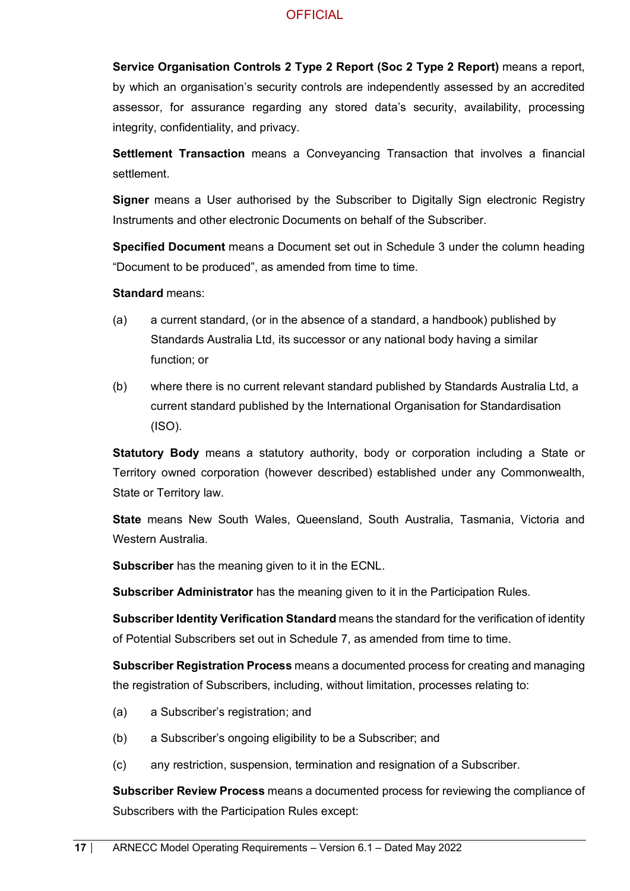**Service Organisation Controls 2 Type 2 Report (Soc 2 Type 2 Report)** means a report, by which an organisation's security controls are independently assessed by an accredited assessor, for assurance regarding any stored data's security, availability, processing integrity, confidentiality, and privacy.

**Settlement Transaction** means a Conveyancing Transaction that involves a financial settlement.

**Signer** means a User authorised by the Subscriber to Digitally Sign electronic Registry Instruments and other electronic Documents on behalf of the Subscriber.

**Specified Document** means a Document set out in Schedule 3 under the column heading "Document to be produced", as amended from time to time.

**Standard** means:

(a) a current standard, (or in the absence of a standard, a handbook) published by Standards Australia Ltd, its successor or any national body having a similar function; or

(b) where there is no current relevant standard published by Standards Australia Ltd, a current standard published by the International Organisation for Standardisation (ISO).

**Statutory Body** means a statutory authority, body or corporation including a State or Territory owned corporation (however described) established under any Commonwealth, State or Territory law.

**State** means New South Wales, Queensland, South Australia, Tasmania, Victoria and Western Australia.

**Subscriber** has the meaning given to it in the ECNL.

**Subscriber Administrator** has the meaning given to it in the Participation Rules.

**Subscriber Identity Verification Standard** means the standard for the verification of identity of Potential Subscribers set out in Schedule 7, as amended from time to time.

**Subscriber Registration Process** means a documented process for creating and managing the registration of Subscribers, including, without limitation, processes relating to:

(a) a Subscriber's registration; and

(b) a Subscriber's ongoing eligibility to be a Subscriber; and

(c) any restriction, suspension, termination and resignation of a Subscriber.

**Subscriber Review Process** means a documented process for reviewing the compliance of Subscribers with the Participation Rules except: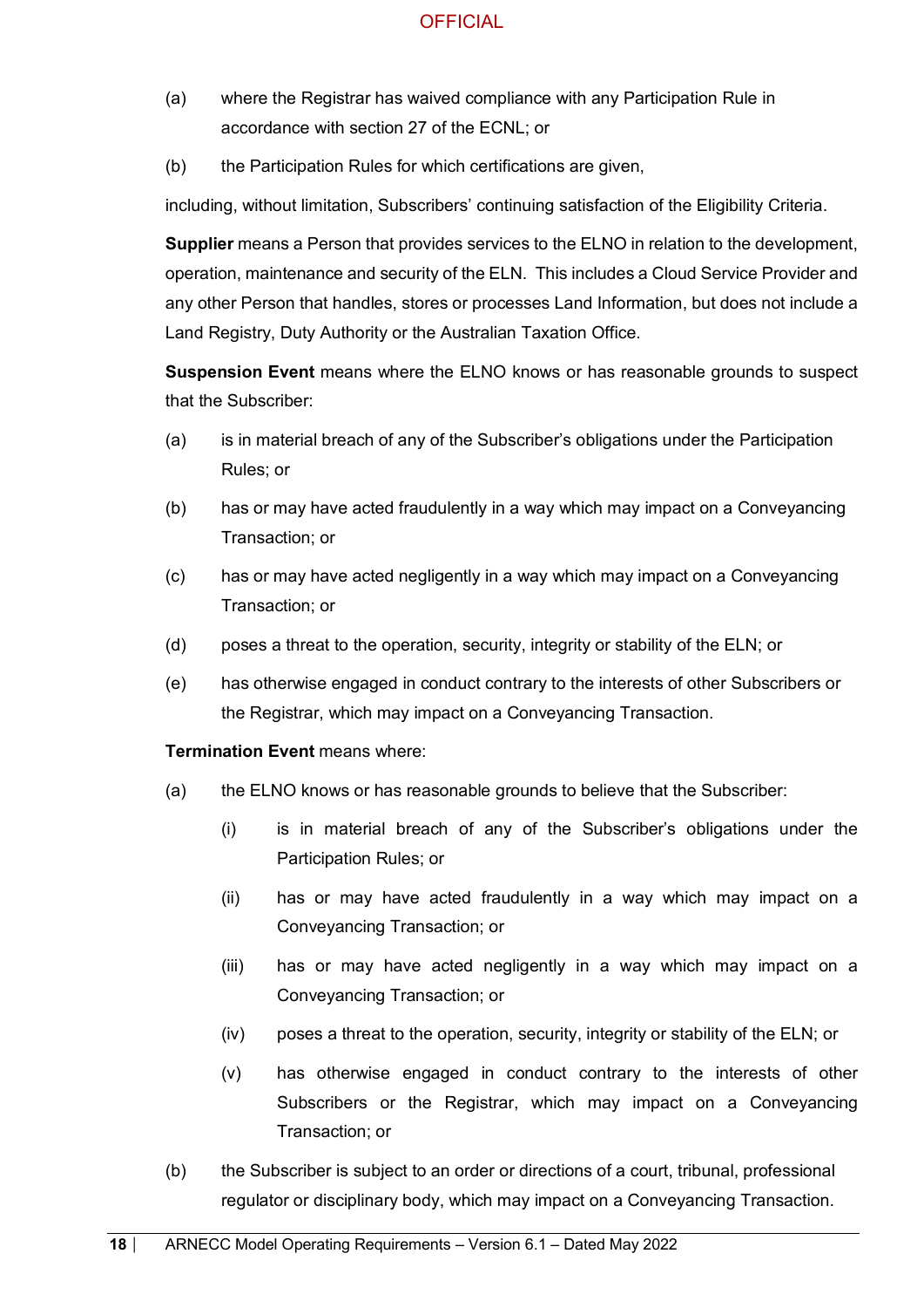(a) where the Registrar has waived compliance with any Participation Rule in accordance with section 27 of the ECNL; or

(b) the Participation Rules for which certifications are given,

including, without limitation, Subscribers' continuing satisfaction of the Eligibility Criteria.

**Supplier** means a Person that provides services to the ELNO in relation to the development, operation, maintenance and security of the ELN. This includes a Cloud Service Provider and any other Person that handles, stores or processes Land Information, but does not include a Land Registry, Duty Authority or the Australian Taxation Office.

**Suspension Event** means where the ELNO knows or has reasonable grounds to suspect that the Subscriber:

(a) is in material breach of any of the Subscriber's obligations under the Participation Rules; or

(b) has or may have acted fraudulently in a way which may impact on a Conveyancing Transaction; or

(c) has or may have acted negligently in a way which may impact on a Conveyancing Transaction; or

(d) poses a threat to the operation, security, integrity or stability of the ELN; or

(e) has otherwise engaged in conduct contrary to the interests of other Subscribers or the Registrar, which may impact on a Conveyancing Transaction.

**Termination Event** means where:

(a) the ELNO knows or has reasonable grounds to believe that the Subscriber:

  (i) is in material breach of any of the Subscriber's obligations under the Participation Rules; or

  (ii) has or may have acted fraudulently in a way which may impact on a Conveyancing Transaction; or

  (iii) has or may have acted negligently in a way which may impact on a Conveyancing Transaction; or

  (iv) poses a threat to the operation, security, integrity or stability of the ELN; or

  (v) has otherwise engaged in conduct contrary to the interests of other Subscribers or the Registrar, which may impact on a Conveyancing Transaction; or

(b) the Subscriber is subject to an order or directions of a court, tribunal, professional regulator or disciplinary body, which may impact on a Conveyancing Transaction.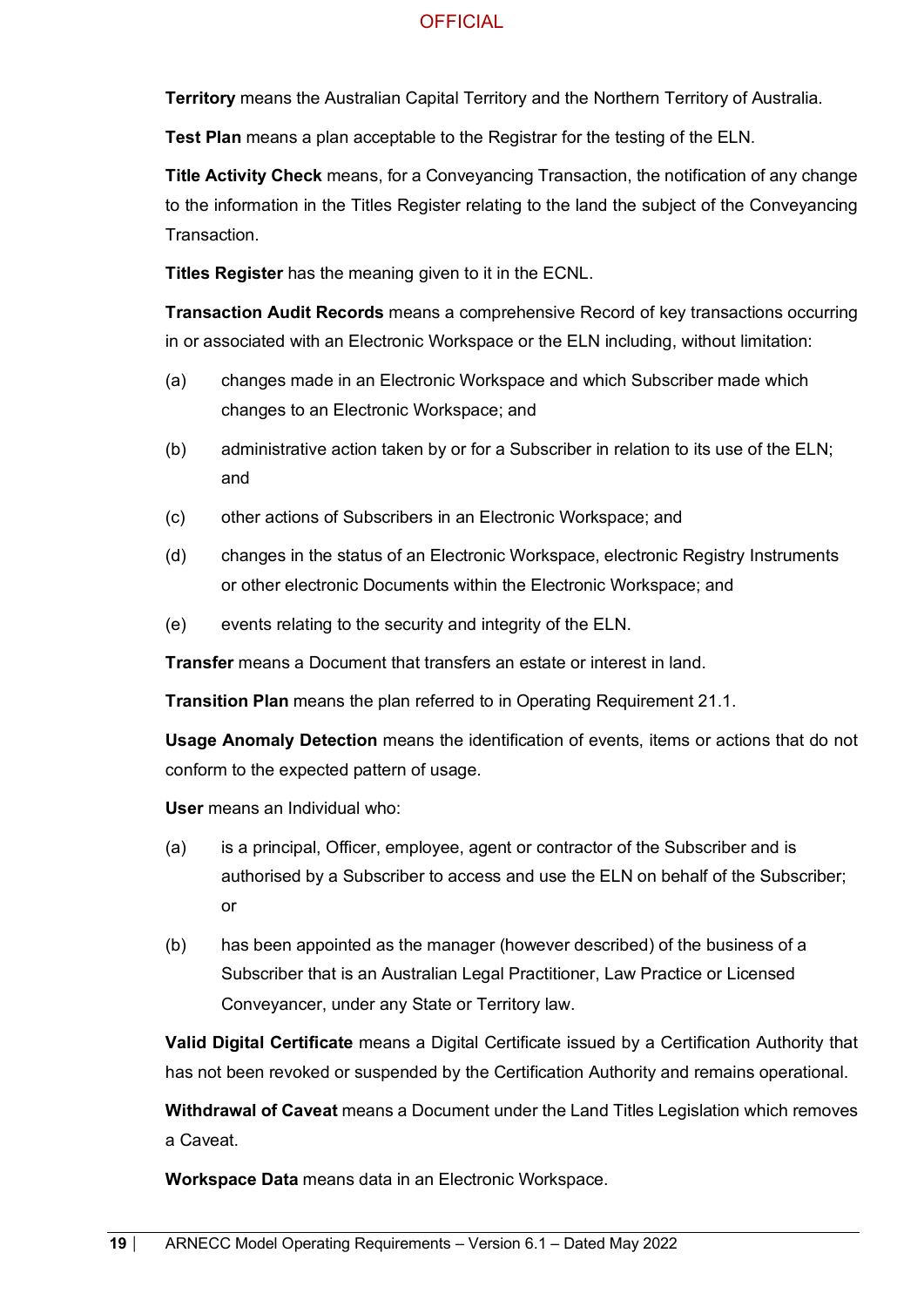**Territory** means the Australian Capital Territory and the Northern Territory of Australia.

**Test Plan** means a plan acceptable to the Registrar for the testing of the ELN.

**Title Activity Check** means, for a Conveyancing Transaction, the notification of any change to the information in the Titles Register relating to the land the subject of the Conveyancing Transaction.

**Titles Register** has the meaning given to it in the ECNL.

**Transaction Audit Records** means a comprehensive Record of key transactions occurring in or associated with an Electronic Workspace or the ELN including, without limitation:

(a) changes made in an Electronic Workspace and which Subscriber made which changes to an Electronic Workspace; and

(b) administrative action taken by or for a Subscriber in relation to its use of the ELN; and

(c) other actions of Subscribers in an Electronic Workspace; and

(d) changes in the status of an Electronic Workspace, electronic Registry Instruments or other electronic Documents within the Electronic Workspace; and

(e) events relating to the security and integrity of the ELN.

**Transfer** means a Document that transfers an estate or interest in land.

**Transition Plan** means the plan referred to in Operating Requirement 21.1.

**Usage Anomaly Detection** means the identification of events, items or actions that do not conform to the expected pattern of usage.

**User** means an Individual who:

(a) is a principal, Officer, employee, agent or contractor of the Subscriber and is authorised by a Subscriber to access and use the ELN on behalf of the Subscriber; or

(b) has been appointed as the manager (however described) of the business of a Subscriber that is an Australian Legal Practitioner, Law Practice or Licensed Conveyancer, under any State or Territory law.

**Valid Digital Certificate** means a Digital Certificate issued by a Certification Authority that has not been revoked or suspended by the Certification Authority and remains operational.

**Withdrawal of Caveat** means a Document under the Land Titles Legislation which removes a Caveat.

**Workspace Data** means data in an Electronic Workspace.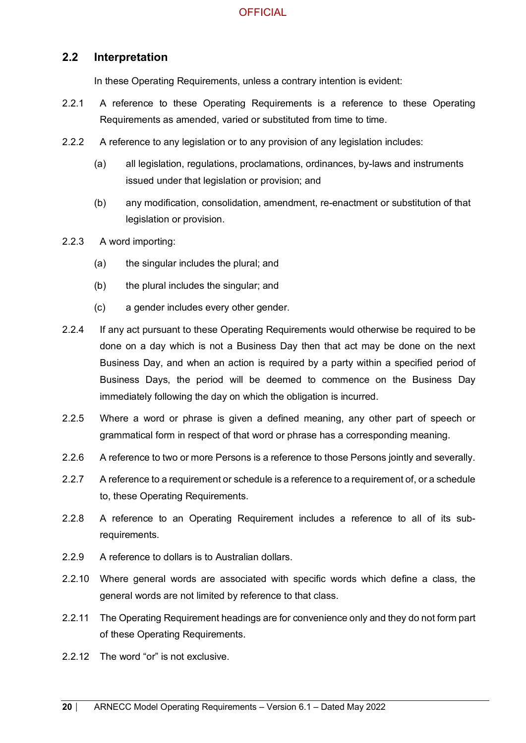## 2.2 Interpretation

In these Operating Requirements, unless a contrary intention is evident:

2.2.1 A reference to these Operating Requirements is a reference to these Operating Requirements as amended, varied or substituted from time to time.

2.2.2 A reference to any legislation or to any provision of any legislation includes:

(a) all legislation, regulations, proclamations, ordinances, by-laws and instruments issued under that legislation or provision; and

(b) any modification, consolidation, amendment, re-enactment or substitution of that legislation or provision.

2.2.3 A word importing:

(a) the singular includes the plural; and

(b) the plural includes the singular; and

(c) a gender includes every other gender.

2.2.4 If any act pursuant to these Operating Requirements would otherwise be required to be done on a day which is not a Business Day then that act may be done on the next Business Day, and when an action is required by a party within a specified period of Business Days, the period will be deemed to commence on the Business Day immediately following the day on which the obligation is incurred.

2.2.5 Where a word or phrase is given a defined meaning, any other part of speech or grammatical form in respect of that word or phrase has a corresponding meaning.

2.2.6 A reference to two or more Persons is a reference to those Persons jointly and severally.

2.2.7 A reference to a requirement or schedule is a reference to a requirement of, or a schedule to, these Operating Requirements.

2.2.8 A reference to an Operating Requirement includes a reference to all of its sub-requirements.

2.2.9 A reference to dollars is to Australian dollars.

2.2.10 Where general words are associated with specific words which define a class, the general words are not limited by reference to that class.

2.2.11 The Operating Requirement headings are for convenience only and they do not form part of these Operating Requirements.

2.2.12 The word "or" is not exclusive.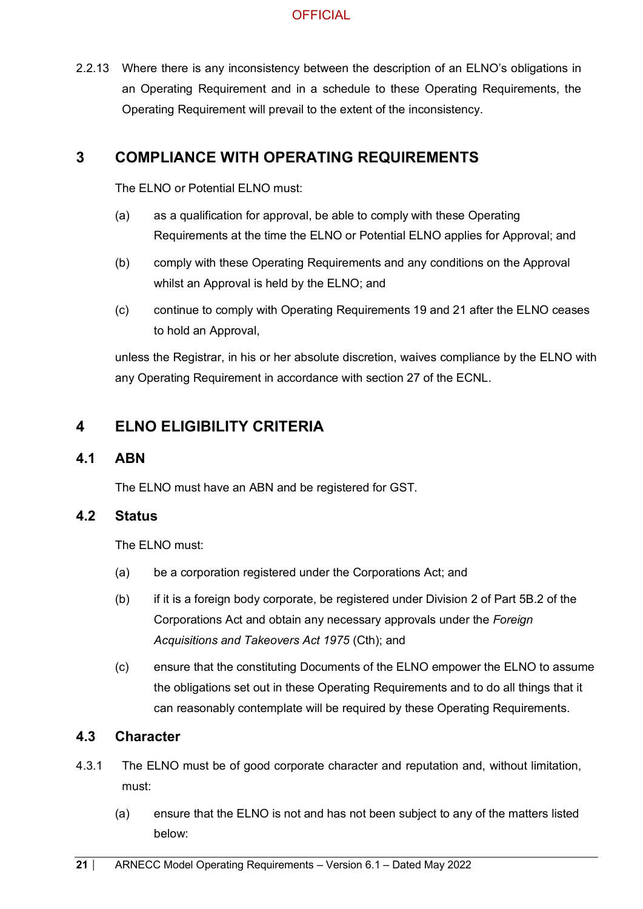2.2.13 Where there is any inconsistency between the description of an ELNO's obligations in an Operating Requirement and in a schedule to these Operating Requirements, the Operating Requirement will prevail to the extent of the inconsistency.

# 3 COMPLIANCE WITH OPERATING REQUIREMENTS

The ELNO or Potential ELNO must:

(a) as a qualification for approval, be able to comply with these Operating Requirements at the time the ELNO or Potential ELNO applies for Approval; and

(b) comply with these Operating Requirements and any conditions on the Approval whilst an Approval is held by the ELNO; and

(c) continue to comply with Operating Requirements 19 and 21 after the ELNO ceases to hold an Approval,

unless the Registrar, in his or her absolute discretion, waives compliance by the ELNO with any Operating Requirement in accordance with section 27 of the ECNL.

# 4 ELNO ELIGIBILITY CRITERIA

## 4.1 ABN

The ELNO must have an ABN and be registered for GST.

## 4.2 Status

The ELNO must:

(a) be a corporation registered under the Corporations Act; and

(b) if it is a foreign body corporate, be registered under Division 2 of Part 5B.2 of the Corporations Act and obtain any necessary approvals under the *Foreign Acquisitions and Takeovers Act 1975* (Cth); and

(c) ensure that the constituting Documents of the ELNO empower the ELNO to assume the obligations set out in these Operating Requirements and to do all things that it can reasonably contemplate will be required by these Operating Requirements.

## 4.3 Character

4.3.1 The ELNO must be of good corporate character and reputation and, without limitation, must:

(a) ensure that the ELNO is not and has not been subject to any of the matters listed below: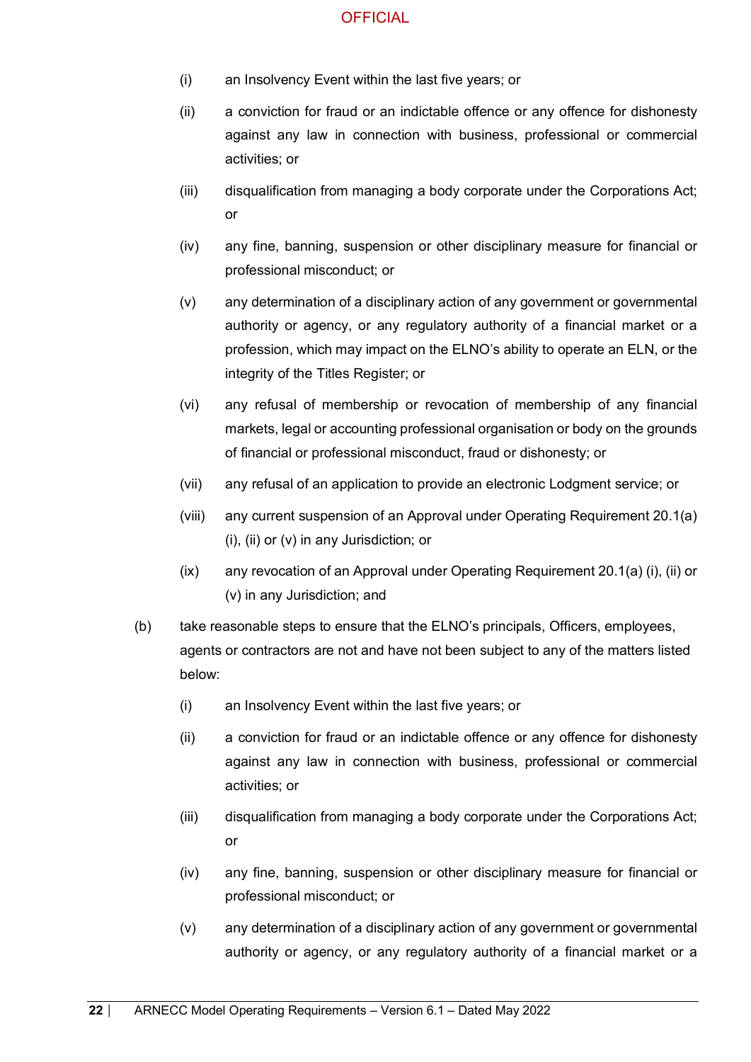(i) an Insolvency Event within the last five years; or

(ii) a conviction for fraud or an indictable offence or any offence for dishonesty against any law in connection with business, professional or commercial activities; or

(iii) disqualification from managing a body corporate under the Corporations Act; or

(iv) any fine, banning, suspension or other disciplinary measure for financial or professional misconduct; or

(v) any determination of a disciplinary action of any government or governmental authority or agency, or any regulatory authority of a financial market or a profession, which may impact on the ELNO's ability to operate an ELN, or the integrity of the Titles Register; or

(vi) any refusal of membership or revocation of membership of any financial markets, legal or accounting professional organisation or body on the grounds of financial or professional misconduct, fraud or dishonesty; or

(vii) any refusal of an application to provide an electronic Lodgment service; or

(viii) any current suspension of an Approval under Operating Requirement 20.1(a) (i), (ii) or (v) in any Jurisdiction; or

(ix) any revocation of an Approval under Operating Requirement 20.1(a) (i), (ii) or (v) in any Jurisdiction; and

(b) take reasonable steps to ensure that the ELNO's principals, Officers, employees, agents or contractors are not and have not been subject to any of the matters listed below:

(i) an Insolvency Event within the last five years; or

(ii) a conviction for fraud or an indictable offence or any offence for dishonesty against any law in connection with business, professional or commercial activities; or

(iii) disqualification from managing a body corporate under the Corporations Act; or

(iv) any fine, banning, suspension or other disciplinary measure for financial or professional misconduct; or

(v) any determination of a disciplinary action of any government or governmental authority or agency, or any regulatory authority of a financial market or a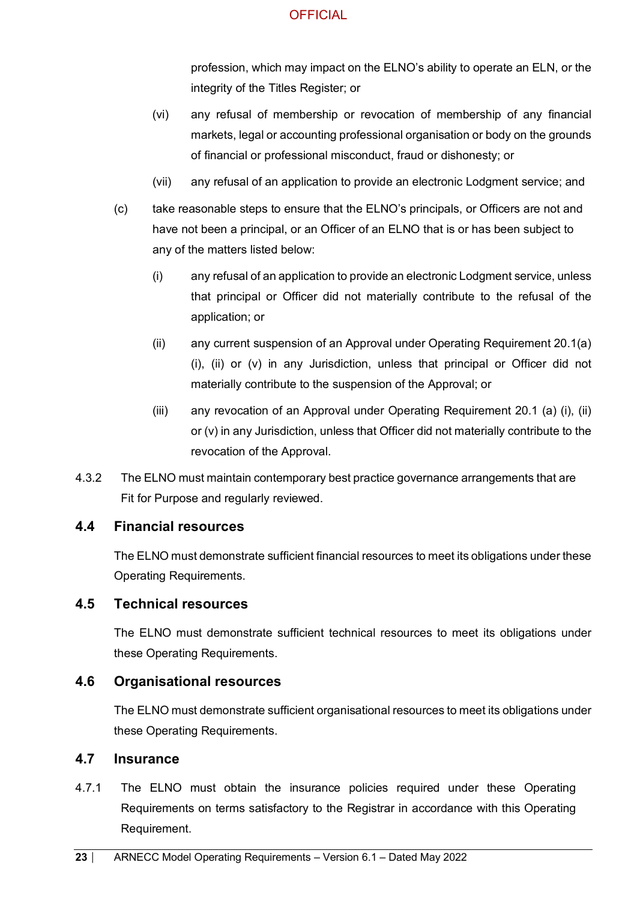profession, which may impact on the ELNO's ability to operate an ELN, or the integrity of the Titles Register; or

(vi) any refusal of membership or revocation of membership of any financial markets, legal or accounting professional organisation or body on the grounds of financial or professional misconduct, fraud or dishonesty; or

(vii) any refusal of an application to provide an electronic Lodgment service; and

(c) take reasonable steps to ensure that the ELNO's principals, or Officers are not and have not been a principal, or an Officer of an ELNO that is or has been subject to any of the matters listed below:

(i) any refusal of an application to provide an electronic Lodgment service, unless that principal or Officer did not materially contribute to the refusal of the application; or

(ii) any current suspension of an Approval under Operating Requirement 20.1(a)(i), (ii) or (v) in any Jurisdiction, unless that principal or Officer did not materially contribute to the suspension of the Approval; or

(iii) any revocation of an Approval under Operating Requirement 20.1 (a) (i), (ii) or (v) in any Jurisdiction, unless that Officer did not materially contribute to the revocation of the Approval.

4.3.2 The ELNO must maintain contemporary best practice governance arrangements that are Fit for Purpose and regularly reviewed.

## 4.4 Financial resources

The ELNO must demonstrate sufficient financial resources to meet its obligations under these Operating Requirements.

## 4.5 Technical resources

The ELNO must demonstrate sufficient technical resources to meet its obligations under these Operating Requirements.

## 4.6 Organisational resources

The ELNO must demonstrate sufficient organisational resources to meet its obligations under these Operating Requirements.

## 4.7 Insurance

4.7.1 The ELNO must obtain the insurance policies required under these Operating Requirements on terms satisfactory to the Registrar in accordance with this Operating Requirement.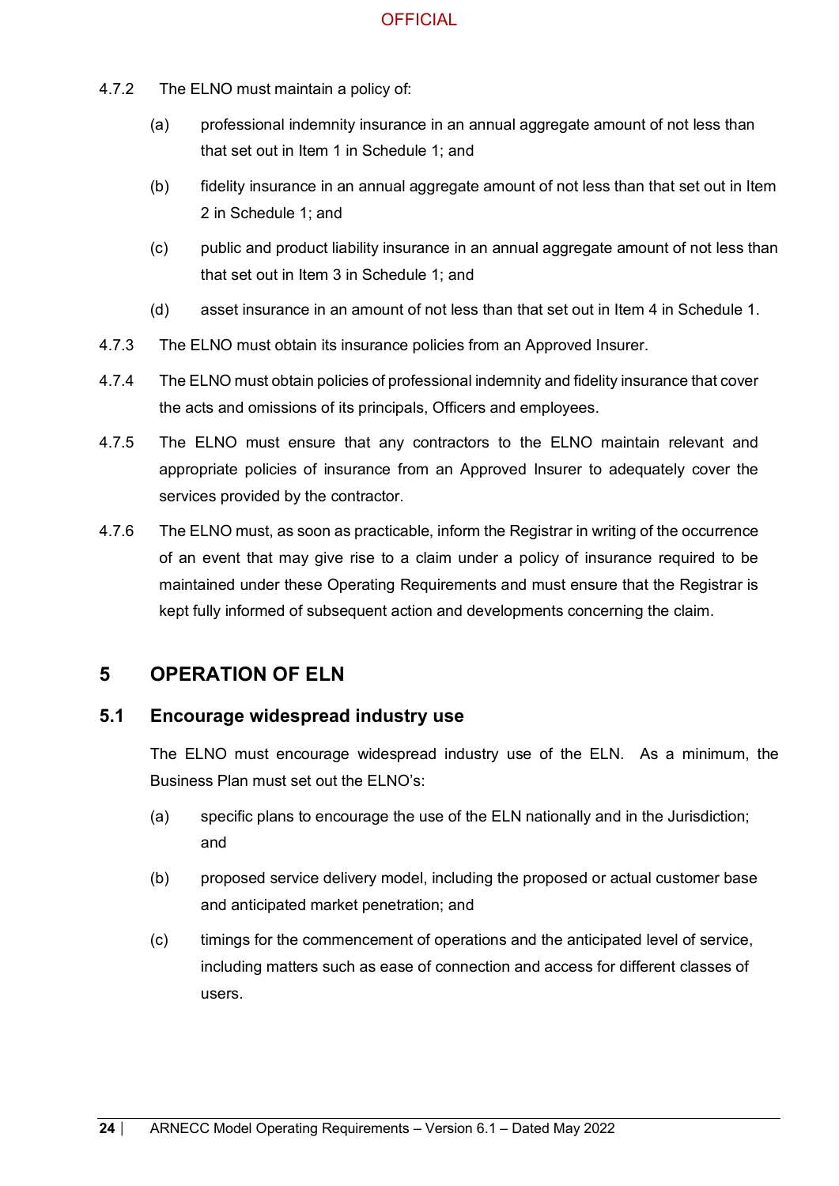4.7.2 The ELNO must maintain a policy of:

(a) professional indemnity insurance in an annual aggregate amount of not less than that set out in Item 1 in Schedule 1; and

(b) fidelity insurance in an annual aggregate amount of not less than that set out in Item 2 in Schedule 1; and

(c) public and product liability insurance in an annual aggregate amount of not less than that set out in Item 3 in Schedule 1; and

(d) asset insurance in an amount of not less than that set out in Item 4 in Schedule 1.

4.7.3 The ELNO must obtain its insurance policies from an Approved Insurer.

4.7.4 The ELNO must obtain policies of professional indemnity and fidelity insurance that cover the acts and omissions of its principals, Officers and employees.

4.7.5 The ELNO must ensure that any contractors to the ELNO maintain relevant and appropriate policies of insurance from an Approved Insurer to adequately cover the services provided by the contractor.

4.7.6 The ELNO must, as soon as practicable, inform the Registrar in writing of the occurrence of an event that may give rise to a claim under a policy of insurance required to be maintained under these Operating Requirements and must ensure that the Registrar is kept fully informed of subsequent action and developments concerning the claim.

# 5 OPERATION OF ELN

## 5.1 Encourage widespread industry use

The ELNO must encourage widespread industry use of the ELN. As a minimum, the Business Plan must set out the ELNO's:

(a) specific plans to encourage the use of the ELN nationally and in the Jurisdiction; and

(b) proposed service delivery model, including the proposed or actual customer base and anticipated market penetration; and

(c) timings for the commencement of operations and the anticipated level of service, including matters such as ease of connection and access for different classes of users.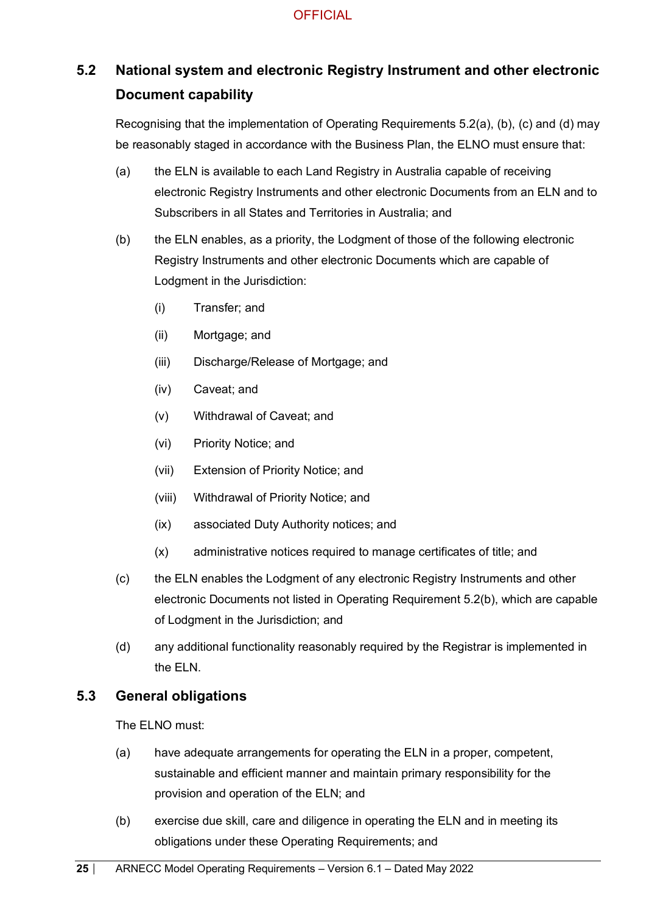## 5.2 National system and electronic Registry Instrument and other electronic Document capability

Recognising that the implementation of Operating Requirements 5.2(a), (b), (c) and (d) may be reasonably staged in accordance with the Business Plan, the ELNO must ensure that:

(a) the ELN is available to each Land Registry in Australia capable of receiving electronic Registry Instruments and other electronic Documents from an ELN and to Subscribers in all States and Territories in Australia; and

(b) the ELN enables, as a priority, the Lodgment of those of the following electronic Registry Instruments and other electronic Documents which are capable of Lodgment in the Jurisdiction:

   (i) Transfer; and

   (ii) Mortgage; and

   (iii) Discharge/Release of Mortgage; and

   (iv) Caveat; and

   (v) Withdrawal of Caveat; and

   (vi) Priority Notice; and

   (vii) Extension of Priority Notice; and

   (viii) Withdrawal of Priority Notice; and

   (ix) associated Duty Authority notices; and

   (x) administrative notices required to manage certificates of title; and

(c) the ELN enables the Lodgment of any electronic Registry Instruments and other electronic Documents not listed in Operating Requirement 5.2(b), which are capable of Lodgment in the Jurisdiction; and

(d) any additional functionality reasonably required by the Registrar is implemented in the ELN.

## 5.3 General obligations

The ELNO must:

(a) have adequate arrangements for operating the ELN in a proper, competent, sustainable and efficient manner and maintain primary responsibility for the provision and operation of the ELN; and

(b) exercise due skill, care and diligence in operating the ELN and in meeting its obligations under these Operating Requirements; and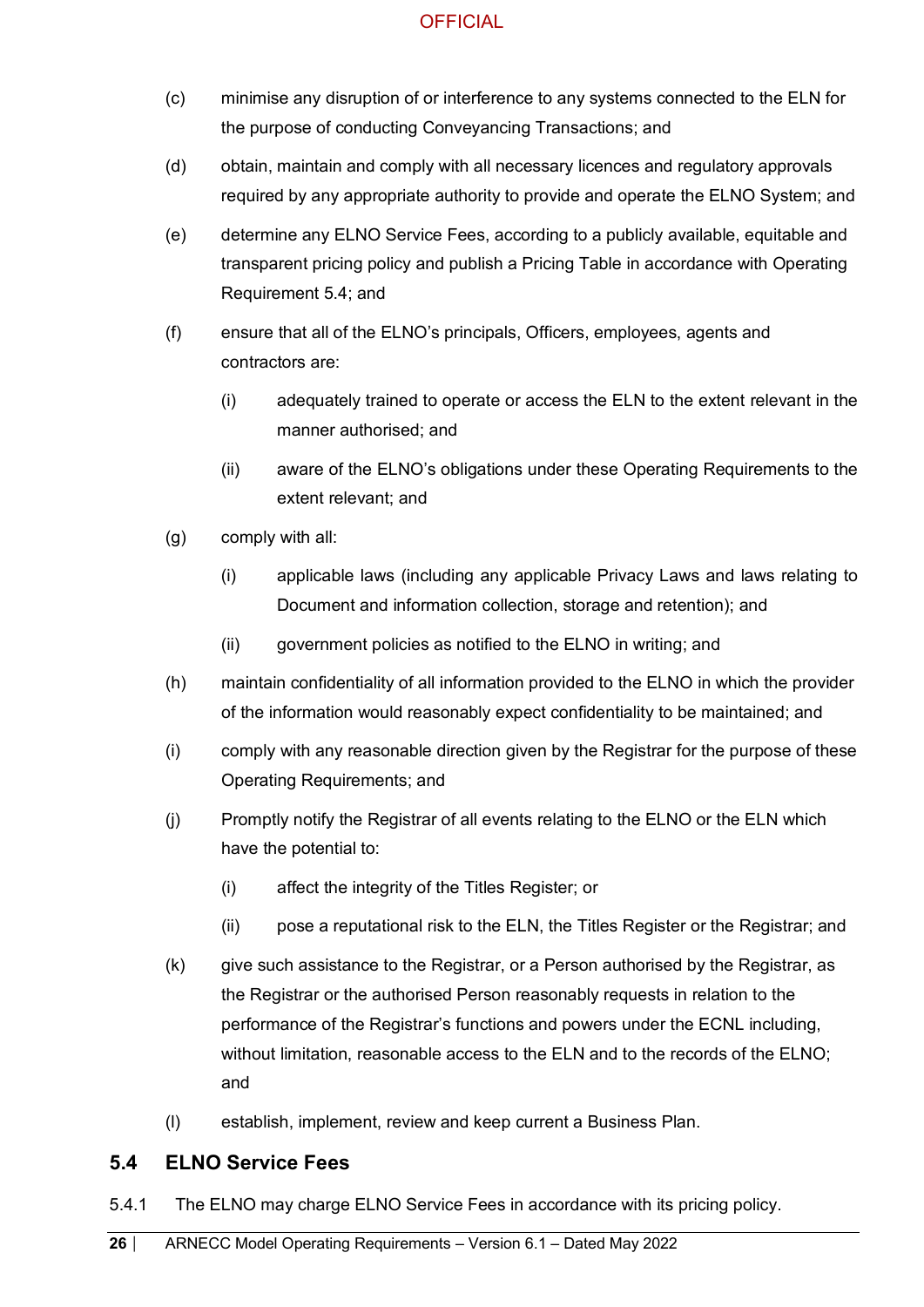(c) minimise any disruption of or interference to any systems connected to the ELN for the purpose of conducting Conveyancing Transactions; and

(d) obtain, maintain and comply with all necessary licences and regulatory approvals required by any appropriate authority to provide and operate the ELNO System; and

(e) determine any ELNO Service Fees, according to a publicly available, equitable and transparent pricing policy and publish a Pricing Table in accordance with Operating Requirement 5.4; and

(f) ensure that all of the ELNO's principals, Officers, employees, agents and contractors are:

  (i) adequately trained to operate or access the ELN to the extent relevant in the manner authorised; and

  (ii) aware of the ELNO's obligations under these Operating Requirements to the extent relevant; and

(g) comply with all:

  (i) applicable laws (including any applicable Privacy Laws and laws relating to Document and information collection, storage and retention); and

  (ii) government policies as notified to the ELNO in writing; and

(h) maintain confidentiality of all information provided to the ELNO in which the provider of the information would reasonably expect confidentiality to be maintained; and

(i) comply with any reasonable direction given by the Registrar for the purpose of these Operating Requirements; and

(j) Promptly notify the Registrar of all events relating to the ELNO or the ELN which have the potential to:

  (i) affect the integrity of the Titles Register; or

  (ii) pose a reputational risk to the ELN, the Titles Register or the Registrar; and

(k) give such assistance to the Registrar, or a Person authorised by the Registrar, as the Registrar or the authorised Person reasonably requests in relation to the performance of the Registrar's functions and powers under the ECNL including, without limitation, reasonable access to the ELN and to the records of the ELNO; and

(l) establish, implement, review and keep current a Business Plan.

## 5.4 ELNO Service Fees

5.4.1 The ELNO may charge ELNO Service Fees in accordance with its pricing policy.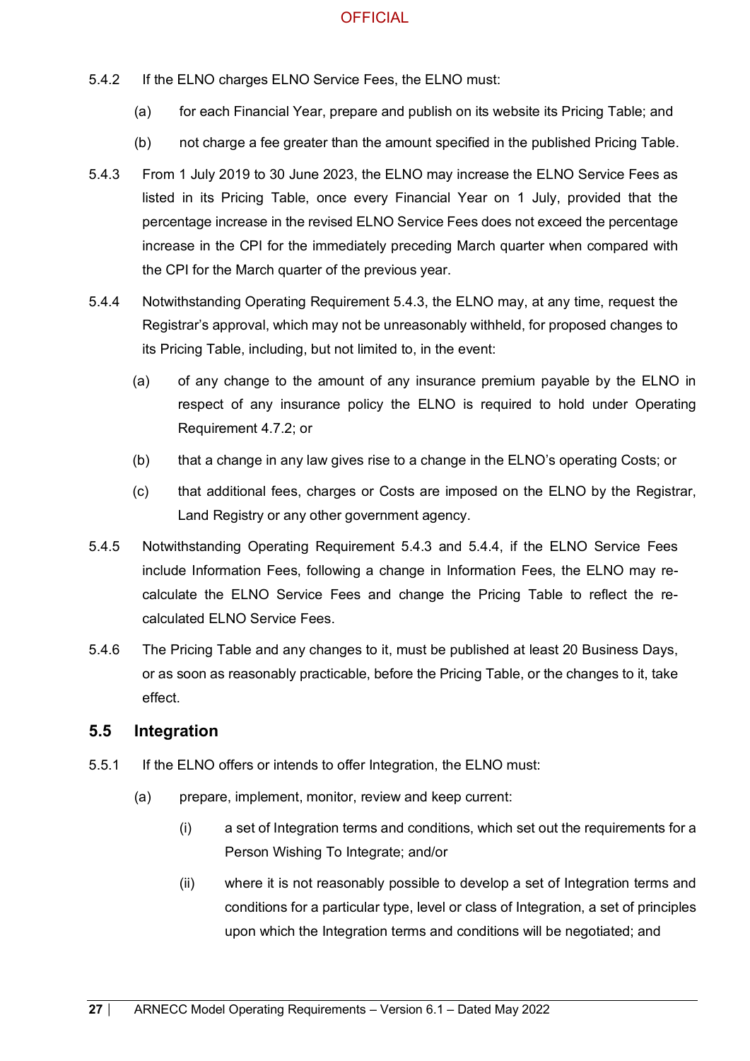5.4.2 If the ELNO charges ELNO Service Fees, the ELNO must:

(a) for each Financial Year, prepare and publish on its website its Pricing Table; and

(b) not charge a fee greater than the amount specified in the published Pricing Table.

5.4.3 From 1 July 2019 to 30 June 2023, the ELNO may increase the ELNO Service Fees as listed in its Pricing Table, once every Financial Year on 1 July, provided that the percentage increase in the revised ELNO Service Fees does not exceed the percentage increase in the CPI for the immediately preceding March quarter when compared with the CPI for the March quarter of the previous year.

5.4.4 Notwithstanding Operating Requirement 5.4.3, the ELNO may, at any time, request the Registrar's approval, which may not be unreasonably withheld, for proposed changes to its Pricing Table, including, but not limited to, in the event:

(a) of any change to the amount of any insurance premium payable by the ELNO in respect of any insurance policy the ELNO is required to hold under Operating Requirement 4.7.2; or

(b) that a change in any law gives rise to a change in the ELNO's operating Costs; or

(c) that additional fees, charges or Costs are imposed on the ELNO by the Registrar, Land Registry or any other government agency.

5.4.5 Notwithstanding Operating Requirement 5.4.3 and 5.4.4, if the ELNO Service Fees include Information Fees, following a change in Information Fees, the ELNO may re-calculate the ELNO Service Fees and change the Pricing Table to reflect the re-calculated ELNO Service Fees.

5.4.6 The Pricing Table and any changes to it, must be published at least 20 Business Days, or as soon as reasonably practicable, before the Pricing Table, or the changes to it, take effect.

## 5.5 Integration

5.5.1 If the ELNO offers or intends to offer Integration, the ELNO must:

(a) prepare, implement, monitor, review and keep current:

(i) a set of Integration terms and conditions, which set out the requirements for a Person Wishing To Integrate; and/or

(ii) where it is not reasonably possible to develop a set of Integration terms and conditions for a particular type, level or class of Integration, a set of principles upon which the Integration terms and conditions will be negotiated; and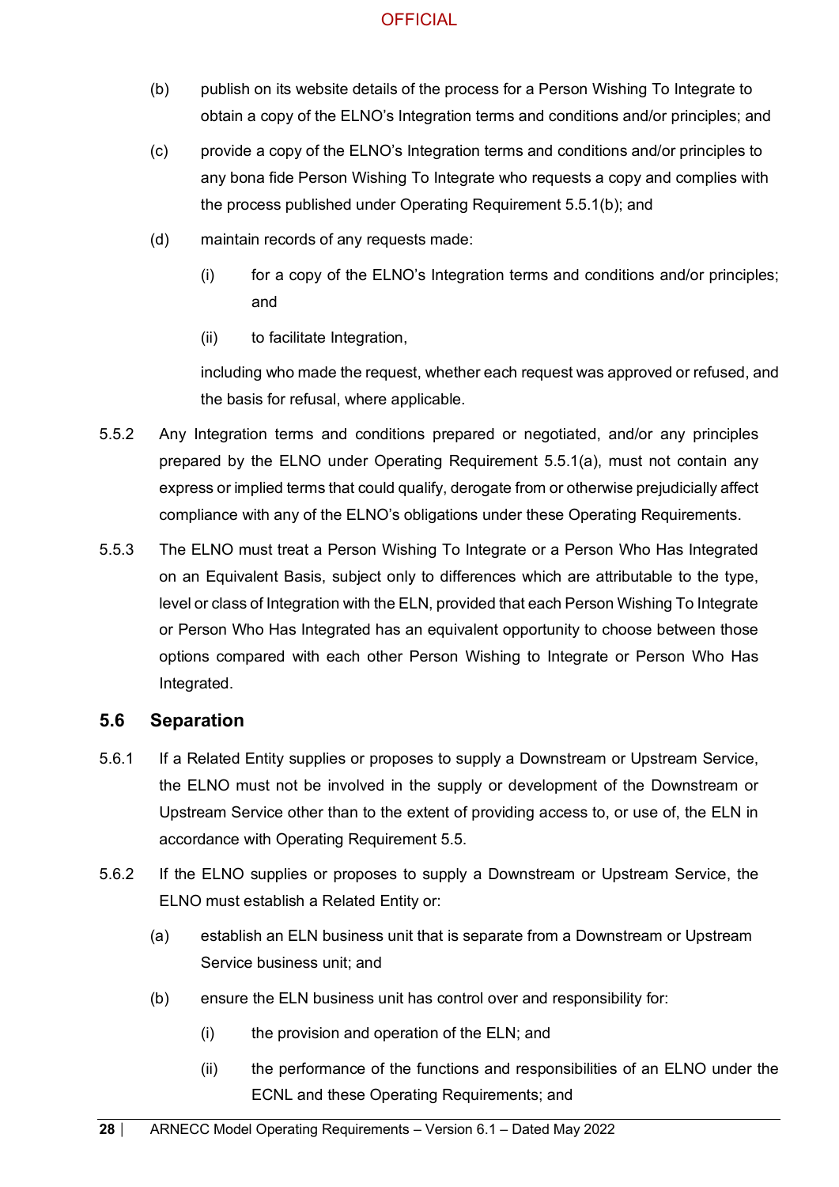(b) publish on its website details of the process for a Person Wishing To Integrate to obtain a copy of the ELNO's Integration terms and conditions and/or principles; and

(c) provide a copy of the ELNO's Integration terms and conditions and/or principles to any bona fide Person Wishing To Integrate who requests a copy and complies with the process published under Operating Requirement 5.5.1(b); and

(d) maintain records of any requests made:

(i) for a copy of the ELNO's Integration terms and conditions and/or principles; and

(ii) to facilitate Integration,

including who made the request, whether each request was approved or refused, and the basis for refusal, where applicable.

5.5.2 Any Integration terms and conditions prepared or negotiated, and/or any principles prepared by the ELNO under Operating Requirement 5.5.1(a), must not contain any express or implied terms that could qualify, derogate from or otherwise prejudicially affect compliance with any of the ELNO's obligations under these Operating Requirements.

5.5.3 The ELNO must treat a Person Wishing To Integrate or a Person Who Has Integrated on an Equivalent Basis, subject only to differences which are attributable to the type, level or class of Integration with the ELN, provided that each Person Wishing To Integrate or Person Who Has Integrated has an equivalent opportunity to choose between those options compared with each other Person Wishing to Integrate or Person Who Has Integrated.

## 5.6 Separation

5.6.1 If a Related Entity supplies or proposes to supply a Downstream or Upstream Service, the ELNO must not be involved in the supply or development of the Downstream or Upstream Service other than to the extent of providing access to, or use of, the ELN in accordance with Operating Requirement 5.5.

5.6.2 If the ELNO supplies or proposes to supply a Downstream or Upstream Service, the ELNO must establish a Related Entity or:

(a) establish an ELN business unit that is separate from a Downstream or Upstream Service business unit; and

(b) ensure the ELN business unit has control over and responsibility for:

(i) the provision and operation of the ELN; and

(ii) the performance of the functions and responsibilities of an ELNO under the ECNL and these Operating Requirements; and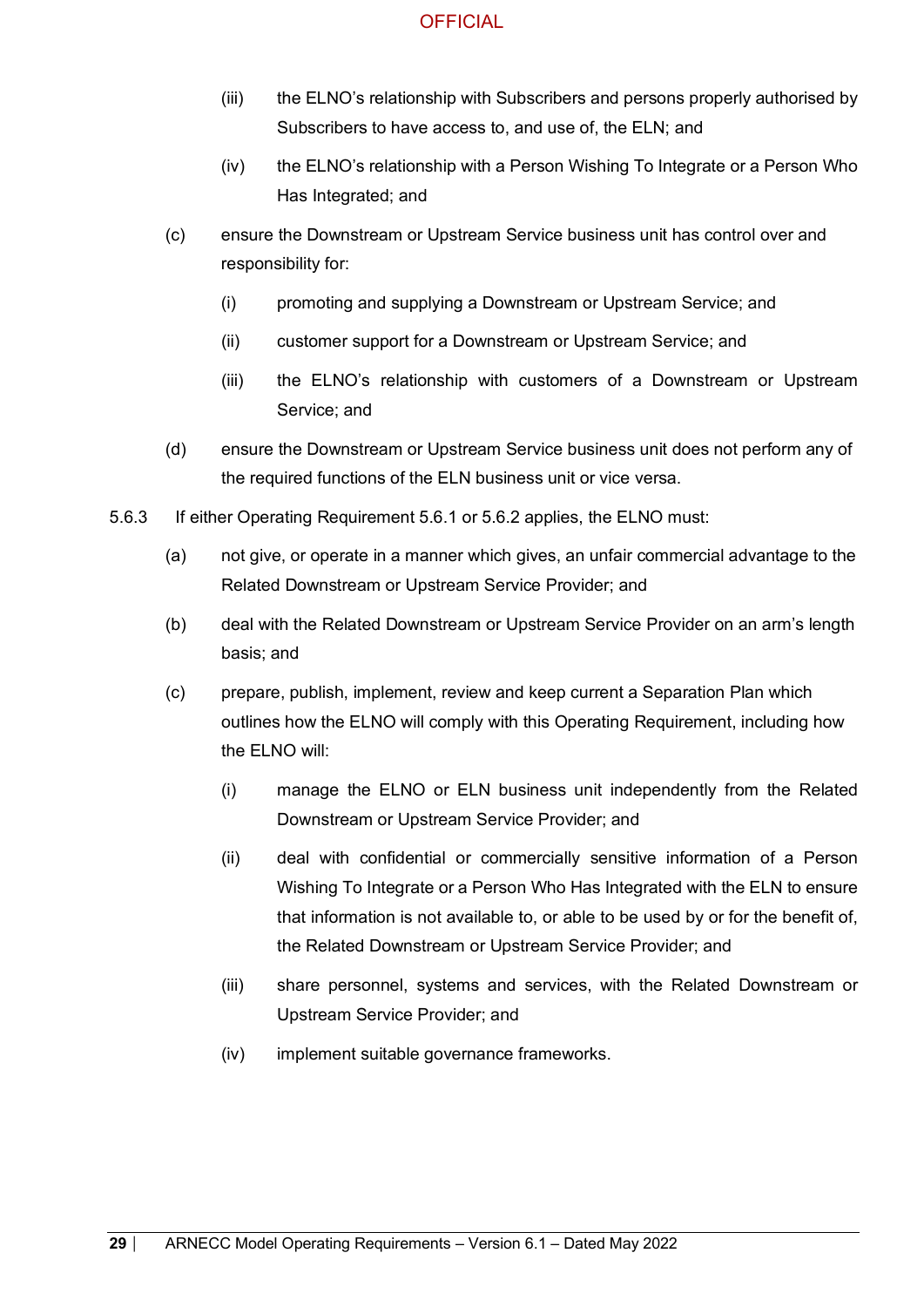(iii) the ELNO's relationship with Subscribers and persons properly authorised by Subscribers to have access to, and use of, the ELN; and

(iv) the ELNO's relationship with a Person Wishing To Integrate or a Person Who Has Integrated; and

(c) ensure the Downstream or Upstream Service business unit has control over and responsibility for:

(i) promoting and supplying a Downstream or Upstream Service; and

(ii) customer support for a Downstream or Upstream Service; and

(iii) the ELNO's relationship with customers of a Downstream or Upstream Service; and

(d) ensure the Downstream or Upstream Service business unit does not perform any of the required functions of the ELN business unit or vice versa.

5.6.3 If either Operating Requirement 5.6.1 or 5.6.2 applies, the ELNO must:

(a) not give, or operate in a manner which gives, an unfair commercial advantage to the Related Downstream or Upstream Service Provider; and

(b) deal with the Related Downstream or Upstream Service Provider on an arm's length basis; and

(c) prepare, publish, implement, review and keep current a Separation Plan which outlines how the ELNO will comply with this Operating Requirement, including how the ELNO will:

(i) manage the ELNO or ELN business unit independently from the Related Downstream or Upstream Service Provider; and

(ii) deal with confidential or commercially sensitive information of a Person Wishing To Integrate or a Person Who Has Integrated with the ELN to ensure that information is not available to, or able to be used by or for the benefit of, the Related Downstream or Upstream Service Provider; and

(iii) share personnel, systems and services, with the Related Downstream or Upstream Service Provider; and

(iv) implement suitable governance frameworks.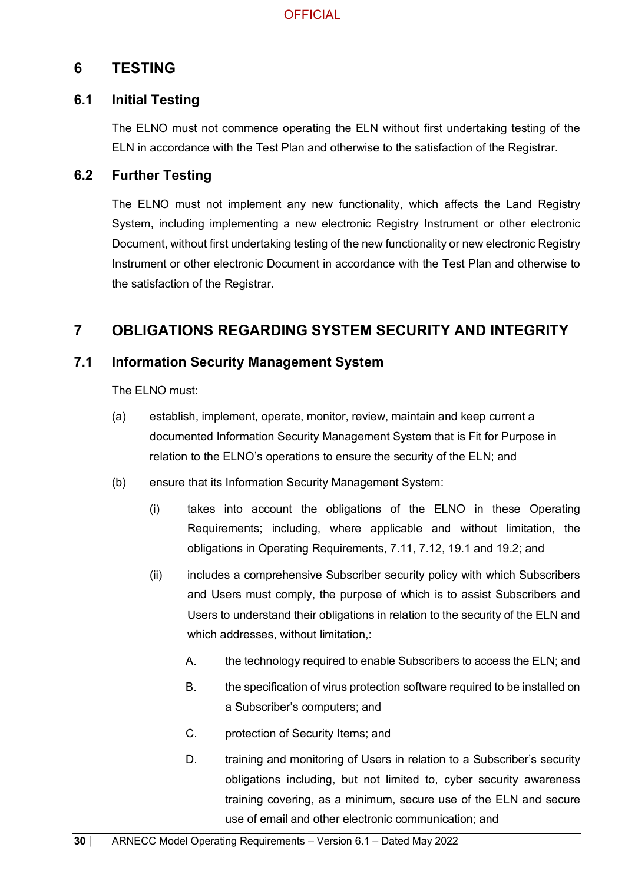# 6 TESTING

## 6.1 Initial Testing

The ELNO must not commence operating the ELN without first undertaking testing of the ELN in accordance with the Test Plan and otherwise to the satisfaction of the Registrar.

## 6.2 Further Testing

The ELNO must not implement any new functionality, which affects the Land Registry System, including implementing a new electronic Registry Instrument or other electronic Document, without first undertaking testing of the new functionality or new electronic Registry Instrument or other electronic Document in accordance with the Test Plan and otherwise to the satisfaction of the Registrar.

# 7 OBLIGATIONS REGARDING SYSTEM SECURITY AND INTEGRITY

## 7.1 Information Security Management System

The ELNO must:

(a) establish, implement, operate, monitor, review, maintain and keep current a documented Information Security Management System that is Fit for Purpose in relation to the ELNO's operations to ensure the security of the ELN; and

(b) ensure that its Information Security Management System:

   (i) takes into account the obligations of the ELNO in these Operating Requirements; including, where applicable and without limitation, the obligations in Operating Requirements, 7.11, 7.12, 19.1 and 19.2; and

   (ii) includes a comprehensive Subscriber security policy with which Subscribers and Users must comply, the purpose of which is to assist Subscribers and Users to understand their obligations in relation to the security of the ELN and which addresses, without limitation,:

      A. the technology required to enable Subscribers to access the ELN; and

      B. the specification of virus protection software required to be installed on a Subscriber's computers; and

      C. protection of Security Items; and

      D. training and monitoring of Users in relation to a Subscriber's security obligations including, but not limited to, cyber security awareness training covering, as a minimum, secure use of the ELN and secure use of email and other electronic communication; and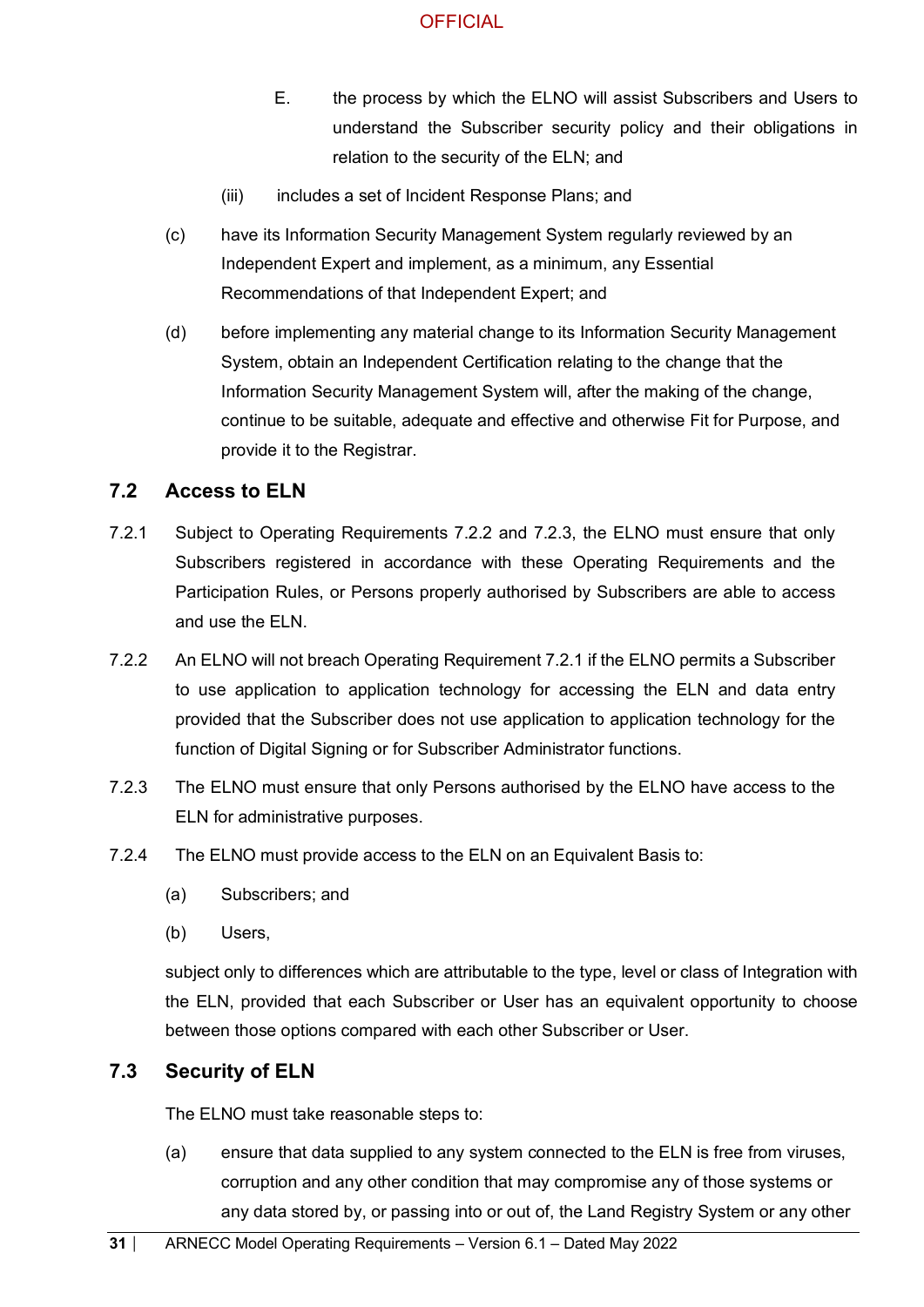E. the process by which the ELNO will assist Subscribers and Users to understand the Subscriber security policy and their obligations in relation to the security of the ELN; and

(iii) includes a set of Incident Response Plans; and

(c) have its Information Security Management System regularly reviewed by an Independent Expert and implement, as a minimum, any Essential Recommendations of that Independent Expert; and

(d) before implementing any material change to its Information Security Management System, obtain an Independent Certification relating to the change that the Information Security Management System will, after the making of the change, continue to be suitable, adequate and effective and otherwise Fit for Purpose, and provide it to the Registrar.

## 7.2 Access to ELN

7.2.1 Subject to Operating Requirements 7.2.2 and 7.2.3, the ELNO must ensure that only Subscribers registered in accordance with these Operating Requirements and the Participation Rules, or Persons properly authorised by Subscribers are able to access and use the ELN.

7.2.2 An ELNO will not breach Operating Requirement 7.2.1 if the ELNO permits a Subscriber to use application to application technology for accessing the ELN and data entry provided that the Subscriber does not use application to application technology for the function of Digital Signing or for Subscriber Administrator functions.

7.2.3 The ELNO must ensure that only Persons authorised by the ELNO have access to the ELN for administrative purposes.

7.2.4 The ELNO must provide access to the ELN on an Equivalent Basis to:

(a) Subscribers; and

(b) Users,

subject only to differences which are attributable to the type, level or class of Integration with the ELN, provided that each Subscriber or User has an equivalent opportunity to choose between those options compared with each other Subscriber or User.

## 7.3 Security of ELN

The ELNO must take reasonable steps to:

(a) ensure that data supplied to any system connected to the ELN is free from viruses, corruption and any other condition that may compromise any of those systems or any data stored by, or passing into or out of, the Land Registry System or any other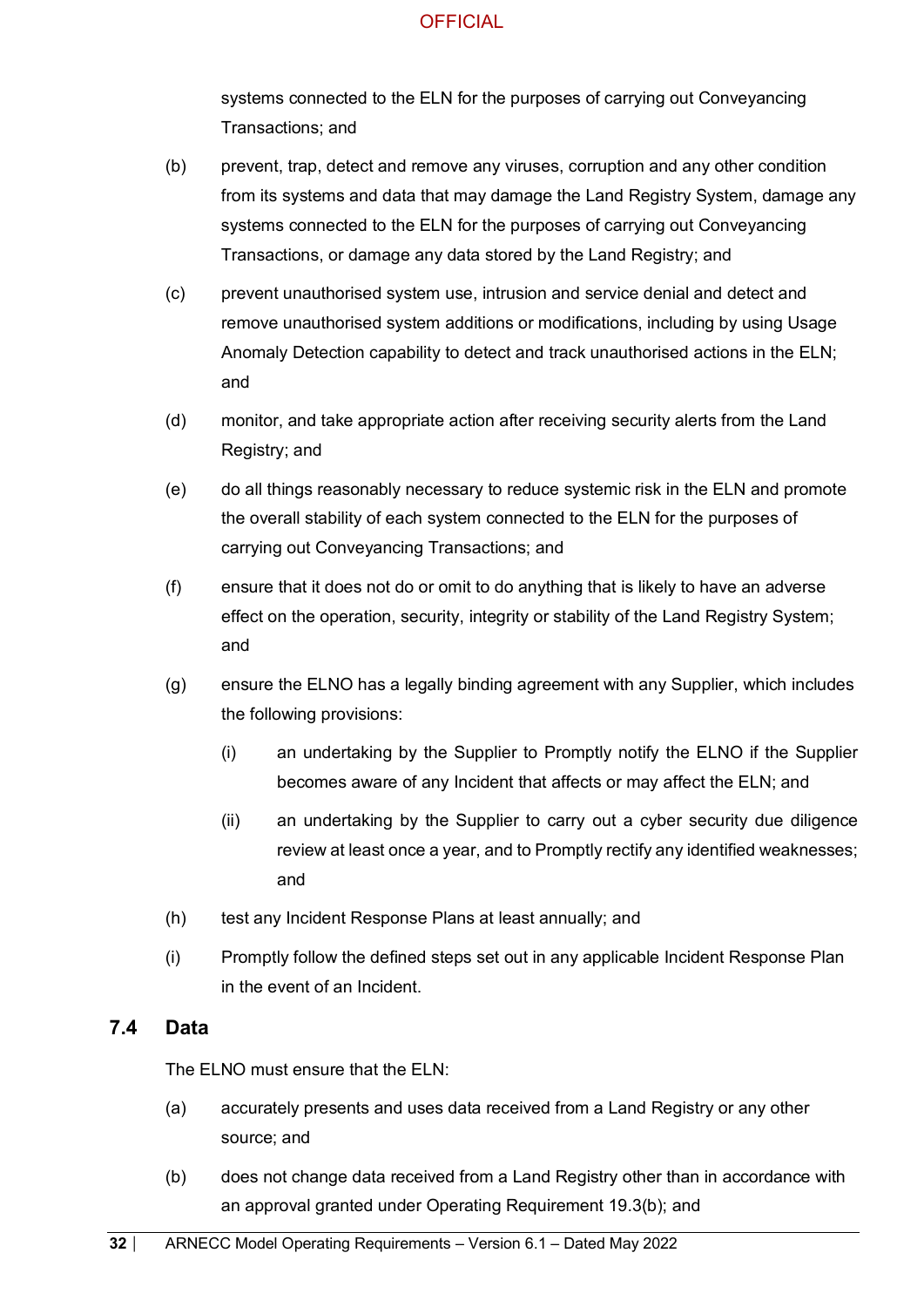systems connected to the ELN for the purposes of carrying out Conveyancing Transactions; and

(b) prevent, trap, detect and remove any viruses, corruption and any other condition from its systems and data that may damage the Land Registry System, damage any systems connected to the ELN for the purposes of carrying out Conveyancing Transactions, or damage any data stored by the Land Registry; and

(c) prevent unauthorised system use, intrusion and service denial and detect and remove unauthorised system additions or modifications, including by using Usage Anomaly Detection capability to detect and track unauthorised actions in the ELN; and

(d) monitor, and take appropriate action after receiving security alerts from the Land Registry; and

(e) do all things reasonably necessary to reduce systemic risk in the ELN and promote the overall stability of each system connected to the ELN for the purposes of carrying out Conveyancing Transactions; and

(f) ensure that it does not do or omit to do anything that is likely to have an adverse effect on the operation, security, integrity or stability of the Land Registry System; and

(g) ensure the ELNO has a legally binding agreement with any Supplier, which includes the following provisions:

   (i) an undertaking by the Supplier to Promptly notify the ELNO if the Supplier becomes aware of any Incident that affects or may affect the ELN; and

   (ii) an undertaking by the Supplier to carry out a cyber security due diligence review at least once a year, and to Promptly rectify any identified weaknesses; and

(h) test any Incident Response Plans at least annually; and

(i) Promptly follow the defined steps set out in any applicable Incident Response Plan in the event of an Incident.

## 7.4 Data

The ELNO must ensure that the ELN:

(a) accurately presents and uses data received from a Land Registry or any other source; and

(b) does not change data received from a Land Registry other than in accordance with an approval granted under Operating Requirement 19.3(b); and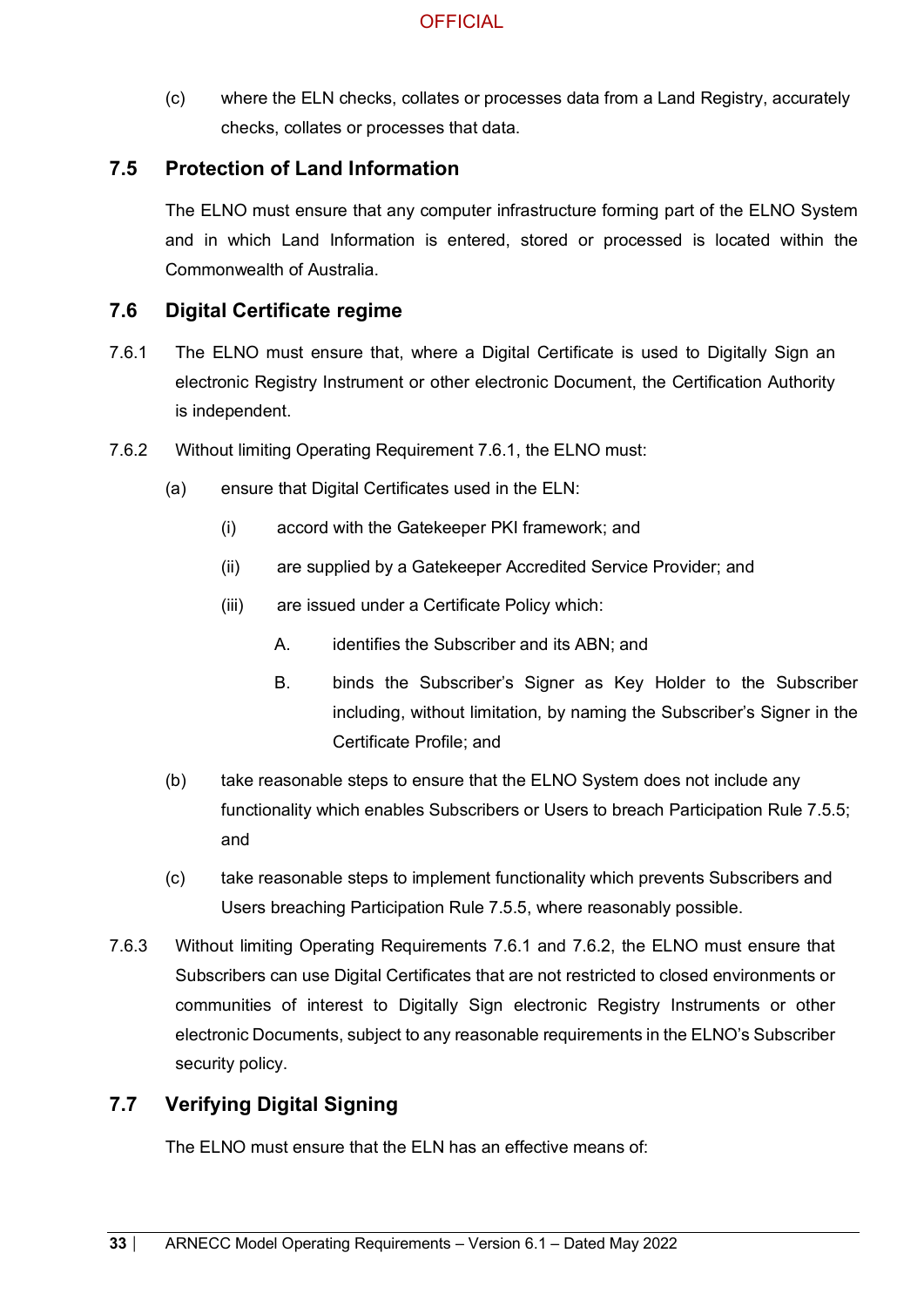(c) where the ELN checks, collates or processes data from a Land Registry, accurately checks, collates or processes that data.

## 7.5 Protection of Land Information

The ELNO must ensure that any computer infrastructure forming part of the ELNO System and in which Land Information is entered, stored or processed is located within the Commonwealth of Australia.

## 7.6 Digital Certificate regime

7.6.1 The ELNO must ensure that, where a Digital Certificate is used to Digitally Sign an electronic Registry Instrument or other electronic Document, the Certification Authority is independent.

7.6.2 Without limiting Operating Requirement 7.6.1, the ELNO must:

(a) ensure that Digital Certificates used in the ELN:

(i) accord with the Gatekeeper PKI framework; and

(ii) are supplied by a Gatekeeper Accredited Service Provider; and

(iii) are issued under a Certificate Policy which:

A. identifies the Subscriber and its ABN; and

B. binds the Subscriber's Signer as Key Holder to the Subscriber including, without limitation, by naming the Subscriber's Signer in the Certificate Profile; and

(b) take reasonable steps to ensure that the ELNO System does not include any functionality which enables Subscribers or Users to breach Participation Rule 7.5.5; and

(c) take reasonable steps to implement functionality which prevents Subscribers and Users breaching Participation Rule 7.5.5, where reasonably possible.

7.6.3 Without limiting Operating Requirements 7.6.1 and 7.6.2, the ELNO must ensure that Subscribers can use Digital Certificates that are not restricted to closed environments or communities of interest to Digitally Sign electronic Registry Instruments or other electronic Documents, subject to any reasonable requirements in the ELNO's Subscriber security policy.

## 7.7 Verifying Digital Signing

The ELNO must ensure that the ELN has an effective means of: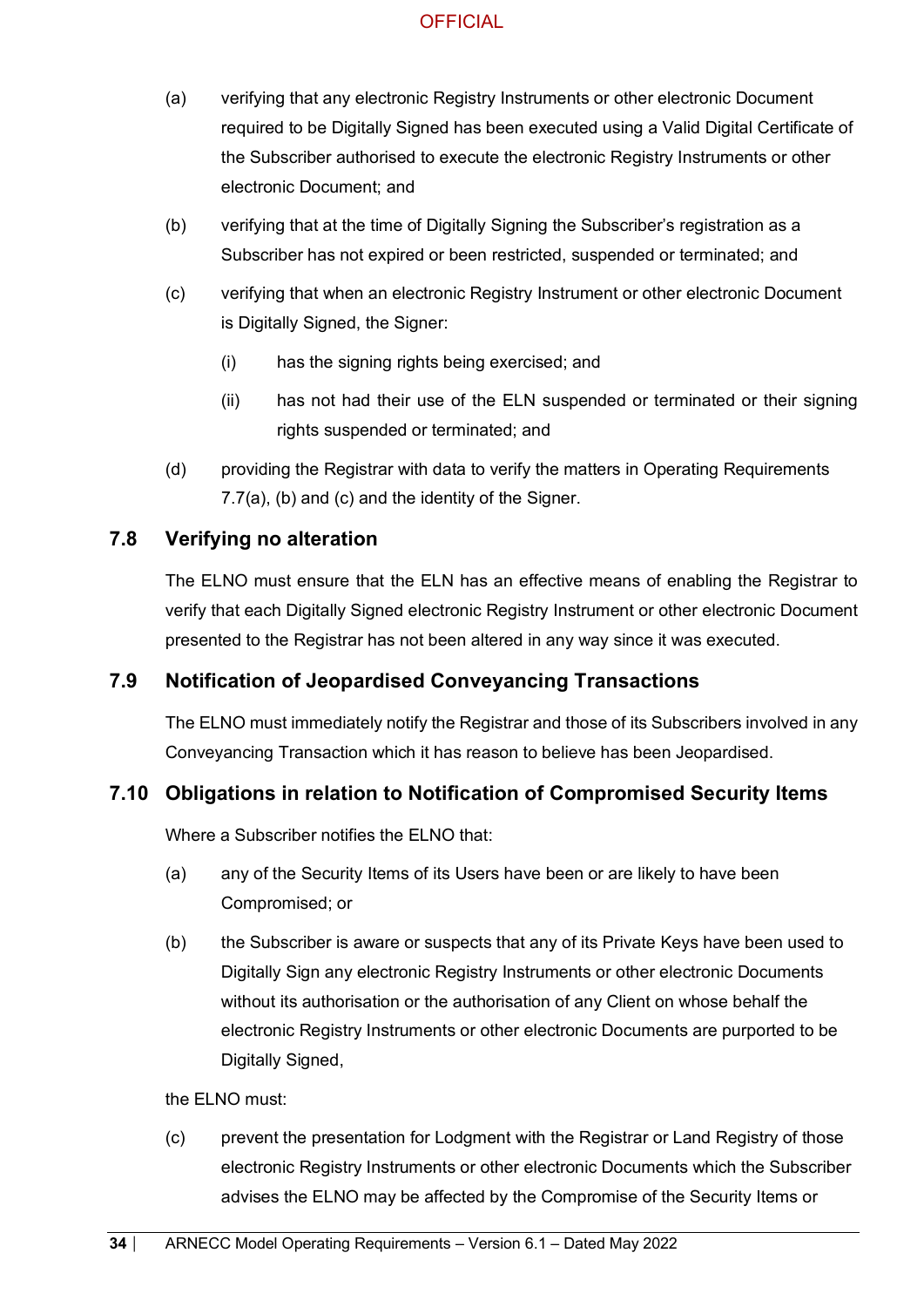(a) verifying that any electronic Registry Instruments or other electronic Document required to be Digitally Signed has been executed using a Valid Digital Certificate of the Subscriber authorised to execute the electronic Registry Instruments or other electronic Document; and

(b) verifying that at the time of Digitally Signing the Subscriber's registration as a Subscriber has not expired or been restricted, suspended or terminated; and

(c) verifying that when an electronic Registry Instrument or other electronic Document is Digitally Signed, the Signer:

  (i) has the signing rights being exercised; and

  (ii) has not had their use of the ELN suspended or terminated or their signing rights suspended or terminated; and

(d) providing the Registrar with data to verify the matters in Operating Requirements 7.7(a), (b) and (c) and the identity of the Signer.

## 7.8 Verifying no alteration

The ELNO must ensure that the ELN has an effective means of enabling the Registrar to verify that each Digitally Signed electronic Registry Instrument or other electronic Document presented to the Registrar has not been altered in any way since it was executed.

## 7.9 Notification of Jeopardised Conveyancing Transactions

The ELNO must immediately notify the Registrar and those of its Subscribers involved in any Conveyancing Transaction which it has reason to believe has been Jeopardised.

## 7.10 Obligations in relation to Notification of Compromised Security Items

Where a Subscriber notifies the ELNO that:

(a) any of the Security Items of its Users have been or are likely to have been Compromised; or

(b) the Subscriber is aware or suspects that any of its Private Keys have been used to Digitally Sign any electronic Registry Instruments or other electronic Documents without its authorisation or the authorisation of any Client on whose behalf the electronic Registry Instruments or other electronic Documents are purported to be Digitally Signed,

the ELNO must:

(c) prevent the presentation for Lodgment with the Registrar or Land Registry of those electronic Registry Instruments or other electronic Documents which the Subscriber advises the ELNO may be affected by the Compromise of the Security Items or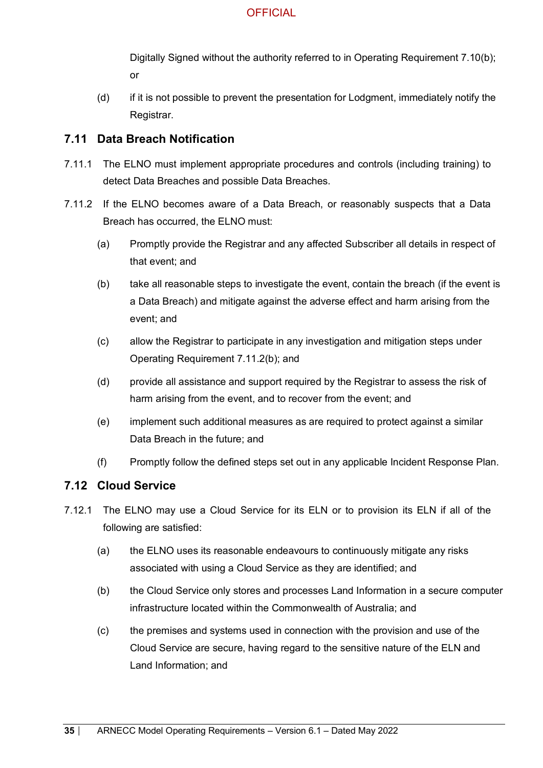Digitally Signed without the authority referred to in Operating Requirement 7.10(b); or

(d) if it is not possible to prevent the presentation for Lodgment, immediately notify the Registrar.

## 7.11 Data Breach Notification

7.11.1 The ELNO must implement appropriate procedures and controls (including training) to detect Data Breaches and possible Data Breaches.

7.11.2 If the ELNO becomes aware of a Data Breach, or reasonably suspects that a Data Breach has occurred, the ELNO must:

(a) Promptly provide the Registrar and any affected Subscriber all details in respect of that event; and

(b) take all reasonable steps to investigate the event, contain the breach (if the event is a Data Breach) and mitigate against the adverse effect and harm arising from the event; and

(c) allow the Registrar to participate in any investigation and mitigation steps under Operating Requirement 7.11.2(b); and

(d) provide all assistance and support required by the Registrar to assess the risk of harm arising from the event, and to recover from the event; and

(e) implement such additional measures as are required to protect against a similar Data Breach in the future; and

(f) Promptly follow the defined steps set out in any applicable Incident Response Plan.

## 7.12 Cloud Service

7.12.1 The ELNO may use a Cloud Service for its ELN or to provision its ELN if all of the following are satisfied:

(a) the ELNO uses its reasonable endeavours to continuously mitigate any risks associated with using a Cloud Service as they are identified; and

(b) the Cloud Service only stores and processes Land Information in a secure computer infrastructure located within the Commonwealth of Australia; and

(c) the premises and systems used in connection with the provision and use of the Cloud Service are secure, having regard to the sensitive nature of the ELN and Land Information; and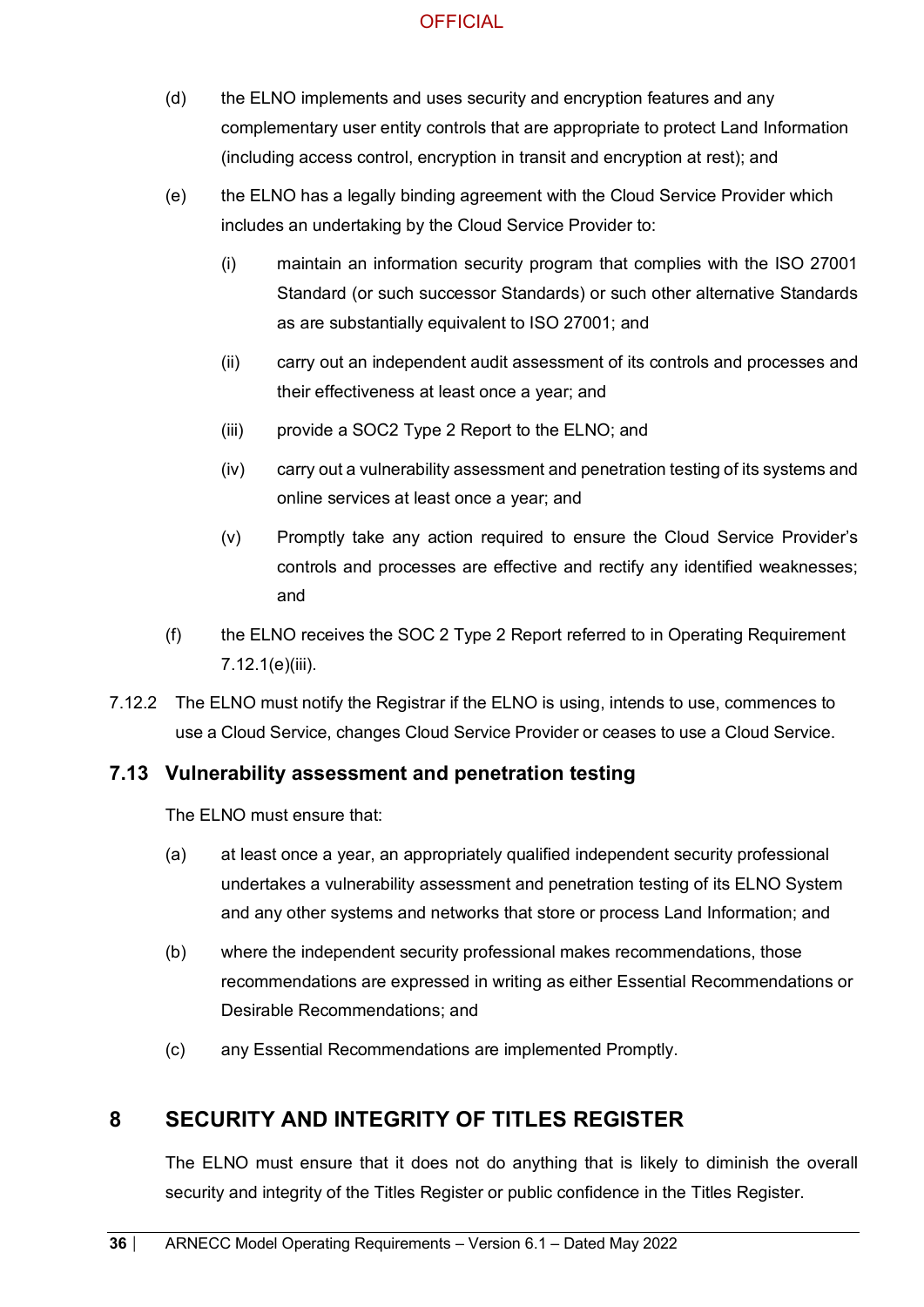(d) the ELNO implements and uses security and encryption features and any complementary user entity controls that are appropriate to protect Land Information (including access control, encryption in transit and encryption at rest); and

(e) the ELNO has a legally binding agreement with the Cloud Service Provider which includes an undertaking by the Cloud Service Provider to:

  (i) maintain an information security program that complies with the ISO 27001 Standard (or such successor Standards) or such other alternative Standards as are substantially equivalent to ISO 27001; and

  (ii) carry out an independent audit assessment of its controls and processes and their effectiveness at least once a year; and

  (iii) provide a SOC2 Type 2 Report to the ELNO; and

  (iv) carry out a vulnerability assessment and penetration testing of its systems and online services at least once a year; and

  (v) Promptly take any action required to ensure the Cloud Service Provider's controls and processes are effective and rectify any identified weaknesses; and

(f) the ELNO receives the SOC 2 Type 2 Report referred to in Operating Requirement 7.12.1(e)(iii).

7.12.2 The ELNO must notify the Registrar if the ELNO is using, intends to use, commences to use a Cloud Service, changes Cloud Service Provider or ceases to use a Cloud Service.

### 7.13 Vulnerability assessment and penetration testing

The ELNO must ensure that:

(a) at least once a year, an appropriately qualified independent security professional undertakes a vulnerability assessment and penetration testing of its ELNO System and any other systems and networks that store or process Land Information; and

(b) where the independent security professional makes recommendations, those recommendations are expressed in writing as either Essential Recommendations or Desirable Recommendations; and

(c) any Essential Recommendations are implemented Promptly.

## 8 SECURITY AND INTEGRITY OF TITLES REGISTER

The ELNO must ensure that it does not do anything that is likely to diminish the overall security and integrity of the Titles Register or public confidence in the Titles Register.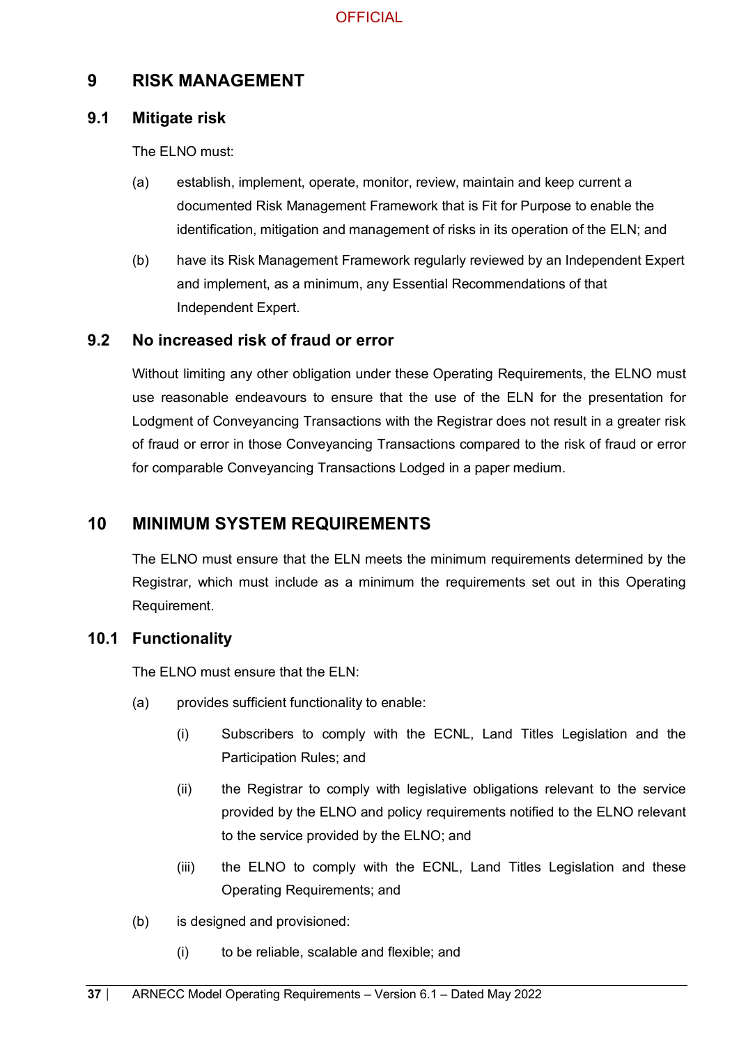# 9 RISK MANAGEMENT

## 9.1 Mitigate risk

The ELNO must:

(a) establish, implement, operate, monitor, review, maintain and keep current a documented Risk Management Framework that is Fit for Purpose to enable the identification, mitigation and management of risks in its operation of the ELN; and

(b) have its Risk Management Framework regularly reviewed by an Independent Expert and implement, as a minimum, any Essential Recommendations of that Independent Expert.

## 9.2 No increased risk of fraud or error

Without limiting any other obligation under these Operating Requirements, the ELNO must use reasonable endeavours to ensure that the use of the ELN for the presentation for Lodgment of Conveyancing Transactions with the Registrar does not result in a greater risk of fraud or error in those Conveyancing Transactions compared to the risk of fraud or error for comparable Conveyancing Transactions Lodged in a paper medium.

# 10 MINIMUM SYSTEM REQUIREMENTS

The ELNO must ensure that the ELN meets the minimum requirements determined by the Registrar, which must include as a minimum the requirements set out in this Operating Requirement.

## 10.1 Functionality

The ELNO must ensure that the ELN:

(a) provides sufficient functionality to enable:

  (i) Subscribers to comply with the ECNL, Land Titles Legislation and the Participation Rules; and

  (ii) the Registrar to comply with legislative obligations relevant to the service provided by the ELNO and policy requirements notified to the ELNO relevant to the service provided by the ELNO; and

  (iii) the ELNO to comply with the ECNL, Land Titles Legislation and these Operating Requirements; and

(b) is designed and provisioned:

  (i) to be reliable, scalable and flexible; and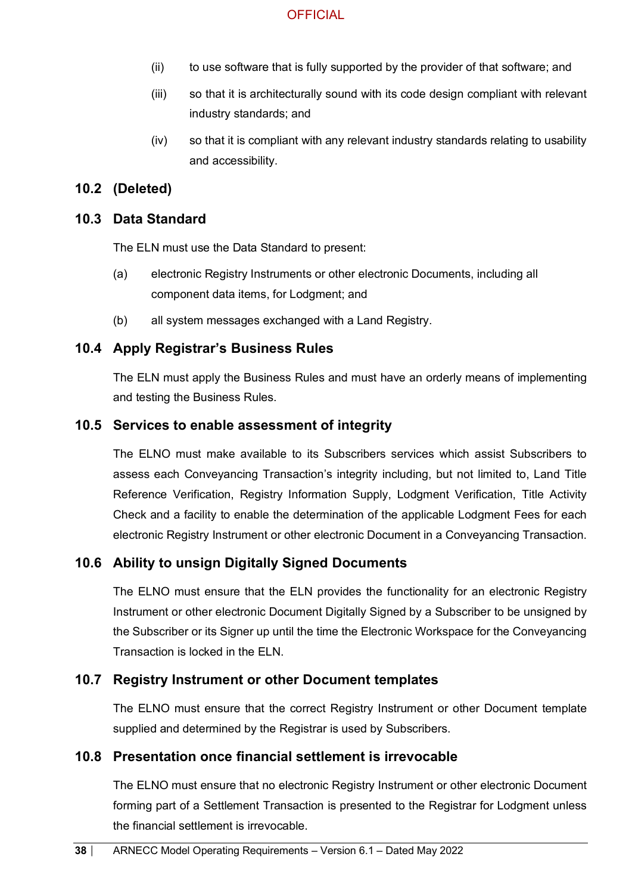(ii) to use software that is fully supported by the provider of that software; and

(iii) so that it is architecturally sound with its code design compliant with relevant industry standards; and

(iv) so that it is compliant with any relevant industry standards relating to usability and accessibility.

## 10.2 (Deleted)

## 10.3 Data Standard

The ELN must use the Data Standard to present:

(a) electronic Registry Instruments or other electronic Documents, including all component data items, for Lodgment; and

(b) all system messages exchanged with a Land Registry.

## 10.4 Apply Registrar's Business Rules

The ELN must apply the Business Rules and must have an orderly means of implementing and testing the Business Rules.

## 10.5 Services to enable assessment of integrity

The ELNO must make available to its Subscribers services which assist Subscribers to assess each Conveyancing Transaction's integrity including, but not limited to, Land Title Reference Verification, Registry Information Supply, Lodgment Verification, Title Activity Check and a facility to enable the determination of the applicable Lodgment Fees for each electronic Registry Instrument or other electronic Document in a Conveyancing Transaction.

## 10.6 Ability to unsign Digitally Signed Documents

The ELNO must ensure that the ELN provides the functionality for an electronic Registry Instrument or other electronic Document Digitally Signed by a Subscriber to be unsigned by the Subscriber or its Signer up until the time the Electronic Workspace for the Conveyancing Transaction is locked in the ELN.

## 10.7 Registry Instrument or other Document templates

The ELNO must ensure that the correct Registry Instrument or other Document template supplied and determined by the Registrar is used by Subscribers.

## 10.8 Presentation once financial settlement is irrevocable

The ELNO must ensure that no electronic Registry Instrument or other electronic Document forming part of a Settlement Transaction is presented to the Registrar for Lodgment unless the financial settlement is irrevocable.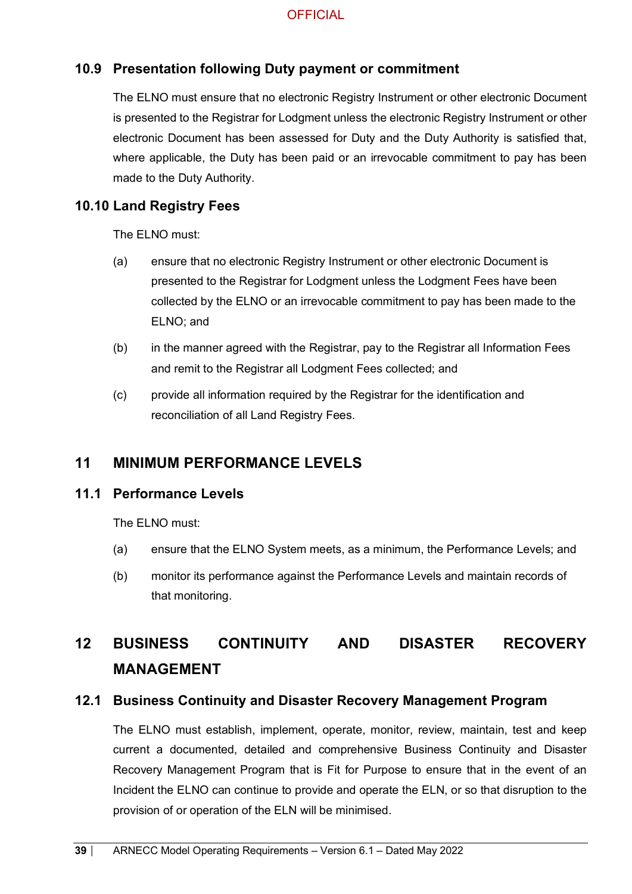## 10.9 Presentation following Duty payment or commitment

The ELNO must ensure that no electronic Registry Instrument or other electronic Document is presented to the Registrar for Lodgment unless the electronic Registry Instrument or other electronic Document has been assessed for Duty and the Duty Authority is satisfied that, where applicable, the Duty has been paid or an irrevocable commitment to pay has been made to the Duty Authority.

## 10.10 Land Registry Fees

The ELNO must:

(a) ensure that no electronic Registry Instrument or other electronic Document is presented to the Registrar for Lodgment unless the Lodgment Fees have been collected by the ELNO or an irrevocable commitment to pay has been made to the ELNO; and

(b) in the manner agreed with the Registrar, pay to the Registrar all Information Fees and remit to the Registrar all Lodgment Fees collected; and

(c) provide all information required by the Registrar for the identification and reconciliation of all Land Registry Fees.

# 11 MINIMUM PERFORMANCE LEVELS

## 11.1 Performance Levels

The ELNO must:

(a) ensure that the ELNO System meets, as a minimum, the Performance Levels; and

(b) monitor its performance against the Performance Levels and maintain records of that monitoring.

# 12 BUSINESS CONTINUITY AND DISASTER RECOVERY MANAGEMENT

## 12.1 Business Continuity and Disaster Recovery Management Program

The ELNO must establish, implement, operate, monitor, review, maintain, test and keep current a documented, detailed and comprehensive Business Continuity and Disaster Recovery Management Program that is Fit for Purpose to ensure that in the event of an Incident the ELNO can continue to provide and operate the ELN, or so that disruption to the provision of or operation of the ELN will be minimised.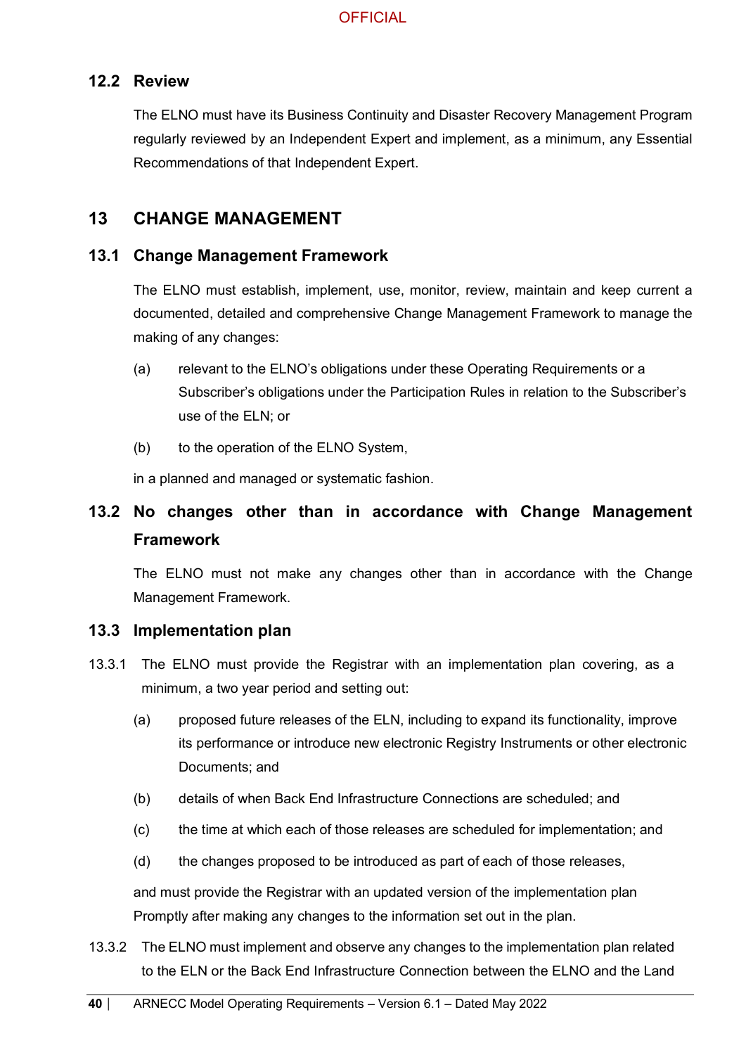## 12.2 Review

The ELNO must have its Business Continuity and Disaster Recovery Management Program regularly reviewed by an Independent Expert and implement, as a minimum, any Essential Recommendations of that Independent Expert.

# 13 CHANGE MANAGEMENT

## 13.1 Change Management Framework

The ELNO must establish, implement, use, monitor, review, maintain and keep current a documented, detailed and comprehensive Change Management Framework to manage the making of any changes:

(a) relevant to the ELNO's obligations under these Operating Requirements or a Subscriber's obligations under the Participation Rules in relation to the Subscriber's use of the ELN; or

(b) to the operation of the ELNO System,

in a planned and managed or systematic fashion.

## 13.2 No changes other than in accordance with Change Management Framework

The ELNO must not make any changes other than in accordance with the Change Management Framework.

## 13.3 Implementation plan

13.3.1 The ELNO must provide the Registrar with an implementation plan covering, as a minimum, a two year period and setting out:

(a) proposed future releases of the ELN, including to expand its functionality, improve its performance or introduce new electronic Registry Instruments or other electronic Documents; and

(b) details of when Back End Infrastructure Connections are scheduled; and

(c) the time at which each of those releases are scheduled for implementation; and

(d) the changes proposed to be introduced as part of each of those releases,

and must provide the Registrar with an updated version of the implementation plan Promptly after making any changes to the information set out in the plan.

13.3.2 The ELNO must implement and observe any changes to the implementation plan related to the ELN or the Back End Infrastructure Connection between the ELNO and the Land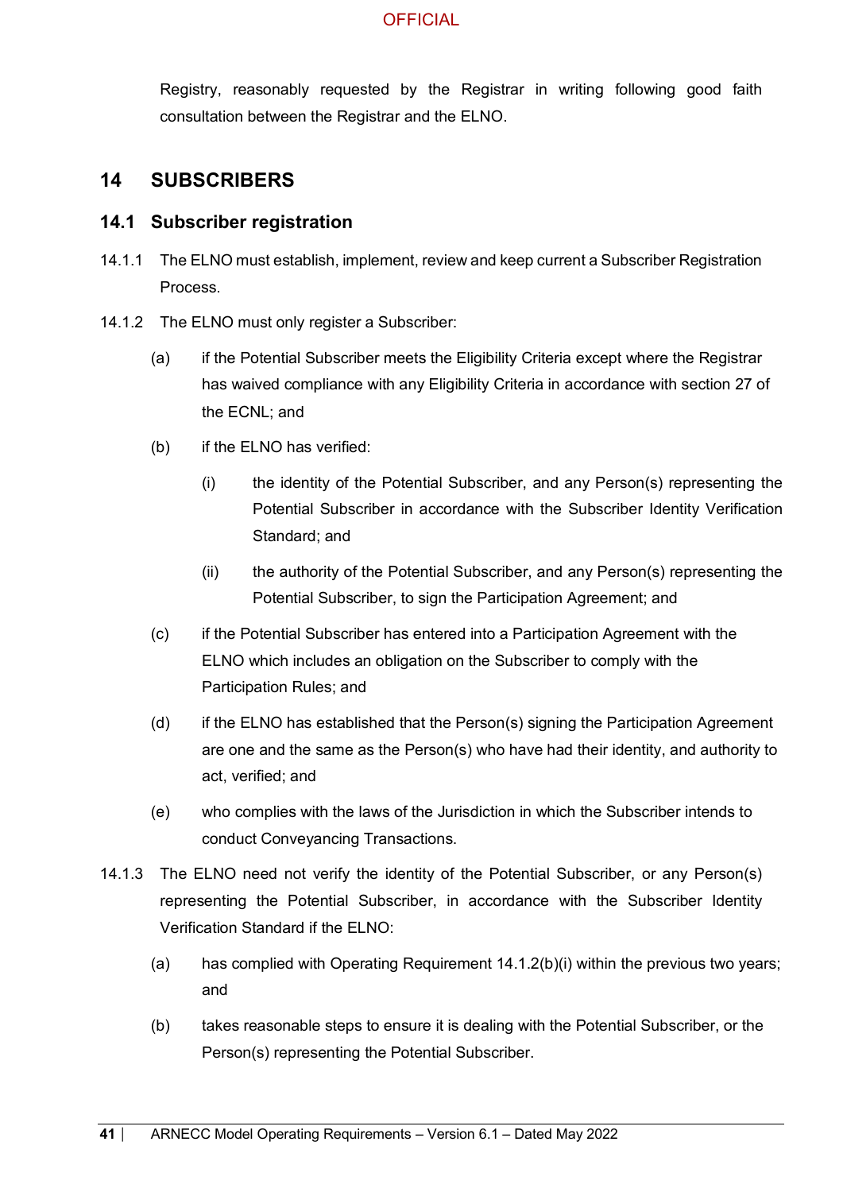Registry, reasonably requested by the Registrar in writing following good faith consultation between the Registrar and the ELNO.

## 14 SUBSCRIBERS

### 14.1 Subscriber registration

14.1.1 The ELNO must establish, implement, review and keep current a Subscriber Registration Process.

14.1.2 The ELNO must only register a Subscriber:

(a) if the Potential Subscriber meets the Eligibility Criteria except where the Registrar has waived compliance with any Eligibility Criteria in accordance with section 27 of the ECNL; and

(b) if the ELNO has verified:

(i) the identity of the Potential Subscriber, and any Person(s) representing the Potential Subscriber in accordance with the Subscriber Identity Verification Standard; and

(ii) the authority of the Potential Subscriber, and any Person(s) representing the Potential Subscriber, to sign the Participation Agreement; and

(c) if the Potential Subscriber has entered into a Participation Agreement with the ELNO which includes an obligation on the Subscriber to comply with the Participation Rules; and

(d) if the ELNO has established that the Person(s) signing the Participation Agreement are one and the same as the Person(s) who have had their identity, and authority to act, verified; and

(e) who complies with the laws of the Jurisdiction in which the Subscriber intends to conduct Conveyancing Transactions.

14.1.3 The ELNO need not verify the identity of the Potential Subscriber, or any Person(s) representing the Potential Subscriber, in accordance with the Subscriber Identity Verification Standard if the ELNO:

(a) has complied with Operating Requirement 14.1.2(b)(i) within the previous two years; and

(b) takes reasonable steps to ensure it is dealing with the Potential Subscriber, or the Person(s) representing the Potential Subscriber.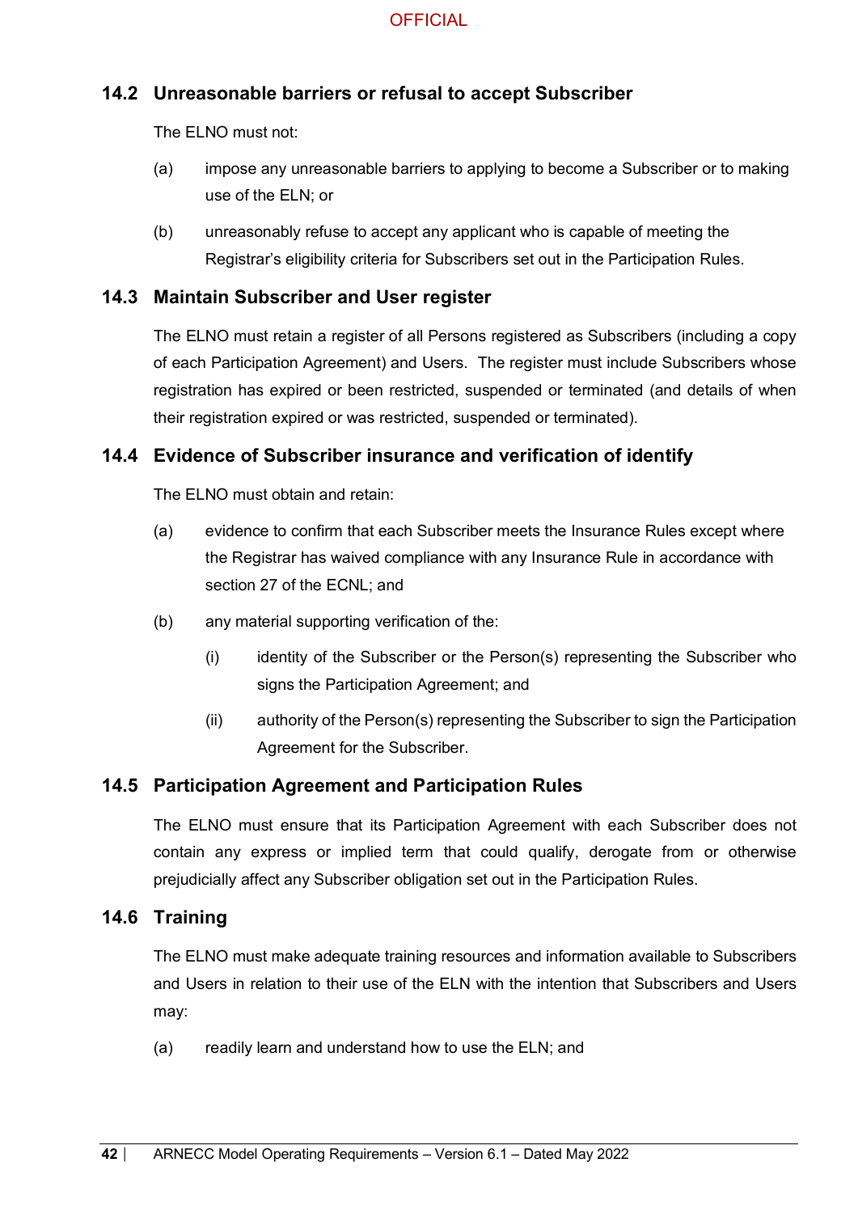## 14.2 Unreasonable barriers or refusal to accept Subscriber

The ELNO must not:

(a) impose any unreasonable barriers to applying to become a Subscriber or to making use of the ELN; or

(b) unreasonably refuse to accept any applicant who is capable of meeting the Registrar's eligibility criteria for Subscribers set out in the Participation Rules.

## 14.3 Maintain Subscriber and User register

The ELNO must retain a register of all Persons registered as Subscribers (including a copy of each Participation Agreement) and Users. The register must include Subscribers whose registration has expired or been restricted, suspended or terminated (and details of when their registration expired or was restricted, suspended or terminated).

## 14.4 Evidence of Subscriber insurance and verification of identify

The ELNO must obtain and retain:

(a) evidence to confirm that each Subscriber meets the Insurance Rules except where the Registrar has waived compliance with any Insurance Rule in accordance with section 27 of the ECNL; and

(b) any material supporting verification of the:

   (i) identity of the Subscriber or the Person(s) representing the Subscriber who signs the Participation Agreement; and

   (ii) authority of the Person(s) representing the Subscriber to sign the Participation Agreement for the Subscriber.

## 14.5 Participation Agreement and Participation Rules

The ELNO must ensure that its Participation Agreement with each Subscriber does not contain any express or implied term that could qualify, derogate from or otherwise prejudicially affect any Subscriber obligation set out in the Participation Rules.

## 14.6 Training

The ELNO must make adequate training resources and information available to Subscribers and Users in relation to their use of the ELN with the intention that Subscribers and Users may:

(a) readily learn and understand how to use the ELN; and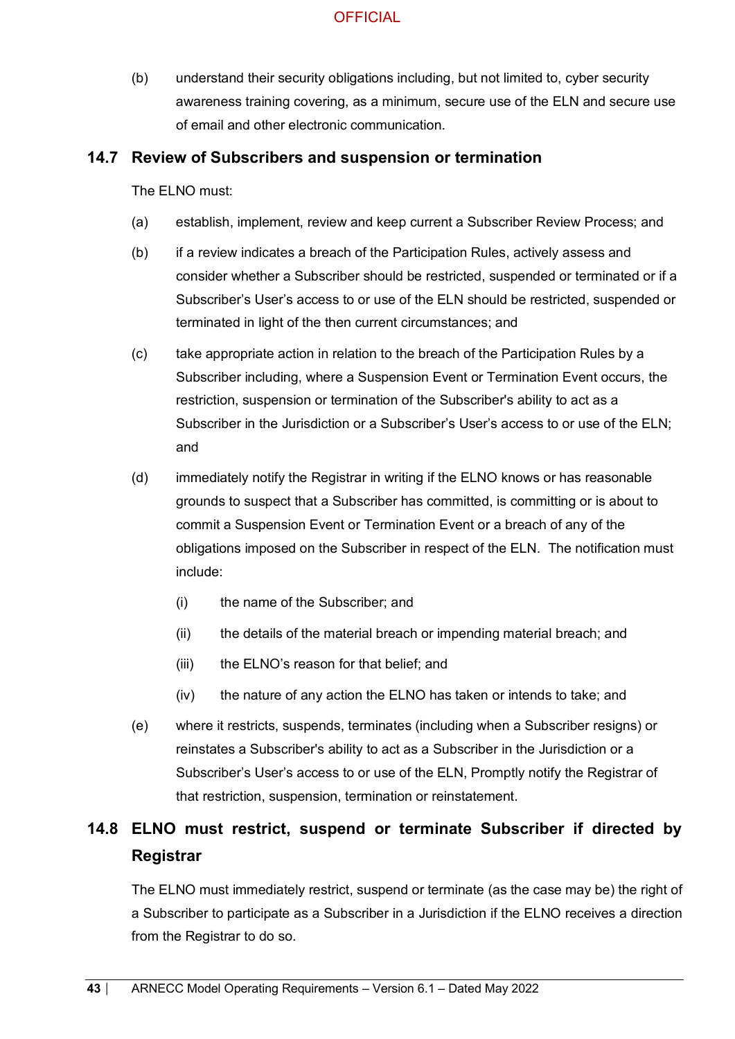(b) understand their security obligations including, but not limited to, cyber security awareness training covering, as a minimum, secure use of the ELN and secure use of email and other electronic communication.

## 14.7 Review of Subscribers and suspension or termination

The ELNO must:

(a) establish, implement, review and keep current a Subscriber Review Process; and

(b) if a review indicates a breach of the Participation Rules, actively assess and consider whether a Subscriber should be restricted, suspended or terminated or if a Subscriber's User's access to or use of the ELN should be restricted, suspended or terminated in light of the then current circumstances; and

(c) take appropriate action in relation to the breach of the Participation Rules by a Subscriber including, where a Suspension Event or Termination Event occurs, the restriction, suspension or termination of the Subscriber's ability to act as a Subscriber in the Jurisdiction or a Subscriber's User's access to or use of the ELN; and

(d) immediately notify the Registrar in writing if the ELNO knows or has reasonable grounds to suspect that a Subscriber has committed, is committing or is about to commit a Suspension Event or Termination Event or a breach of any of the obligations imposed on the Subscriber in respect of the ELN. The notification must include:

 (i) the name of the Subscriber; and

 (ii) the details of the material breach or impending material breach; and

 (iii) the ELNO's reason for that belief; and

 (iv) the nature of any action the ELNO has taken or intends to take; and

(e) where it restricts, suspends, terminates (including when a Subscriber resigns) or reinstates a Subscriber's ability to act as a Subscriber in the Jurisdiction or a Subscriber's User's access to or use of the ELN, Promptly notify the Registrar of that restriction, suspension, termination or reinstatement.

## 14.8 ELNO must restrict, suspend or terminate Subscriber if directed by Registrar

The ELNO must immediately restrict, suspend or terminate (as the case may be) the right of a Subscriber to participate as a Subscriber in a Jurisdiction if the ELNO receives a direction from the Registrar to do so.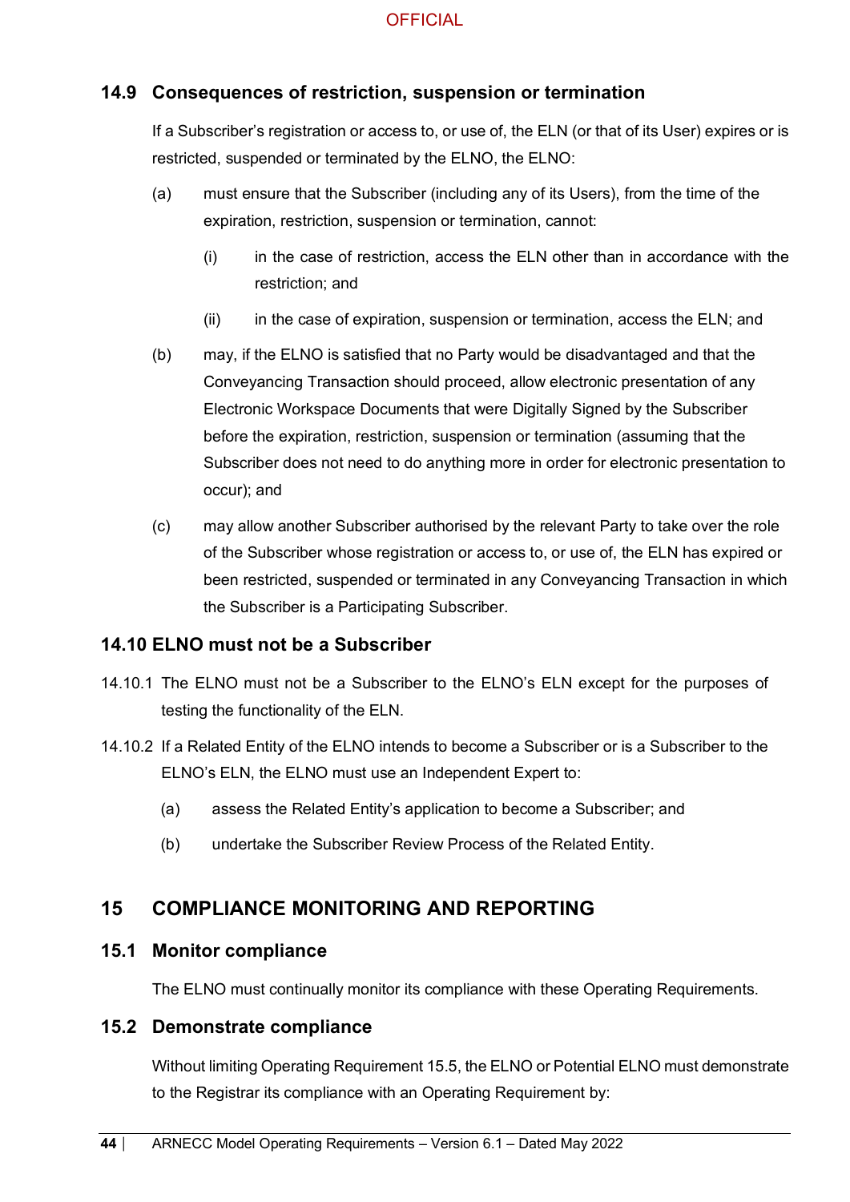### 14.9 Consequences of restriction, suspension or termination

If a Subscriber's registration or access to, or use of, the ELN (or that of its User) expires or is restricted, suspended or terminated by the ELNO, the ELNO:

(a) must ensure that the Subscriber (including any of its Users), from the time of the expiration, restriction, suspension or termination, cannot:

  (i) in the case of restriction, access the ELN other than in accordance with the restriction; and

  (ii) in the case of expiration, suspension or termination, access the ELN; and

(b) may, if the ELNO is satisfied that no Party would be disadvantaged and that the Conveyancing Transaction should proceed, allow electronic presentation of any Electronic Workspace Documents that were Digitally Signed by the Subscriber before the expiration, restriction, suspension or termination (assuming that the Subscriber does not need to do anything more in order for electronic presentation to occur); and

(c) may allow another Subscriber authorised by the relevant Party to take over the role of the Subscriber whose registration or access to, or use of, the ELN has expired or been restricted, suspended or terminated in any Conveyancing Transaction in which the Subscriber is a Participating Subscriber.

### 14.10 ELNO must not be a Subscriber

14.10.1 The ELNO must not be a Subscriber to the ELNO's ELN except for the purposes of testing the functionality of the ELN.

14.10.2 If a Related Entity of the ELNO intends to become a Subscriber or is a Subscriber to the ELNO's ELN, the ELNO must use an Independent Expert to:

(a) assess the Related Entity's application to become a Subscriber; and

(b) undertake the Subscriber Review Process of the Related Entity.

## 15 COMPLIANCE MONITORING AND REPORTING

### 15.1 Monitor compliance

The ELNO must continually monitor its compliance with these Operating Requirements.

### 15.2 Demonstrate compliance

Without limiting Operating Requirement 15.5, the ELNO or Potential ELNO must demonstrate to the Registrar its compliance with an Operating Requirement by: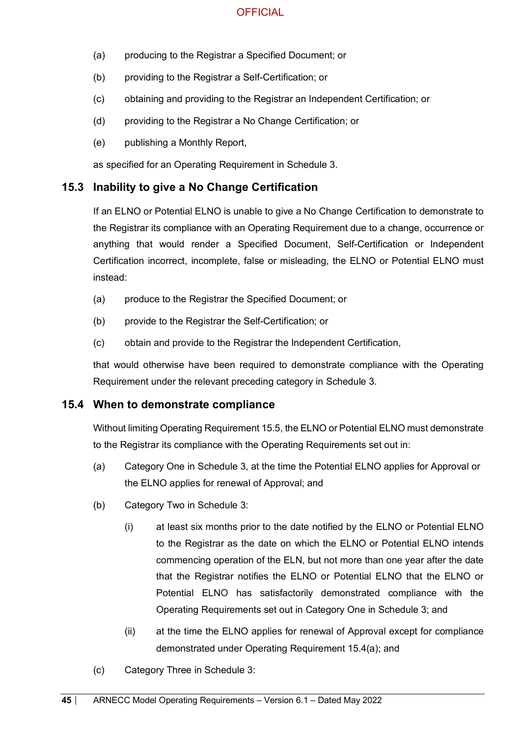(a) producing to the Registrar a Specified Document; or

(b) providing to the Registrar a Self-Certification; or

(c) obtaining and providing to the Registrar an Independent Certification; or

(d) providing to the Registrar a No Change Certification; or

(e) publishing a Monthly Report,

as specified for an Operating Requirement in Schedule 3.

## 15.3 Inability to give a No Change Certification

If an ELNO or Potential ELNO is unable to give a No Change Certification to demonstrate to the Registrar its compliance with an Operating Requirement due to a change, occurrence or anything that would render a Specified Document, Self-Certification or Independent Certification incorrect, incomplete, false or misleading, the ELNO or Potential ELNO must instead:

(a) produce to the Registrar the Specified Document; or

(b) provide to the Registrar the Self-Certification; or

(c) obtain and provide to the Registrar the Independent Certification,

that would otherwise have been required to demonstrate compliance with the Operating Requirement under the relevant preceding category in Schedule 3.

## 15.4 When to demonstrate compliance

Without limiting Operating Requirement 15.5, the ELNO or Potential ELNO must demonstrate to the Registrar its compliance with the Operating Requirements set out in:

(a) Category One in Schedule 3, at the time the Potential ELNO applies for Approval or the ELNO applies for renewal of Approval; and

(b) Category Two in Schedule 3:

(i) at least six months prior to the date notified by the ELNO or Potential ELNO to the Registrar as the date on which the ELNO or Potential ELNO intends commencing operation of the ELN, but not more than one year after the date that the Registrar notifies the ELNO or Potential ELNO that the ELNO or Potential ELNO has satisfactorily demonstrated compliance with the Operating Requirements set out in Category One in Schedule 3; and

(ii) at the time the ELNO applies for renewal of Approval except for compliance demonstrated under Operating Requirement 15.4(a); and

(c) Category Three in Schedule 3: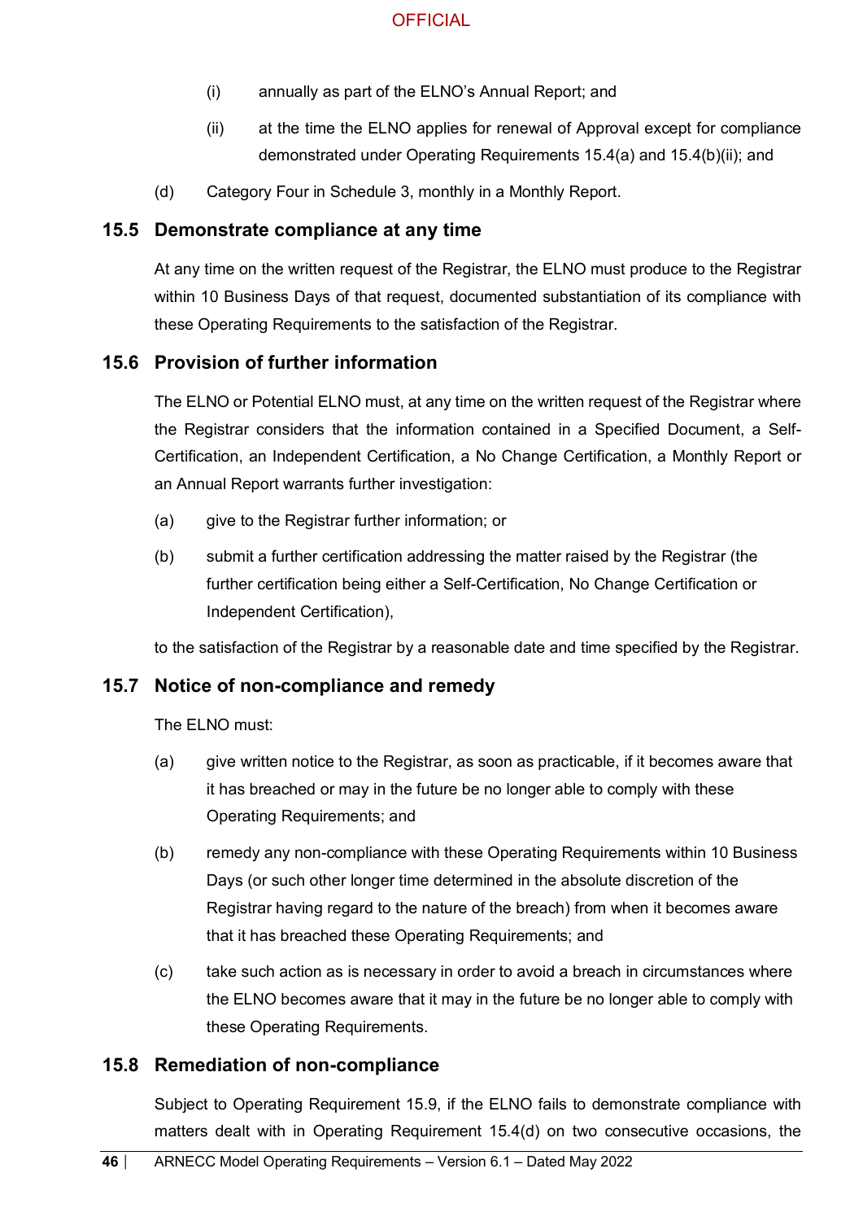(i) annually as part of the ELNO's Annual Report; and

(ii) at the time the ELNO applies for renewal of Approval except for compliance demonstrated under Operating Requirements 15.4(a) and 15.4(b)(ii); and

(d) Category Four in Schedule 3, monthly in a Monthly Report.

## 15.5 Demonstrate compliance at any time

At any time on the written request of the Registrar, the ELNO must produce to the Registrar within 10 Business Days of that request, documented substantiation of its compliance with these Operating Requirements to the satisfaction of the Registrar.

## 15.6 Provision of further information

The ELNO or Potential ELNO must, at any time on the written request of the Registrar where the Registrar considers that the information contained in a Specified Document, a Self-Certification, an Independent Certification, a No Change Certification, a Monthly Report or an Annual Report warrants further investigation:

(a) give to the Registrar further information; or

(b) submit a further certification addressing the matter raised by the Registrar (the further certification being either a Self-Certification, No Change Certification or Independent Certification),

to the satisfaction of the Registrar by a reasonable date and time specified by the Registrar.

## 15.7 Notice of non-compliance and remedy

The ELNO must:

(a) give written notice to the Registrar, as soon as practicable, if it becomes aware that it has breached or may in the future be no longer able to comply with these Operating Requirements; and

(b) remedy any non-compliance with these Operating Requirements within 10 Business Days (or such other longer time determined in the absolute discretion of the Registrar having regard to the nature of the breach) from when it becomes aware that it has breached these Operating Requirements; and

(c) take such action as is necessary in order to avoid a breach in circumstances where the ELNO becomes aware that it may in the future be no longer able to comply with these Operating Requirements.

## 15.8 Remediation of non-compliance

Subject to Operating Requirement 15.9, if the ELNO fails to demonstrate compliance with matters dealt with in Operating Requirement 15.4(d) on two consecutive occasions, the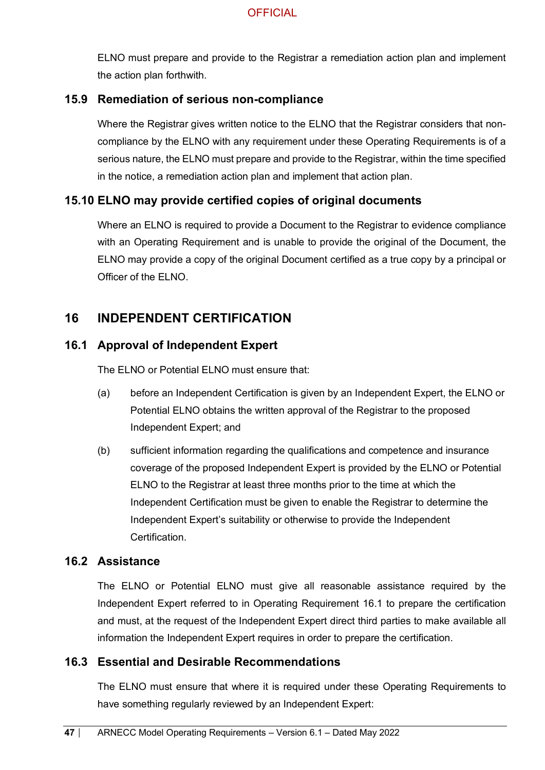ELNO must prepare and provide to the Registrar a remediation action plan and implement the action plan forthwith.

### 15.9 Remediation of serious non-compliance

Where the Registrar gives written notice to the ELNO that the Registrar considers that non-compliance by the ELNO with any requirement under these Operating Requirements is of a serious nature, the ELNO must prepare and provide to the Registrar, within the time specified in the notice, a remediation action plan and implement that action plan.

### 15.10 ELNO may provide certified copies of original documents

Where an ELNO is required to provide a Document to the Registrar to evidence compliance with an Operating Requirement and is unable to provide the original of the Document, the ELNO may provide a copy of the original Document certified as a true copy by a principal or Officer of the ELNO.

## 16 INDEPENDENT CERTIFICATION

### 16.1 Approval of Independent Expert

The ELNO or Potential ELNO must ensure that:

(a) before an Independent Certification is given by an Independent Expert, the ELNO or Potential ELNO obtains the written approval of the Registrar to the proposed Independent Expert; and

(b) sufficient information regarding the qualifications and competence and insurance coverage of the proposed Independent Expert is provided by the ELNO or Potential ELNO to the Registrar at least three months prior to the time at which the Independent Certification must be given to enable the Registrar to determine the Independent Expert's suitability or otherwise to provide the Independent Certification.

### 16.2 Assistance

The ELNO or Potential ELNO must give all reasonable assistance required by the Independent Expert referred to in Operating Requirement 16.1 to prepare the certification and must, at the request of the Independent Expert direct third parties to make available all information the Independent Expert requires in order to prepare the certification.

### 16.3 Essential and Desirable Recommendations

The ELNO must ensure that where it is required under these Operating Requirements to have something regularly reviewed by an Independent Expert: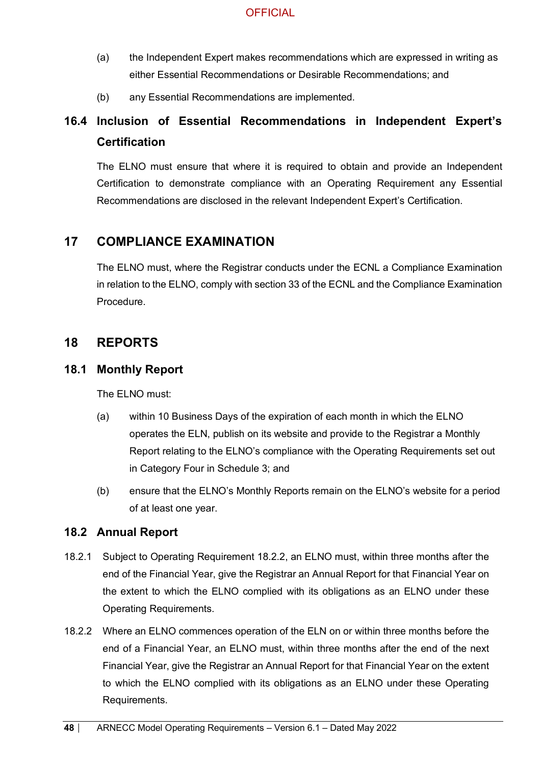(a) the Independent Expert makes recommendations which are expressed in writing as either Essential Recommendations or Desirable Recommendations; and

(b) any Essential Recommendations are implemented.

### 16.4 Inclusion of Essential Recommendations in Independent Expert's Certification

The ELNO must ensure that where it is required to obtain and provide an Independent Certification to demonstrate compliance with an Operating Requirement any Essential Recommendations are disclosed in the relevant Independent Expert's Certification.

## 17 COMPLIANCE EXAMINATION

The ELNO must, where the Registrar conducts under the ECNL a Compliance Examination in relation to the ELNO, comply with section 33 of the ECNL and the Compliance Examination Procedure.

## 18 REPORTS

### 18.1 Monthly Report

The ELNO must:

(a) within 10 Business Days of the expiration of each month in which the ELNO operates the ELN, publish on its website and provide to the Registrar a Monthly Report relating to the ELNO's compliance with the Operating Requirements set out in Category Four in Schedule 3; and

(b) ensure that the ELNO's Monthly Reports remain on the ELNO's website for a period of at least one year.

### 18.2 Annual Report

18.2.1 Subject to Operating Requirement 18.2.2, an ELNO must, within three months after the end of the Financial Year, give the Registrar an Annual Report for that Financial Year on the extent to which the ELNO complied with its obligations as an ELNO under these Operating Requirements.

18.2.2 Where an ELNO commences operation of the ELN on or within three months before the end of a Financial Year, an ELNO must, within three months after the end of the next Financial Year, give the Registrar an Annual Report for that Financial Year on the extent to which the ELNO complied with its obligations as an ELNO under these Operating Requirements.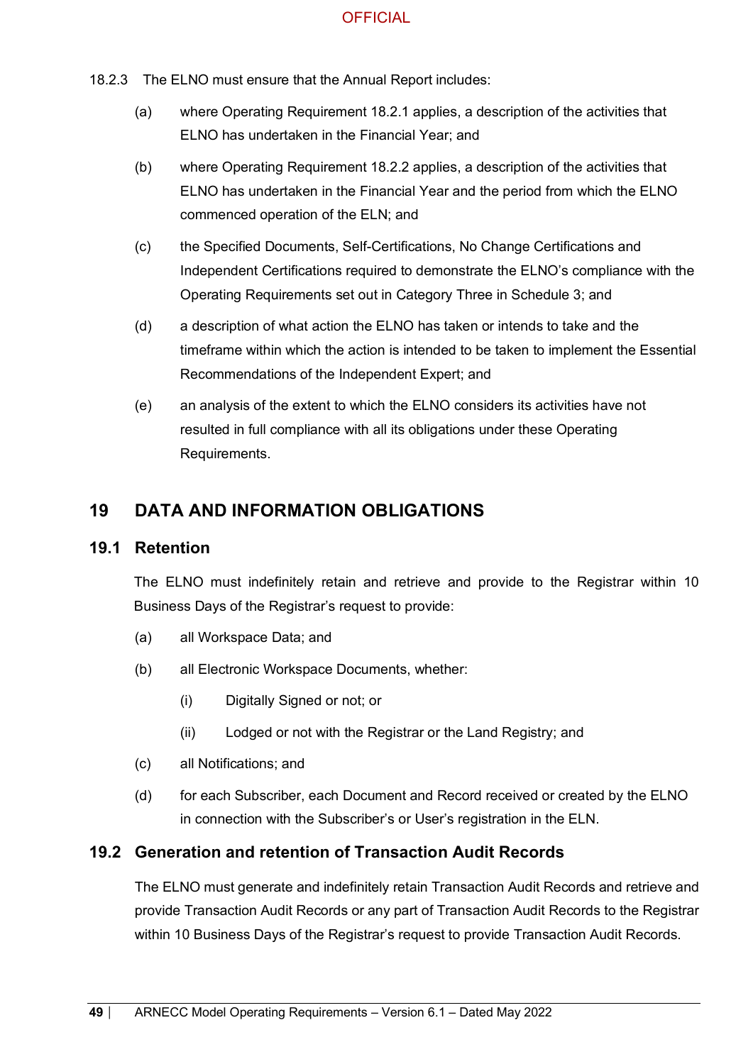18.2.3 The ELNO must ensure that the Annual Report includes:

(a) where Operating Requirement 18.2.1 applies, a description of the activities that ELNO has undertaken in the Financial Year; and

(b) where Operating Requirement 18.2.2 applies, a description of the activities that ELNO has undertaken in the Financial Year and the period from which the ELNO commenced operation of the ELN; and

(c) the Specified Documents, Self-Certifications, No Change Certifications and Independent Certifications required to demonstrate the ELNO's compliance with the Operating Requirements set out in Category Three in Schedule 3; and

(d) a description of what action the ELNO has taken or intends to take and the timeframe within which the action is intended to be taken to implement the Essential Recommendations of the Independent Expert; and

(e) an analysis of the extent to which the ELNO considers its activities have not resulted in full compliance with all its obligations under these Operating Requirements.

## 19 DATA AND INFORMATION OBLIGATIONS

### 19.1 Retention

The ELNO must indefinitely retain and retrieve and provide to the Registrar within 10 Business Days of the Registrar's request to provide:

(a) all Workspace Data; and

(b) all Electronic Workspace Documents, whether:

  (i) Digitally Signed or not; or

  (ii) Lodged or not with the Registrar or the Land Registry; and

(c) all Notifications; and

(d) for each Subscriber, each Document and Record received or created by the ELNO in connection with the Subscriber's or User's registration in the ELN.

### 19.2 Generation and retention of Transaction Audit Records

The ELNO must generate and indefinitely retain Transaction Audit Records and retrieve and provide Transaction Audit Records or any part of Transaction Audit Records to the Registrar within 10 Business Days of the Registrar's request to provide Transaction Audit Records.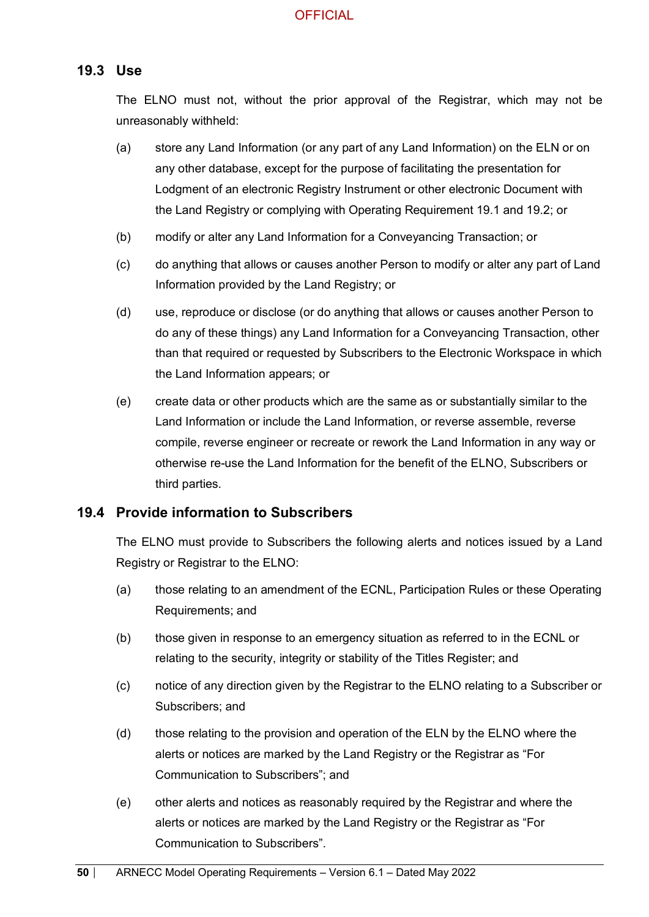## 19.3 Use

The ELNO must not, without the prior approval of the Registrar, which may not be unreasonably withheld:

(a) store any Land Information (or any part of any Land Information) on the ELN or on any other database, except for the purpose of facilitating the presentation for Lodgment of an electronic Registry Instrument or other electronic Document with the Land Registry or complying with Operating Requirement 19.1 and 19.2; or

(b) modify or alter any Land Information for a Conveyancing Transaction; or

(c) do anything that allows or causes another Person to modify or alter any part of Land Information provided by the Land Registry; or

(d) use, reproduce or disclose (or do anything that allows or causes another Person to do any of these things) any Land Information for a Conveyancing Transaction, other than that required or requested by Subscribers to the Electronic Workspace in which the Land Information appears; or

(e) create data or other products which are the same as or substantially similar to the Land Information or include the Land Information, or reverse assemble, reverse compile, reverse engineer or recreate or rework the Land Information in any way or otherwise re-use the Land Information for the benefit of the ELNO, Subscribers or third parties.

## 19.4 Provide information to Subscribers

The ELNO must provide to Subscribers the following alerts and notices issued by a Land Registry or Registrar to the ELNO:

(a) those relating to an amendment of the ECNL, Participation Rules or these Operating Requirements; and

(b) those given in response to an emergency situation as referred to in the ECNL or relating to the security, integrity or stability of the Titles Register; and

(c) notice of any direction given by the Registrar to the ELNO relating to a Subscriber or Subscribers; and

(d) those relating to the provision and operation of the ELN by the ELNO where the alerts or notices are marked by the Land Registry or the Registrar as "For Communication to Subscribers"; and

(e) other alerts and notices as reasonably required by the Registrar and where the alerts or notices are marked by the Land Registry or the Registrar as "For Communication to Subscribers".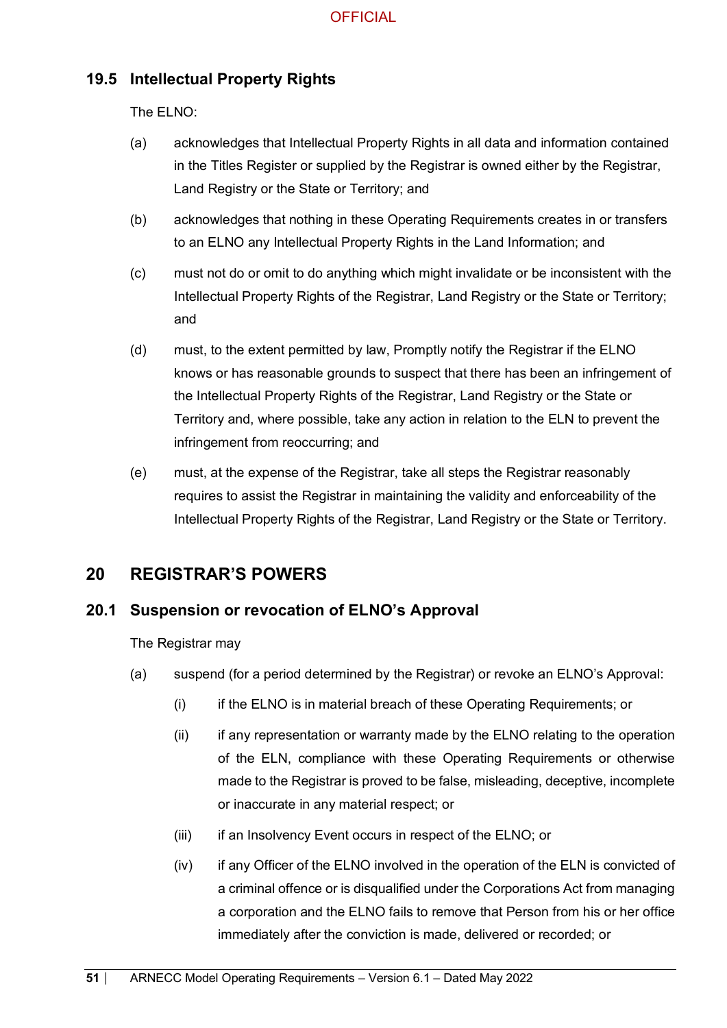### 19.5 Intellectual Property Rights

The ELNO:

(a) acknowledges that Intellectual Property Rights in all data and information contained in the Titles Register or supplied by the Registrar is owned either by the Registrar, Land Registry or the State or Territory; and

(b) acknowledges that nothing in these Operating Requirements creates in or transfers to an ELNO any Intellectual Property Rights in the Land Information; and

(c) must not do or omit to do anything which might invalidate or be inconsistent with the Intellectual Property Rights of the Registrar, Land Registry or the State or Territory; and

(d) must, to the extent permitted by law, Promptly notify the Registrar if the ELNO knows or has reasonable grounds to suspect that there has been an infringement of the Intellectual Property Rights of the Registrar, Land Registry or the State or Territory and, where possible, take any action in relation to the ELN to prevent the infringement from reoccurring; and

(e) must, at the expense of the Registrar, take all steps the Registrar reasonably requires to assist the Registrar in maintaining the validity and enforceability of the Intellectual Property Rights of the Registrar, Land Registry or the State or Territory.

## 20 REGISTRAR'S POWERS

### 20.1 Suspension or revocation of ELNO's Approval

The Registrar may

(a) suspend (for a period determined by the Registrar) or revoke an ELNO's Approval:

  (i) if the ELNO is in material breach of these Operating Requirements; or

  (ii) if any representation or warranty made by the ELNO relating to the operation of the ELN, compliance with these Operating Requirements or otherwise made to the Registrar is proved to be false, misleading, deceptive, incomplete or inaccurate in any material respect; or

  (iii) if an Insolvency Event occurs in respect of the ELNO; or

  (iv) if any Officer of the ELNO involved in the operation of the ELN is convicted of a criminal offence or is disqualified under the Corporations Act from managing a corporation and the ELNO fails to remove that Person from his or her office immediately after the conviction is made, delivered or recorded; or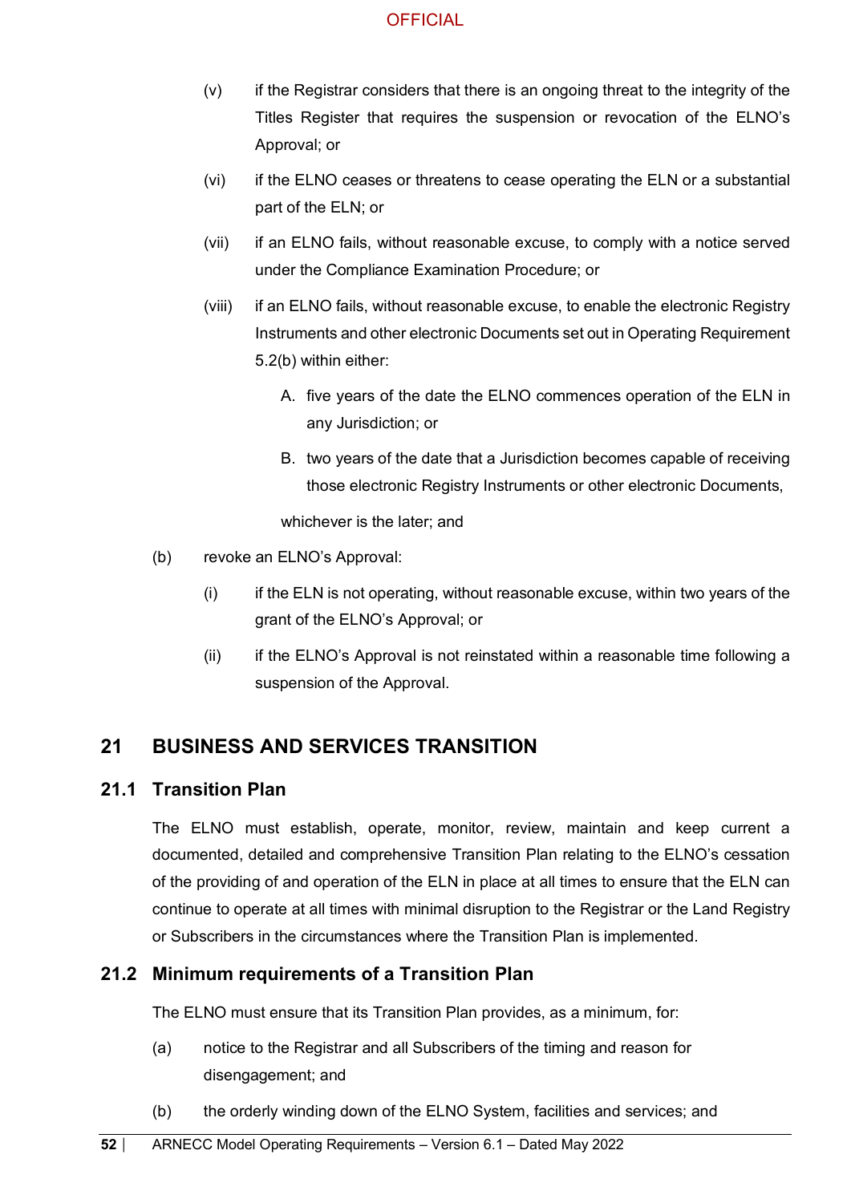(v) if the Registrar considers that there is an ongoing threat to the integrity of the Titles Register that requires the suspension or revocation of the ELNO's Approval; or

(vi) if the ELNO ceases or threatens to cease operating the ELN or a substantial part of the ELN; or

(vii) if an ELNO fails, without reasonable excuse, to comply with a notice served under the Compliance Examination Procedure; or

(viii) if an ELNO fails, without reasonable excuse, to enable the electronic Registry Instruments and other electronic Documents set out in Operating Requirement 5.2(b) within either:

A. five years of the date the ELNO commences operation of the ELN in any Jurisdiction; or

B. two years of the date that a Jurisdiction becomes capable of receiving those electronic Registry Instruments or other electronic Documents,

whichever is the later; and

(b) revoke an ELNO's Approval:

(i) if the ELN is not operating, without reasonable excuse, within two years of the grant of the ELNO's Approval; or

(ii) if the ELNO's Approval is not reinstated within a reasonable time following a suspension of the Approval.

## 21 BUSINESS AND SERVICES TRANSITION

### 21.1 Transition Plan

The ELNO must establish, operate, monitor, review, maintain and keep current a documented, detailed and comprehensive Transition Plan relating to the ELNO's cessation of the providing of and operation of the ELN in place at all times to ensure that the ELN can continue to operate at all times with minimal disruption to the Registrar or the Land Registry or Subscribers in the circumstances where the Transition Plan is implemented.

### 21.2 Minimum requirements of a Transition Plan

The ELNO must ensure that its Transition Plan provides, as a minimum, for:

(a) notice to the Registrar and all Subscribers of the timing and reason for disengagement; and

(b) the orderly winding down of the ELNO System, facilities and services; and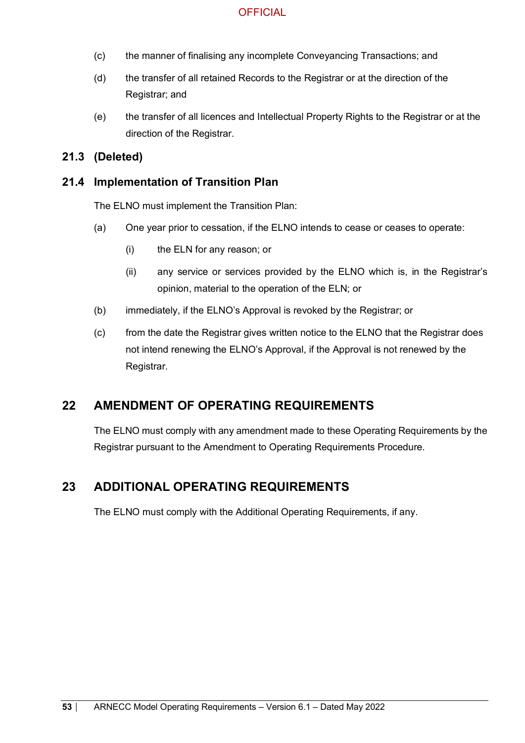(c) the manner of finalising any incomplete Conveyancing Transactions; and

(d) the transfer of all retained Records to the Registrar or at the direction of the Registrar; and

(e) the transfer of all licences and Intellectual Property Rights to the Registrar or at the direction of the Registrar.

### 21.3 (Deleted)

### 21.4 Implementation of Transition Plan

The ELNO must implement the Transition Plan:

(a) One year prior to cessation, if the ELNO intends to cease or ceases to operate:

  (i) the ELN for any reason; or

  (ii) any service or services provided by the ELNO which is, in the Registrar's opinion, material to the operation of the ELN; or

(b) immediately, if the ELNO's Approval is revoked by the Registrar; or

(c) from the date the Registrar gives written notice to the ELNO that the Registrar does not intend renewing the ELNO's Approval, if the Approval is not renewed by the Registrar.

## 22 AMENDMENT OF OPERATING REQUIREMENTS

The ELNO must comply with any amendment made to these Operating Requirements by the Registrar pursuant to the Amendment to Operating Requirements Procedure.

## 23 ADDITIONAL OPERATING REQUIREMENTS

The ELNO must comply with the Additional Operating Requirements, if any.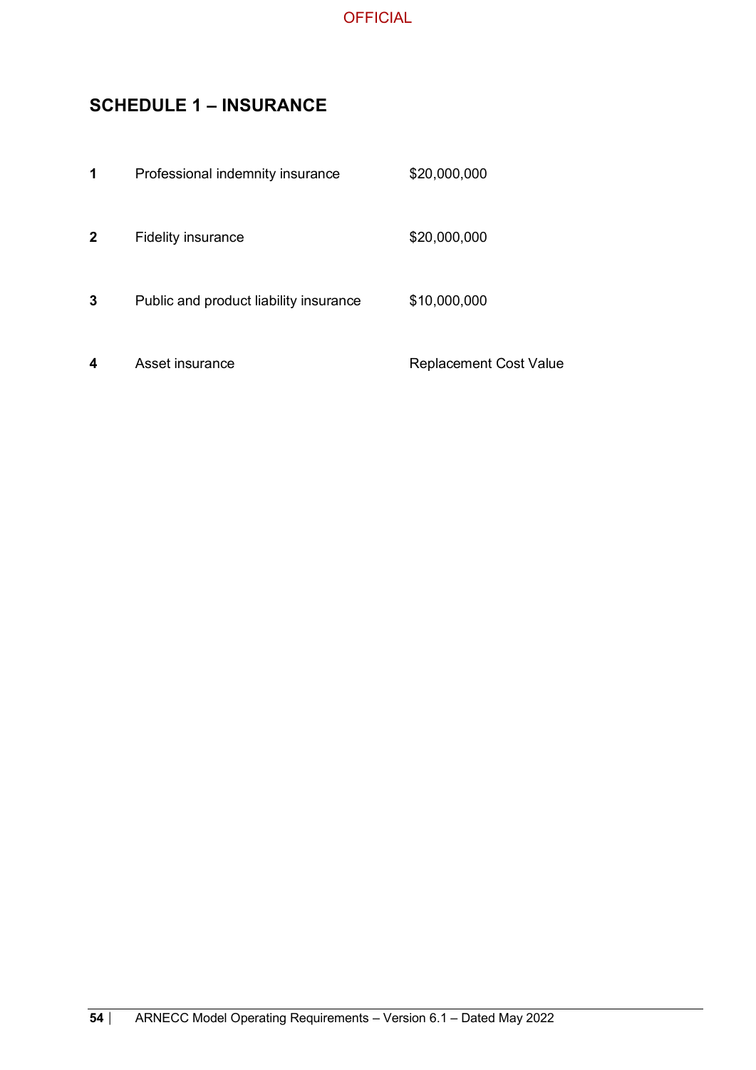## SCHEDULE 1 – INSURANCE

| | | |
|---|---|---|
| **1** | Professional indemnity insurance | $20,000,000 |
| **2** | Fidelity insurance | $20,000,000 |
| **3** | Public and product liability insurance | $10,000,000 |
| **4** | Asset insurance | Replacement Cost Value |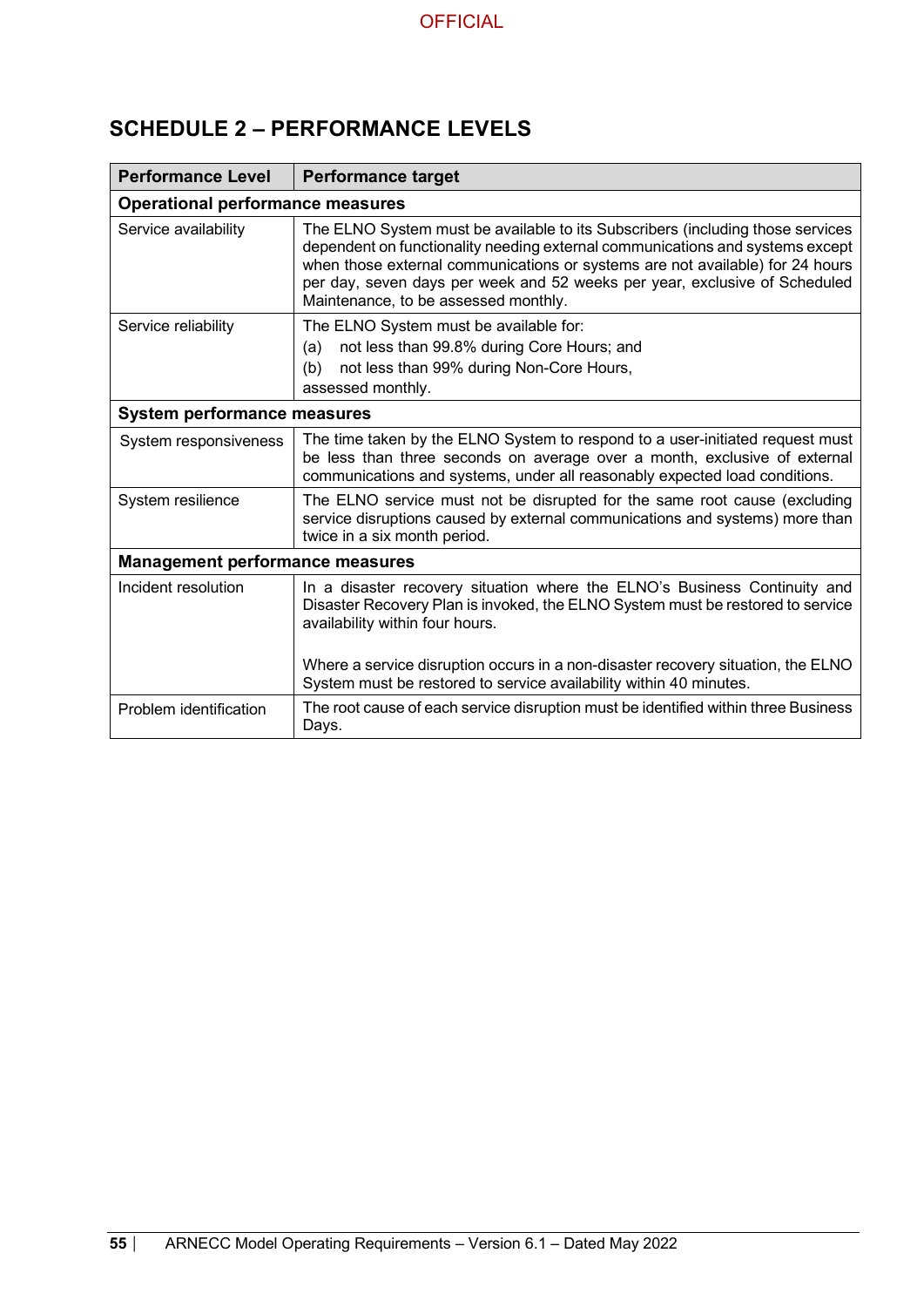## SCHEDULE 2 – PERFORMANCE LEVELS

| Performance Level | Performance target |
|---|---|
| **Operational performance measures** | |
| Service availability | The ELNO System must be available to its Subscribers (including those services dependent on functionality needing external communications and systems except when those external communications or systems are not available) for 24 hours per day, seven days per week and 52 weeks per year, exclusive of Scheduled Maintenance, to be assessed monthly. |
| Service reliability | The ELNO System must be available for:<br>(a) not less than 99.8% during Core Hours; and<br>(b) not less than 99% during Non-Core Hours,<br>assessed monthly. |
| **System performance measures** | |
| System responsiveness | The time taken by the ELNO System to respond to a user-initiated request must be less than three seconds on average over a month, exclusive of external communications and systems, under all reasonably expected load conditions. |
| System resilience | The ELNO service must not be disrupted for the same root cause (excluding service disruptions caused by external communications and systems) more than twice in a six month period. |
| **Management performance measures** | |
| Incident resolution | In a disaster recovery situation where the ELNO's Business Continuity and Disaster Recovery Plan is invoked, the ELNO System must be restored to service availability within four hours.<br><br>Where a service disruption occurs in a non-disaster recovery situation, the ELNO System must be restored to service availability within 40 minutes. |
| Problem identification | The root cause of each service disruption must be identified within three Business Days. |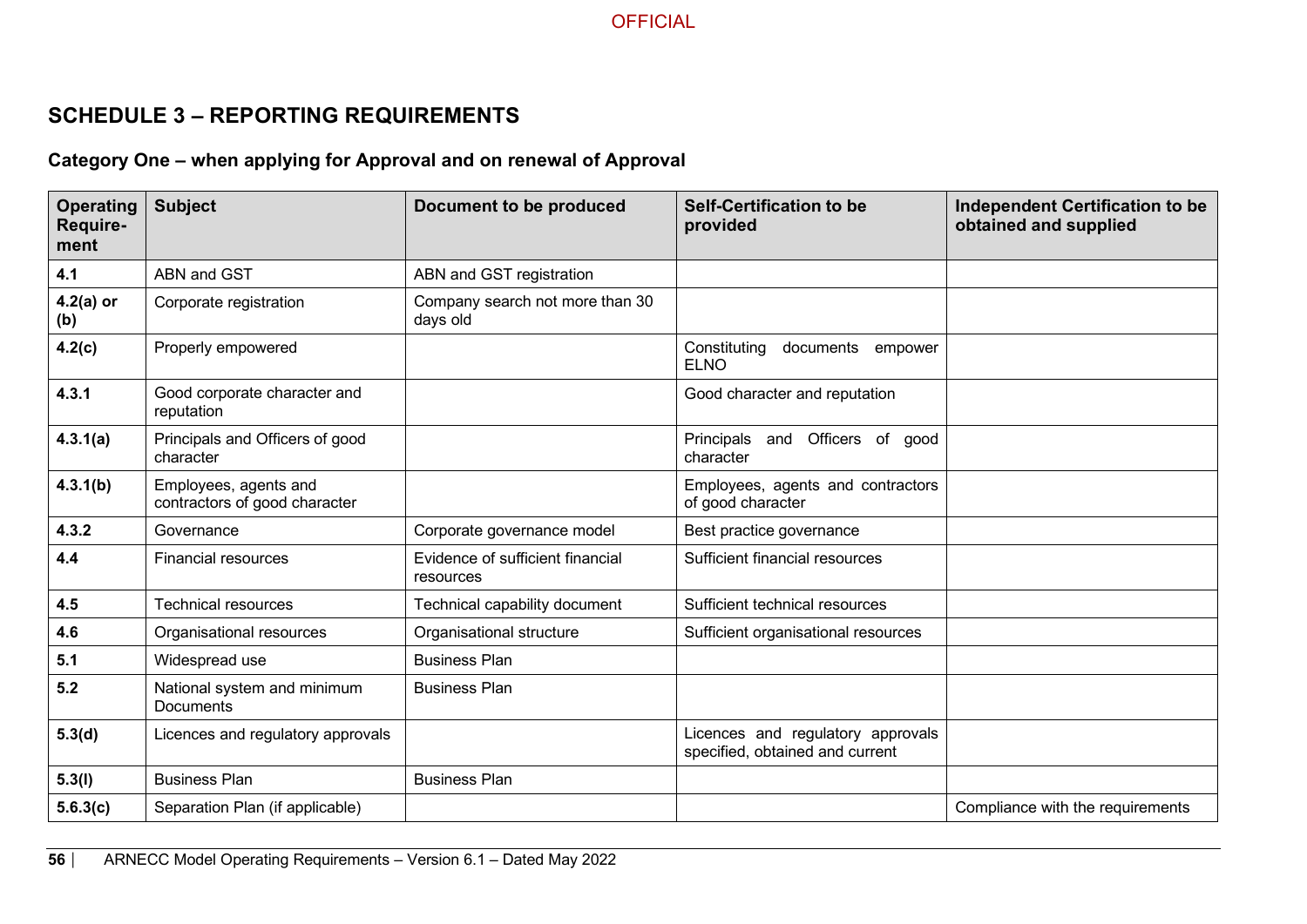## SCHEDULE 3 – REPORTING REQUIREMENTS

### Category One – when applying for Approval and on renewal of Approval

| Operating Require-ment | Subject | Document to be produced | Self-Certification to be provided | Independent Certification to be obtained and supplied |
|---|---|---|---|---|
| **4.1** | ABN and GST | ABN and GST registration | | |
| **4.2(a) or (b)** | Corporate registration | Company search not more than 30 days old | | |
| **4.2(c)** | Properly empowered | | Constituting documents empower ELNO | |
| **4.3.1** | Good corporate character and reputation | | Good character and reputation | |
| **4.3.1(a)** | Principals and Officers of good character | | Principals and Officers of good character | |
| **4.3.1(b)** | Employees, agents and contractors of good character | | Employees, agents and contractors of good character | |
| **4.3.2** | Governance | Corporate governance model | Best practice governance | |
| **4.4** | Financial resources | Evidence of sufficient financial resources | Sufficient financial resources | |
| **4.5** | Technical resources | Technical capability document | Sufficient technical resources | |
| **4.6** | Organisational resources | Organisational structure | Sufficient organisational resources | |
| **5.1** | Widespread use | Business Plan | | |
| **5.2** | National system and minimum Documents | Business Plan | | |
| **5.3(d)** | Licences and regulatory approvals | | Licences and regulatory approvals specified, obtained and current | |
| **5.3(l)** | Business Plan | Business Plan | | |
| **5.6.3(c)** | Separation Plan (if applicable) | | | Compliance with the requirements |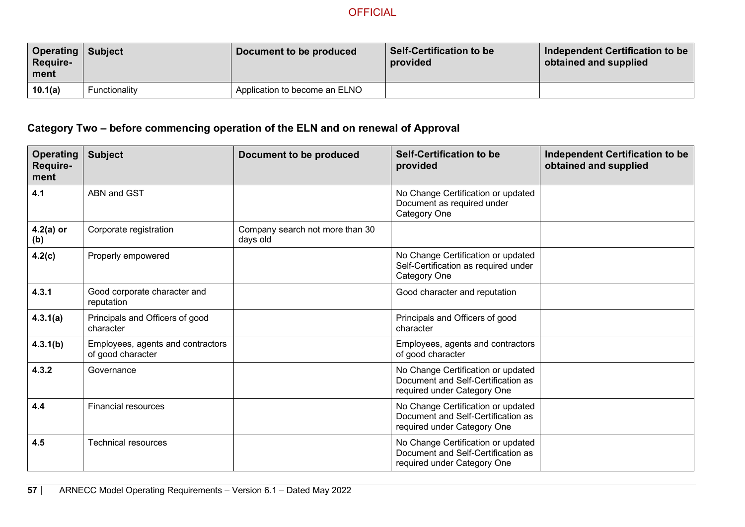| Operating Require-ment | Subject | Document to be produced | Self-Certification to be provided | Independent Certification to be obtained and supplied |
|---|---|---|---|---|
| **10.1(a)** | Functionality | Application to become an ELNO | | |

### Category Two – before commencing operation of the ELN and on renewal of Approval

| Operating Require-ment | Subject | Document to be produced | Self-Certification to be provided | Independent Certification to be obtained and supplied |
|---|---|---|---|---|
| **4.1** | ABN and GST | | No Change Certification or updated Document as required under Category One | |
| **4.2(a) or (b)** | Corporate registration | Company search not more than 30 days old | | |
| **4.2(c)** | Properly empowered | | No Change Certification or updated Self-Certification as required under Category One | |
| **4.3.1** | Good corporate character and reputation | | Good character and reputation | |
| **4.3.1(a)** | Principals and Officers of good character | | Principals and Officers of good character | |
| **4.3.1(b)** | Employees, agents and contractors of good character | | Employees, agents and contractors of good character | |
| **4.3.2** | Governance | | No Change Certification or updated Document and Self-Certification as required under Category One | |
| **4.4** | Financial resources | | No Change Certification or updated Document and Self-Certification as required under Category One | |
| **4.5** | Technical resources | | No Change Certification or updated Document and Self-Certification as required under Category One | |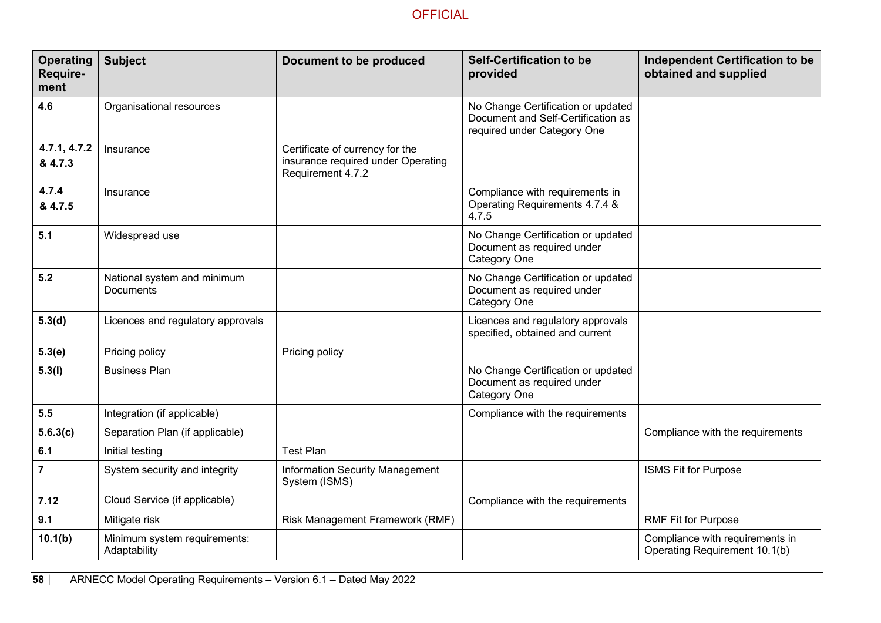| Operating Require-ment | Subject | Document to be produced | Self-Certification to be provided | Independent Certification to be obtained and supplied |
|---|---|---|---|---|
| **4.6** | Organisational resources | | No Change Certification or updated Document and Self-Certification as required under Category One | |
| **4.7.1, 4.7.2 & 4.7.3** | Insurance | Certificate of currency for the insurance required under Operating Requirement 4.7.2 | | |
| **4.7.4 & 4.7.5** | Insurance | | Compliance with requirements in Operating Requirements 4.7.4 & 4.7.5 | |
| **5.1** | Widespread use | | No Change Certification or updated Document as required under Category One | |
| **5.2** | National system and minimum Documents | | No Change Certification or updated Document as required under Category One | |
| **5.3(d)** | Licences and regulatory approvals | | Licences and regulatory approvals specified, obtained and current | |
| **5.3(e)** | Pricing policy | Pricing policy | | |
| **5.3(l)** | Business Plan | | No Change Certification or updated Document as required under Category One | |
| **5.5** | Integration (if applicable) | | Compliance with the requirements | |
| **5.6.3(c)** | Separation Plan (if applicable) | | | Compliance with the requirements |
| **6.1** | Initial testing | Test Plan | | |
| **7** | System security and integrity | Information Security Management System (ISMS) | | ISMS Fit for Purpose |
| **7.12** | Cloud Service (if applicable) | | Compliance with the requirements | |
| **9.1** | Mitigate risk | Risk Management Framework (RMF) | | RMF Fit for Purpose |
| **10.1(b)** | Minimum system requirements: Adaptability | | | Compliance with requirements in Operating Requirement 10.1(b) |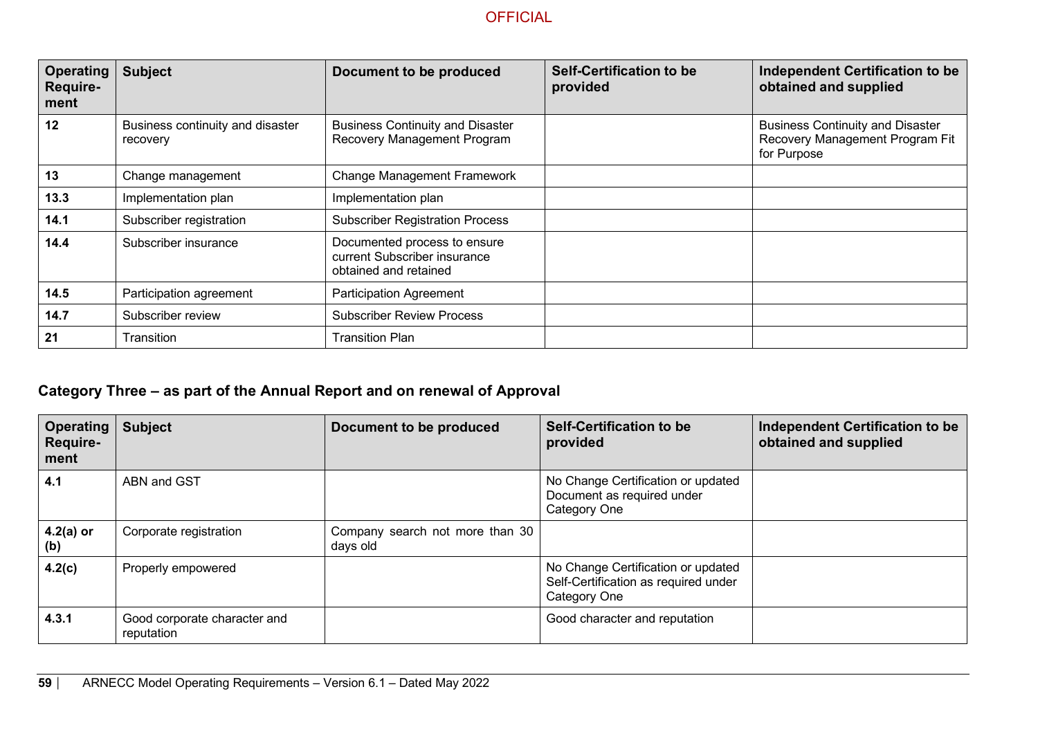| Operating Require-ment | Subject | Document to be produced | Self-Certification to be provided | Independent Certification to be obtained and supplied |
|---|---|---|---|---|
| **12** | Business continuity and disaster recovery | Business Continuity and Disaster Recovery Management Program | | Business Continuity and Disaster Recovery Management Program Fit for Purpose |
| **13** | Change management | Change Management Framework | | |
| **13.3** | Implementation plan | Implementation plan | | |
| **14.1** | Subscriber registration | Subscriber Registration Process | | |
| **14.4** | Subscriber insurance | Documented process to ensure current Subscriber insurance obtained and retained | | |
| **14.5** | Participation agreement | Participation Agreement | | |
| **14.7** | Subscriber review | Subscriber Review Process | | |
| **21** | Transition | Transition Plan | | |

### Category Three – as part of the Annual Report and on renewal of Approval

| Operating Require-ment | Subject | Document to be produced | Self-Certification to be provided | Independent Certification to be obtained and supplied |
|---|---|---|---|---|
| **4.1** | ABN and GST | | No Change Certification or updated Document as required under Category One | |
| **4.2(a) or (b)** | Corporate registration | Company search not more than 30 days old | | |
| **4.2(c)** | Properly empowered | | No Change Certification or updated Self-Certification as required under Category One | |
| **4.3.1** | Good corporate character and reputation | | Good character and reputation | |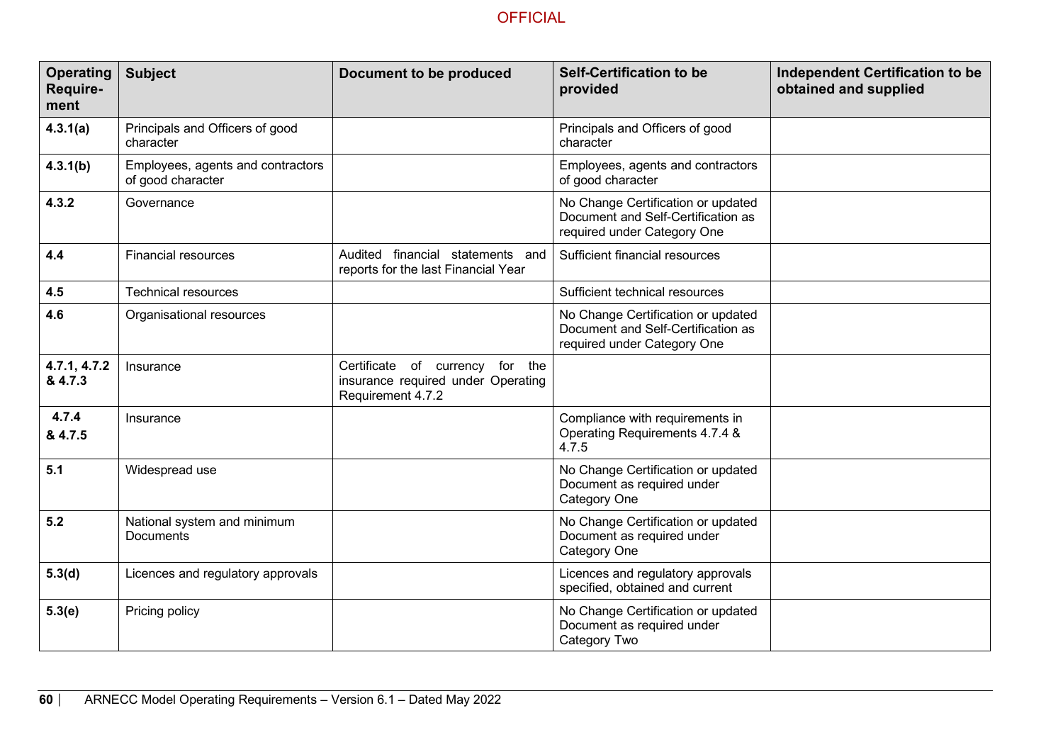| Operating Requirement | Subject | Document to be produced | Self-Certification to be provided | Independent Certification to be obtained and supplied |
|---|---|---|---|---|
| **4.3.1(a)** | Principals and Officers of good character | | Principals and Officers of good character | |
| **4.3.1(b)** | Employees, agents and contractors of good character | | Employees, agents and contractors of good character | |
| **4.3.2** | Governance | | No Change Certification or updated Document and Self-Certification as required under Category One | |
| **4.4** | Financial resources | Audited financial statements and reports for the last Financial Year | Sufficient financial resources | |
| **4.5** | Technical resources | | Sufficient technical resources | |
| **4.6** | Organisational resources | | No Change Certification or updated Document and Self-Certification as required under Category One | |
| **4.7.1, 4.7.2 & 4.7.3** | Insurance | Certificate of currency for the insurance required under Operating Requirement 4.7.2 | | |
| **4.7.4 & 4.7.5** | Insurance | | Compliance with requirements in Operating Requirements 4.7.4 & 4.7.5 | |
| **5.1** | Widespread use | | No Change Certification or updated Document as required under Category One | |
| **5.2** | National system and minimum Documents | | No Change Certification or updated Document as required under Category One | |
| **5.3(d)** | Licences and regulatory approvals | | Licences and regulatory approvals specified, obtained and current | |
| **5.3(e)** | Pricing policy | | No Change Certification or updated Document as required under Category Two | |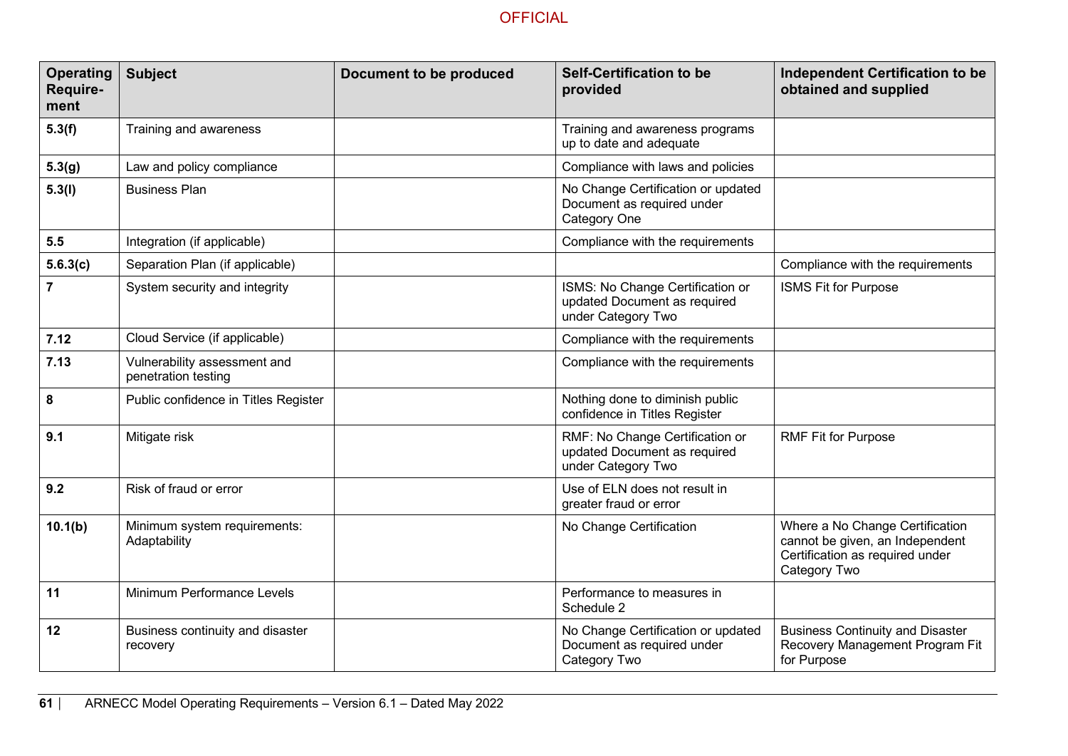| Operating Require-ment | Subject | Document to be produced | Self-Certification to be provided | Independent Certification to be obtained and supplied |
|---|---|---|---|---|
| **5.3(f)** | Training and awareness | | Training and awareness programs up to date and adequate | |
| **5.3(g)** | Law and policy compliance | | Compliance with laws and policies | |
| **5.3(l)** | Business Plan | | No Change Certification or updated Document as required under Category One | |
| **5.5** | Integration (if applicable) | | Compliance with the requirements | |
| **5.6.3(c)** | Separation Plan (if applicable) | | | Compliance with the requirements |
| **7** | System security and integrity | | ISMS: No Change Certification or updated Document as required under Category Two | ISMS Fit for Purpose |
| **7.12** | Cloud Service (if applicable) | | Compliance with the requirements | |
| **7.13** | Vulnerability assessment and penetration testing | | Compliance with the requirements | |
| **8** | Public confidence in Titles Register | | Nothing done to diminish public confidence in Titles Register | |
| **9.1** | Mitigate risk | | RMF: No Change Certification or updated Document as required under Category Two | RMF Fit for Purpose |
| **9.2** | Risk of fraud or error | | Use of ELN does not result in greater fraud or error | |
| **10.1(b)** | Minimum system requirements: Adaptability | | No Change Certification | Where a No Change Certification cannot be given, an Independent Certification as required under Category Two |
| **11** | Minimum Performance Levels | | Performance to measures in Schedule 2 | |
| **12** | Business continuity and disaster recovery | | No Change Certification or updated Document as required under Category Two | Business Continuity and Disaster Recovery Management Program Fit for Purpose |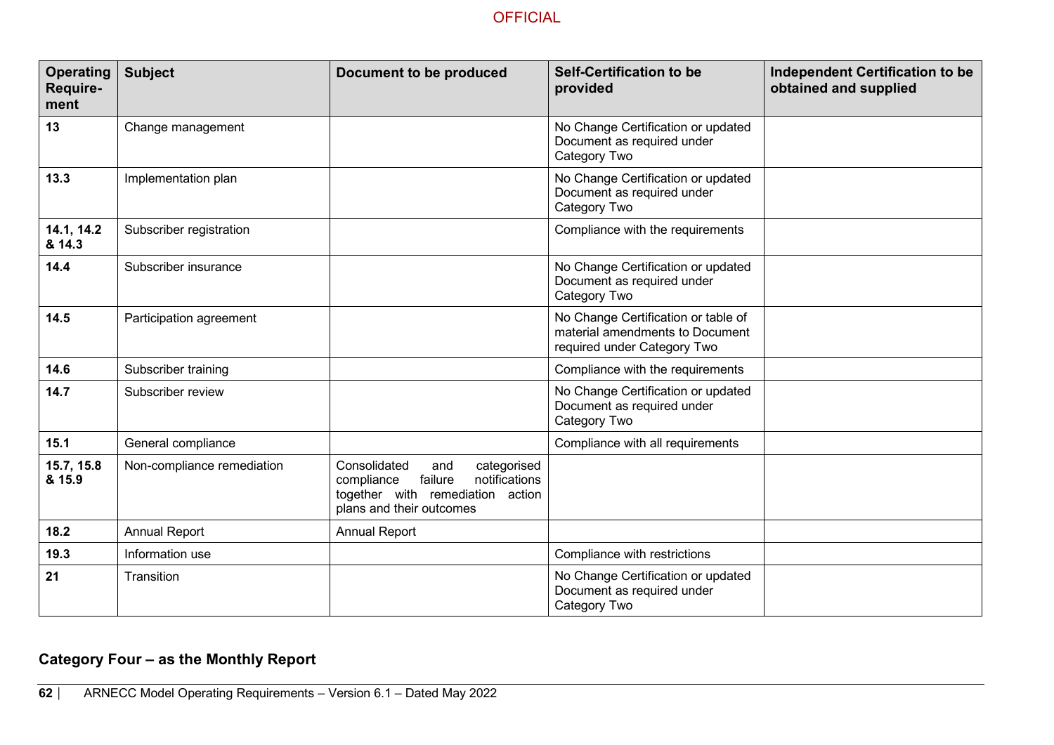| Operating Require-ment | Subject | Document to be produced | Self-Certification to be provided | Independent Certification to be obtained and supplied |
|---|---|---|---|---|
| **13** | Change management | | No Change Certification or updated Document as required under Category Two | |
| **13.3** | Implementation plan | | No Change Certification or updated Document as required under Category Two | |
| **14.1, 14.2 & 14.3** | Subscriber registration | | Compliance with the requirements | |
| **14.4** | Subscriber insurance | | No Change Certification or updated Document as required under Category Two | |
| **14.5** | Participation agreement | | No Change Certification or table of material amendments to Document required under Category Two | |
| **14.6** | Subscriber training | | Compliance with the requirements | |
| **14.7** | Subscriber review | | No Change Certification or updated Document as required under Category Two | |
| **15.1** | General compliance | | Compliance with all requirements | |
| **15.7, 15.8 & 15.9** | Non-compliance remediation | Consolidated and categorised compliance failure notifications together with remediation action plans and their outcomes | | |
| **18.2** | Annual Report | Annual Report | | |
| **19.3** | Information use | | Compliance with restrictions | |
| **21** | Transition | | No Change Certification or updated Document as required under Category Two | |

**Category Four – as the Monthly Report**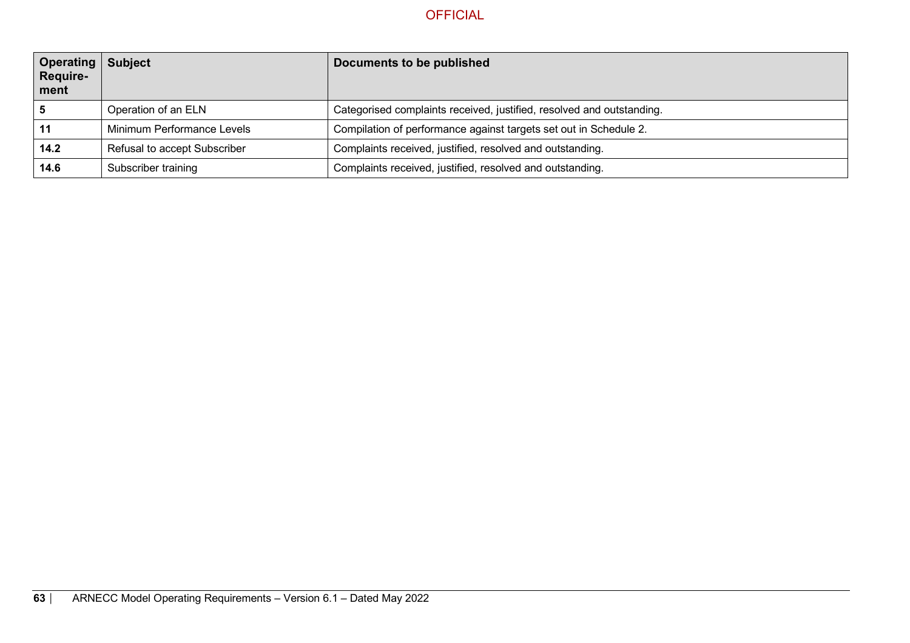| Operating Require-ment | Subject | Documents to be published |
|---|---|---|
| **5** | Operation of an ELN | Categorised complaints received, justified, resolved and outstanding. |
| **11** | Minimum Performance Levels | Compilation of performance against targets set out in Schedule 2. |
| **14.2** | Refusal to accept Subscriber | Complaints received, justified, resolved and outstanding. |
| **14.6** | Subscriber training | Complaints received, justified, resolved and outstanding. |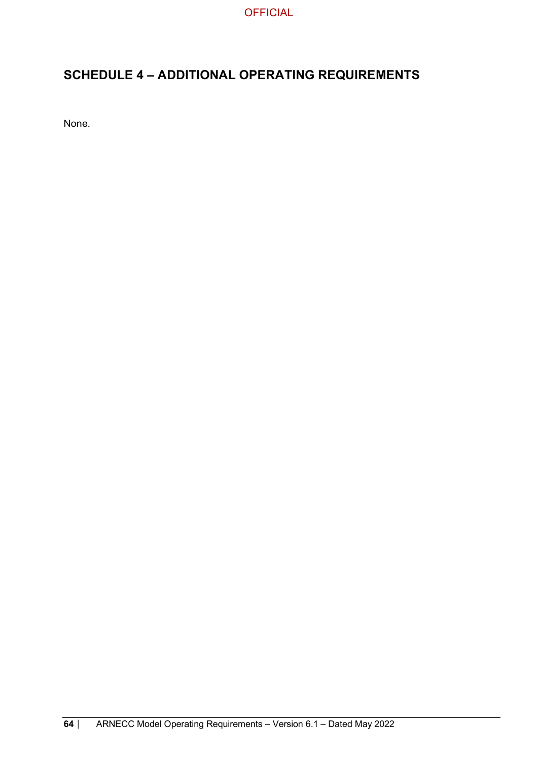## SCHEDULE 4 – ADDITIONAL OPERATING REQUIREMENTS

None.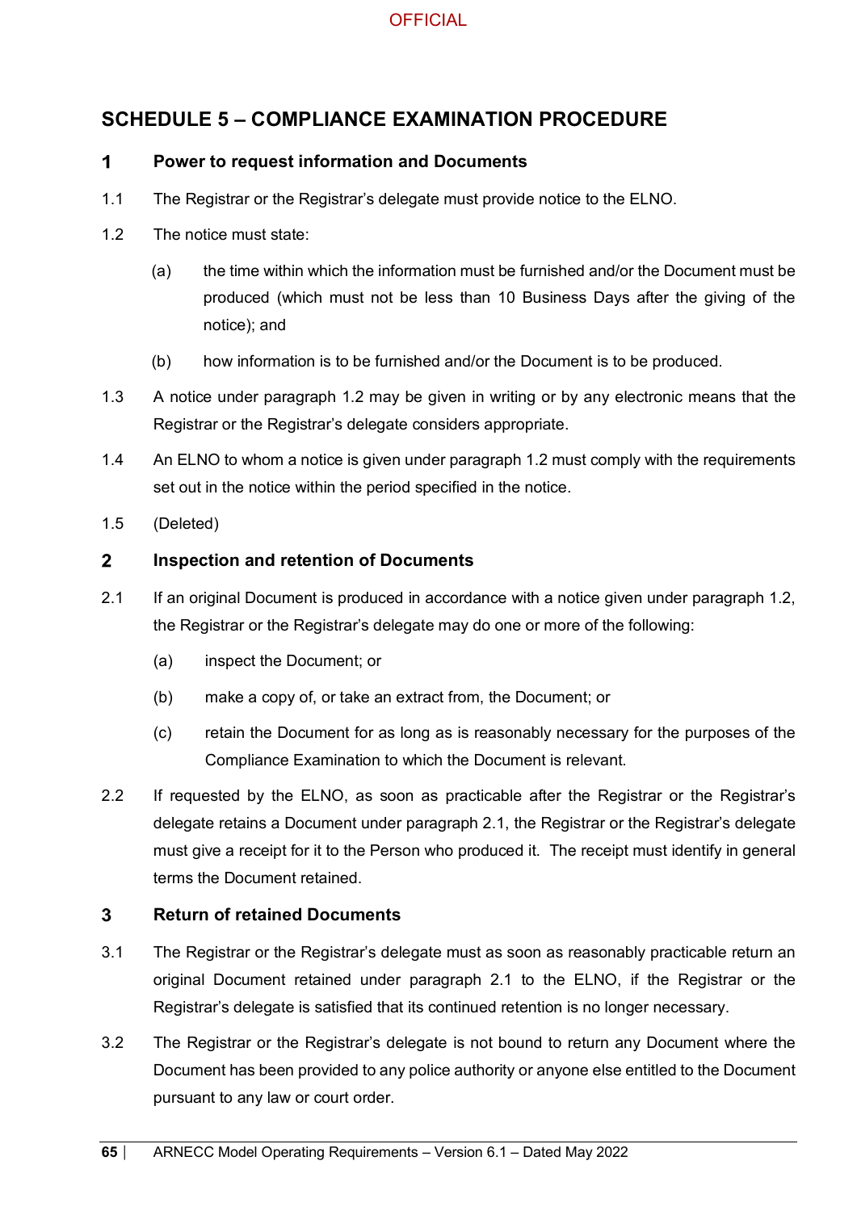# SCHEDULE 5 – COMPLIANCE EXAMINATION PROCEDURE

## 1 Power to request information and Documents

1.1 The Registrar or the Registrar's delegate must provide notice to the ELNO.

1.2 The notice must state:

(a) the time within which the information must be furnished and/or the Document must be produced (which must not be less than 10 Business Days after the giving of the notice); and

(b) how information is to be furnished and/or the Document is to be produced.

1.3 A notice under paragraph 1.2 may be given in writing or by any electronic means that the Registrar or the Registrar's delegate considers appropriate.

1.4 An ELNO to whom a notice is given under paragraph 1.2 must comply with the requirements set out in the notice within the period specified in the notice.

1.5 (Deleted)

## 2 Inspection and retention of Documents

2.1 If an original Document is produced in accordance with a notice given under paragraph 1.2, the Registrar or the Registrar's delegate may do one or more of the following:

(a) inspect the Document; or

(b) make a copy of, or take an extract from, the Document; or

(c) retain the Document for as long as is reasonably necessary for the purposes of the Compliance Examination to which the Document is relevant.

2.2 If requested by the ELNO, as soon as practicable after the Registrar or the Registrar's delegate retains a Document under paragraph 2.1, the Registrar or the Registrar's delegate must give a receipt for it to the Person who produced it. The receipt must identify in general terms the Document retained.

## 3 Return of retained Documents

3.1 The Registrar or the Registrar's delegate must as soon as reasonably practicable return an original Document retained under paragraph 2.1 to the ELNO, if the Registrar or the Registrar's delegate is satisfied that its continued retention is no longer necessary.

3.2 The Registrar or the Registrar's delegate is not bound to return any Document where the Document has been provided to any police authority or anyone else entitled to the Document pursuant to any law or court order.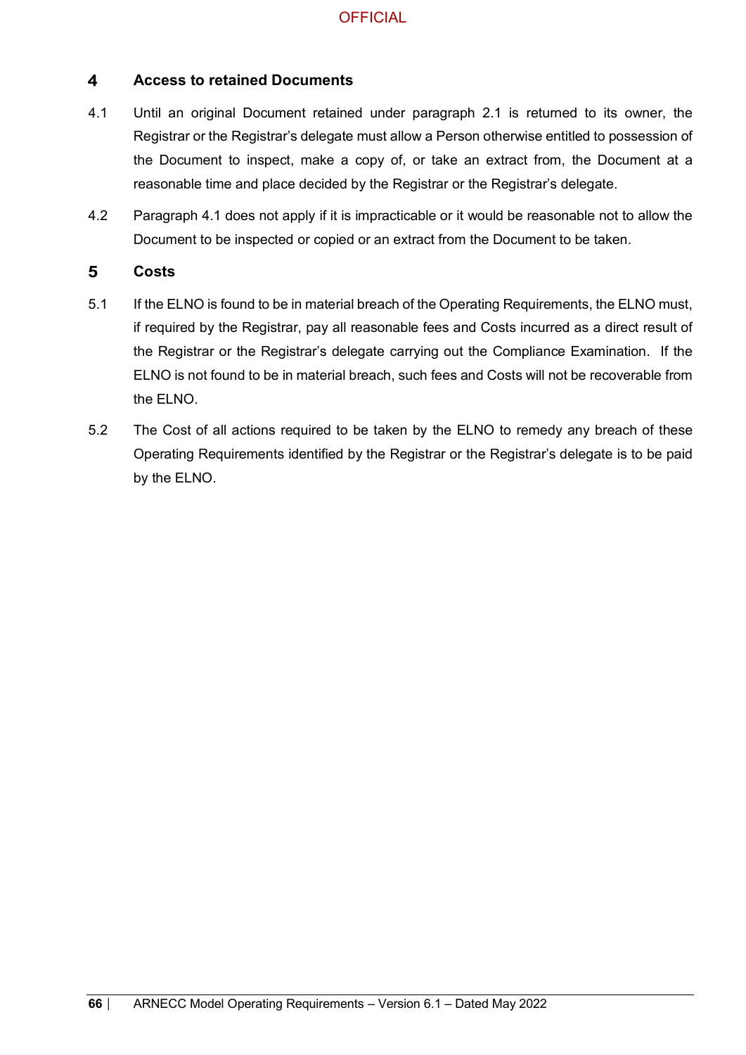## 4 Access to retained Documents

4.1 Until an original Document retained under paragraph 2.1 is returned to its owner, the Registrar or the Registrar's delegate must allow a Person otherwise entitled to possession of the Document to inspect, make a copy of, or take an extract from, the Document at a reasonable time and place decided by the Registrar or the Registrar's delegate.

4.2 Paragraph 4.1 does not apply if it is impracticable or it would be reasonable not to allow the Document to be inspected or copied or an extract from the Document to be taken.

## 5 Costs

5.1 If the ELNO is found to be in material breach of the Operating Requirements, the ELNO must, if required by the Registrar, pay all reasonable fees and Costs incurred as a direct result of the Registrar or the Registrar's delegate carrying out the Compliance Examination. If the ELNO is not found to be in material breach, such fees and Costs will not be recoverable from the ELNO.

5.2 The Cost of all actions required to be taken by the ELNO to remedy any breach of these Operating Requirements identified by the Registrar or the Registrar's delegate is to be paid by the ELNO.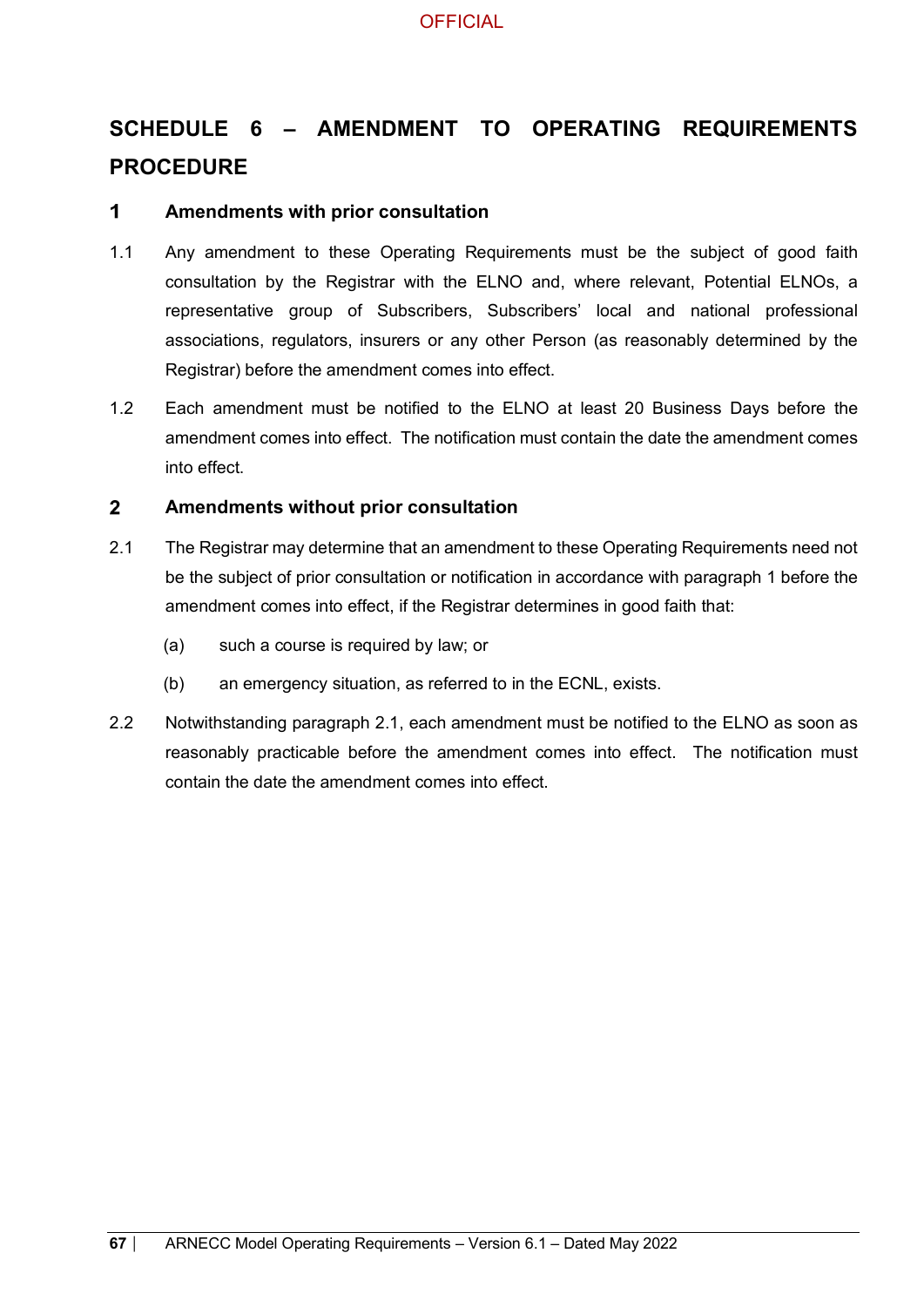# SCHEDULE 6 – AMENDMENT TO OPERATING REQUIREMENTS PROCEDURE

## 1 Amendments with prior consultation

1.1 Any amendment to these Operating Requirements must be the subject of good faith consultation by the Registrar with the ELNO and, where relevant, Potential ELNOs, a representative group of Subscribers, Subscribers' local and national professional associations, regulators, insurers or any other Person (as reasonably determined by the Registrar) before the amendment comes into effect.

1.2 Each amendment must be notified to the ELNO at least 20 Business Days before the amendment comes into effect. The notification must contain the date the amendment comes into effect.

## 2 Amendments without prior consultation

2.1 The Registrar may determine that an amendment to these Operating Requirements need not be the subject of prior consultation or notification in accordance with paragraph 1 before the amendment comes into effect, if the Registrar determines in good faith that:

(a) such a course is required by law; or

(b) an emergency situation, as referred to in the ECNL, exists.

2.2 Notwithstanding paragraph 2.1, each amendment must be notified to the ELNO as soon as reasonably practicable before the amendment comes into effect. The notification must contain the date the amendment comes into effect.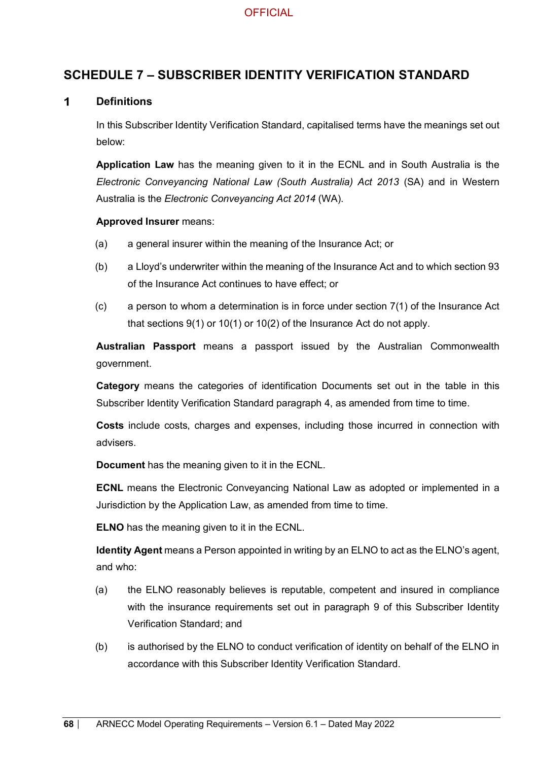# SCHEDULE 7 – SUBSCRIBER IDENTITY VERIFICATION STANDARD

## 1 Definitions

In this Subscriber Identity Verification Standard, capitalised terms have the meanings set out below:

**Application Law** has the meaning given to it in the ECNL and in South Australia is the *Electronic Conveyancing National Law (South Australia) Act 2013* (SA) and in Western Australia is the *Electronic Conveyancing Act 2014* (WA).

**Approved Insurer** means:

(a) a general insurer within the meaning of the Insurance Act; or

(b) a Lloyd's underwriter within the meaning of the Insurance Act and to which section 93 of the Insurance Act continues to have effect; or

(c) a person to whom a determination is in force under section 7(1) of the Insurance Act that sections 9(1) or 10(1) or 10(2) of the Insurance Act do not apply.

**Australian Passport** means a passport issued by the Australian Commonwealth government.

**Category** means the categories of identification Documents set out in the table in this Subscriber Identity Verification Standard paragraph 4, as amended from time to time.

**Costs** include costs, charges and expenses, including those incurred in connection with advisers.

**Document** has the meaning given to it in the ECNL.

**ECNL** means the Electronic Conveyancing National Law as adopted or implemented in a Jurisdiction by the Application Law, as amended from time to time.

**ELNO** has the meaning given to it in the ECNL.

**Identity Agent** means a Person appointed in writing by an ELNO to act as the ELNO's agent, and who:

(a) the ELNO reasonably believes is reputable, competent and insured in compliance with the insurance requirements set out in paragraph 9 of this Subscriber Identity Verification Standard; and

(b) is authorised by the ELNO to conduct verification of identity on behalf of the ELNO in accordance with this Subscriber Identity Verification Standard.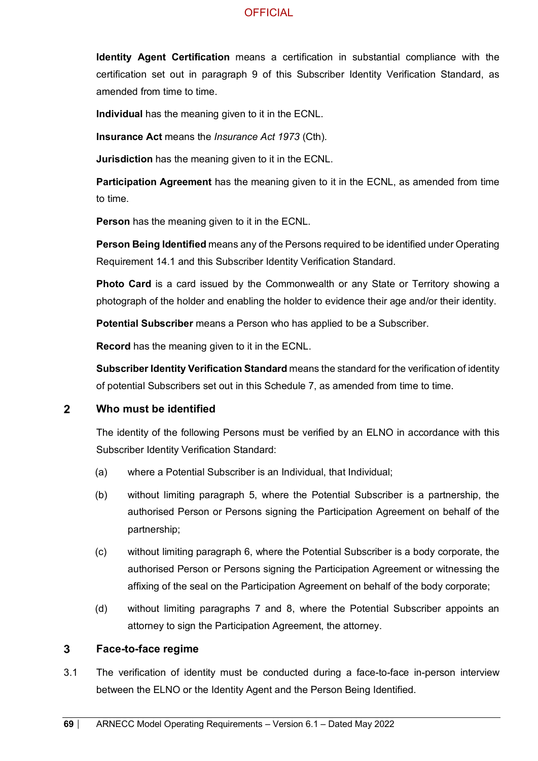**Identity Agent Certification** means a certification in substantial compliance with the certification set out in paragraph 9 of this Subscriber Identity Verification Standard, as amended from time to time.

**Individual** has the meaning given to it in the ECNL.

**Insurance Act** means the *Insurance Act 1973* (Cth).

**Jurisdiction** has the meaning given to it in the ECNL.

**Participation Agreement** has the meaning given to it in the ECNL, as amended from time to time.

**Person** has the meaning given to it in the ECNL.

**Person Being Identified** means any of the Persons required to be identified under Operating Requirement 14.1 and this Subscriber Identity Verification Standard.

**Photo Card** is a card issued by the Commonwealth or any State or Territory showing a photograph of the holder and enabling the holder to evidence their age and/or their identity.

**Potential Subscriber** means a Person who has applied to be a Subscriber.

**Record** has the meaning given to it in the ECNL.

**Subscriber Identity Verification Standard** means the standard for the verification of identity of potential Subscribers set out in this Schedule 7, as amended from time to time.

## 2 Who must be identified

The identity of the following Persons must be verified by an ELNO in accordance with this Subscriber Identity Verification Standard:

(a) where a Potential Subscriber is an Individual, that Individual;

(b) without limiting paragraph 5, where the Potential Subscriber is a partnership, the authorised Person or Persons signing the Participation Agreement on behalf of the partnership;

(c) without limiting paragraph 6, where the Potential Subscriber is a body corporate, the authorised Person or Persons signing the Participation Agreement or witnessing the affixing of the seal on the Participation Agreement on behalf of the body corporate;

(d) without limiting paragraphs 7 and 8, where the Potential Subscriber appoints an attorney to sign the Participation Agreement, the attorney.

## 3 Face-to-face regime

3.1 The verification of identity must be conducted during a face-to-face in-person interview between the ELNO or the Identity Agent and the Person Being Identified.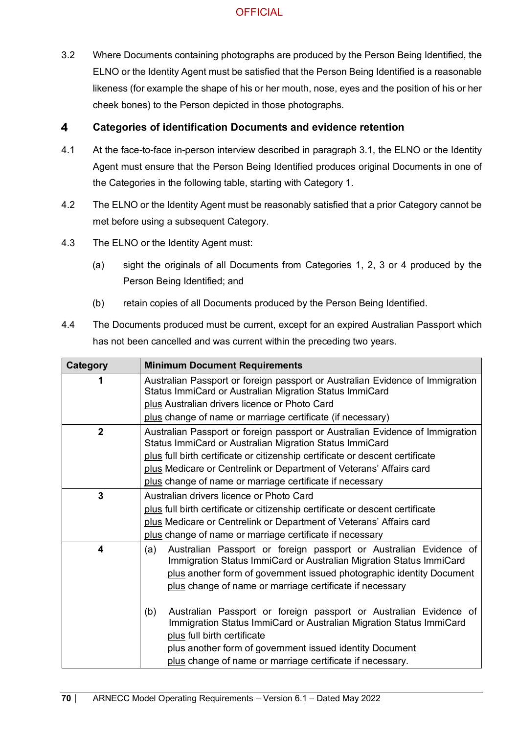3.2 Where Documents containing photographs are produced by the Person Being Identified, the ELNO or the Identity Agent must be satisfied that the Person Being Identified is a reasonable likeness (for example the shape of his or her mouth, nose, eyes and the position of his or her cheek bones) to the Person depicted in those photographs.

## 4 Categories of identification Documents and evidence retention

4.1 At the face-to-face in-person interview described in paragraph 3.1, the ELNO or the Identity Agent must ensure that the Person Being Identified produces original Documents in one of the Categories in the following table, starting with Category 1.

4.2 The ELNO or the Identity Agent must be reasonably satisfied that a prior Category cannot be met before using a subsequent Category.

4.3 The ELNO or the Identity Agent must:

(a) sight the originals of all Documents from Categories 1, 2, 3 or 4 produced by the Person Being Identified; and

(b) retain copies of all Documents produced by the Person Being Identified.

4.4 The Documents produced must be current, except for an expired Australian Passport which has not been cancelled and was current within the preceding two years.

| Category | Minimum Document Requirements |
|---|---|
| 1 | Australian Passport or foreign passport or Australian Evidence of Immigration Status ImmiCard or Australian Migration Status ImmiCard<br>plus Australian drivers licence or Photo Card<br>plus change of name or marriage certificate (if necessary) |
| 2 | Australian Passport or foreign passport or Australian Evidence of Immigration Status ImmiCard or Australian Migration Status ImmiCard<br>plus full birth certificate or citizenship certificate or descent certificate<br>plus Medicare or Centrelink or Department of Veterans' Affairs card<br>plus change of name or marriage certificate if necessary |
| 3 | Australian drivers licence or Photo Card<br>plus full birth certificate or citizenship certificate or descent certificate<br>plus Medicare or Centrelink or Department of Veterans' Affairs card<br>plus change of name or marriage certificate if necessary |
| 4 | (a) Australian Passport or foreign passport or Australian Evidence of Immigration Status ImmiCard or Australian Migration Status ImmiCard<br>plus another form of government issued photographic identity Document<br>plus change of name or marriage certificate if necessary<br><br>(b) Australian Passport or foreign passport or Australian Evidence of Immigration Status ImmiCard or Australian Migration Status ImmiCard<br>plus full birth certificate<br>plus another form of government issued identity Document<br>plus change of name or marriage certificate if necessary. |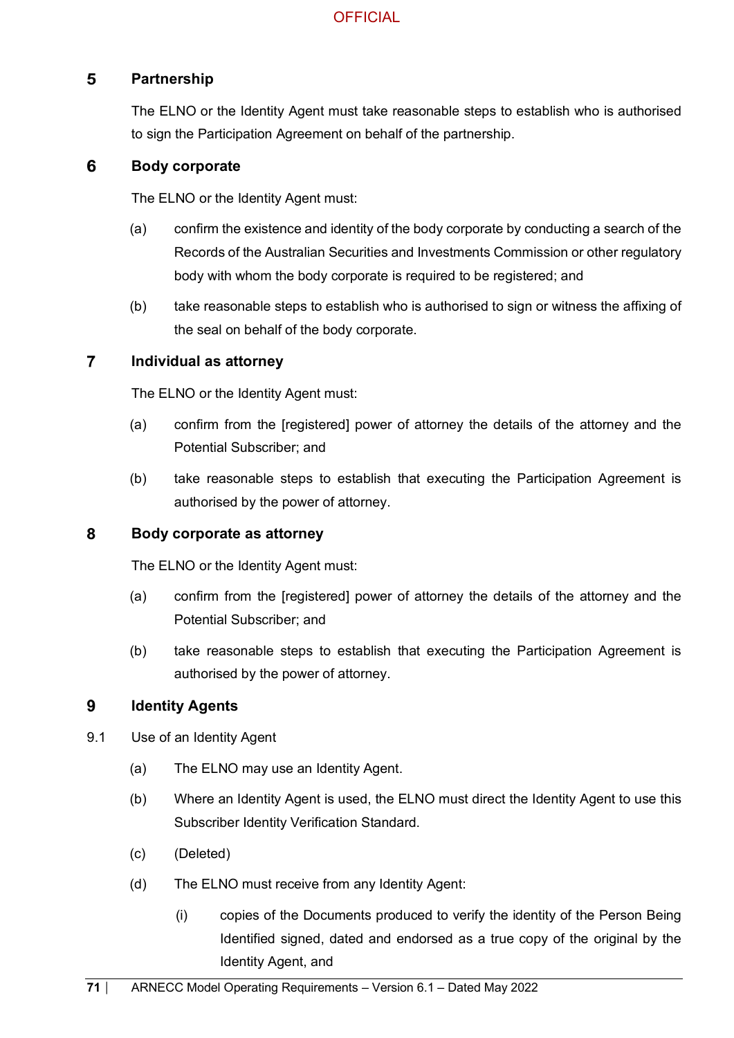## 5 Partnership

The ELNO or the Identity Agent must take reasonable steps to establish who is authorised to sign the Participation Agreement on behalf of the partnership.

## 6 Body corporate

The ELNO or the Identity Agent must:

(a) confirm the existence and identity of the body corporate by conducting a search of the Records of the Australian Securities and Investments Commission or other regulatory body with whom the body corporate is required to be registered; and

(b) take reasonable steps to establish who is authorised to sign or witness the affixing of the seal on behalf of the body corporate.

## 7 Individual as attorney

The ELNO or the Identity Agent must:

(a) confirm from the [registered] power of attorney the details of the attorney and the Potential Subscriber; and

(b) take reasonable steps to establish that executing the Participation Agreement is authorised by the power of attorney.

## 8 Body corporate as attorney

The ELNO or the Identity Agent must:

(a) confirm from the [registered] power of attorney the details of the attorney and the Potential Subscriber; and

(b) take reasonable steps to establish that executing the Participation Agreement is authorised by the power of attorney.

## 9 Identity Agents

9.1 Use of an Identity Agent

(a) The ELNO may use an Identity Agent.

(b) Where an Identity Agent is used, the ELNO must direct the Identity Agent to use this Subscriber Identity Verification Standard.

(c) (Deleted)

(d) The ELNO must receive from any Identity Agent:

(i) copies of the Documents produced to verify the identity of the Person Being Identified signed, dated and endorsed as a true copy of the original by the Identity Agent, and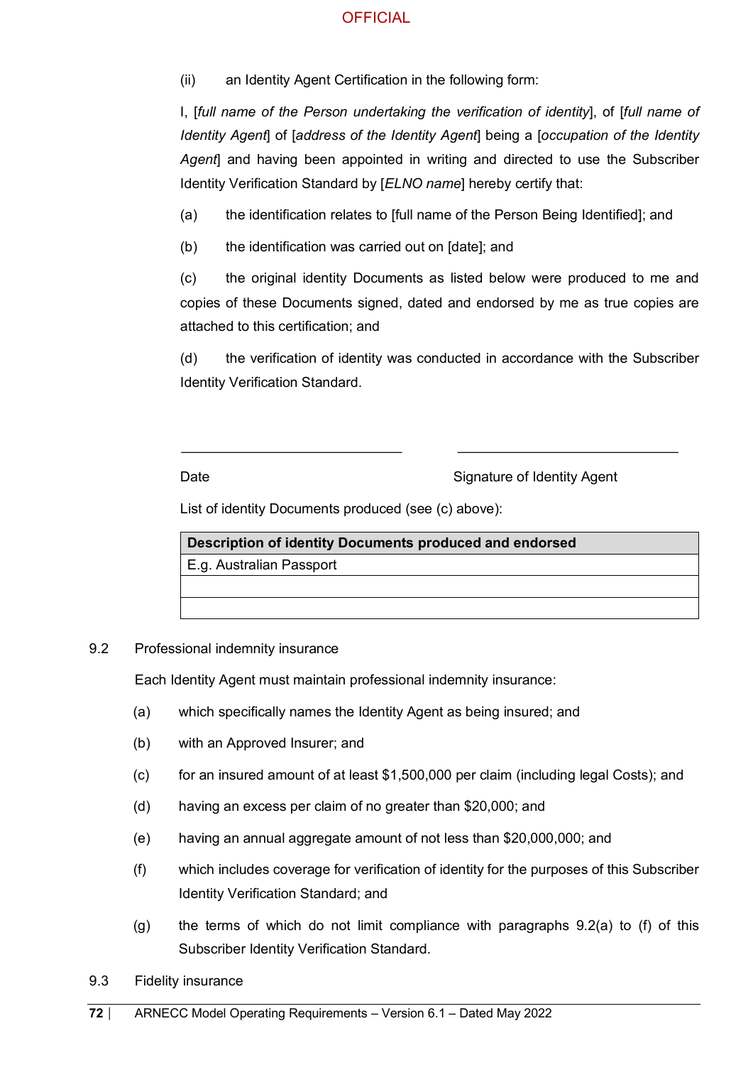(ii) an Identity Agent Certification in the following form:

I, [*full name of the Person undertaking the verification of identity*], of [*full name of Identity Agent*] of [*address of the Identity Agent*] being a [*occupation of the Identity Agent*] and having been appointed in writing and directed to use the Subscriber Identity Verification Standard by [*ELNO name*] hereby certify that:

(a) the identification relates to [full name of the Person Being Identified]; and

(b) the identification was carried out on [date]; and

(c) the original identity Documents as listed below were produced to me and copies of these Documents signed, dated and endorsed by me as true copies are attached to this certification; and

(d) the verification of identity was conducted in accordance with the Subscriber Identity Verification Standard.

\_\_\_\_\_\_\_\_\_\_\_\_\_\_\_\_\_\_\_\_\_\_\_\_\_\_\_\_\_\_ \_\_\_\_\_\_\_\_\_\_\_\_\_\_\_\_\_\_\_\_\_\_\_\_\_\_\_\_\_\_

Date Signature of Identity Agent

List of identity Documents produced (see (c) above):

| **Description of identity Documents produced and endorsed** |
|---|
| E.g. Australian Passport |
| |
| |

9.2 Professional indemnity insurance

Each Identity Agent must maintain professional indemnity insurance:

(a) which specifically names the Identity Agent as being insured; and

(b) with an Approved Insurer; and

(c) for an insured amount of at least $1,500,000 per claim (including legal Costs); and

(d) having an excess per claim of no greater than $20,000; and

(e) having an annual aggregate amount of not less than $20,000,000; and

(f) which includes coverage for verification of identity for the purposes of this Subscriber Identity Verification Standard; and

(g) the terms of which do not limit compliance with paragraphs 9.2(a) to (f) of this Subscriber Identity Verification Standard.

9.3 Fidelity insurance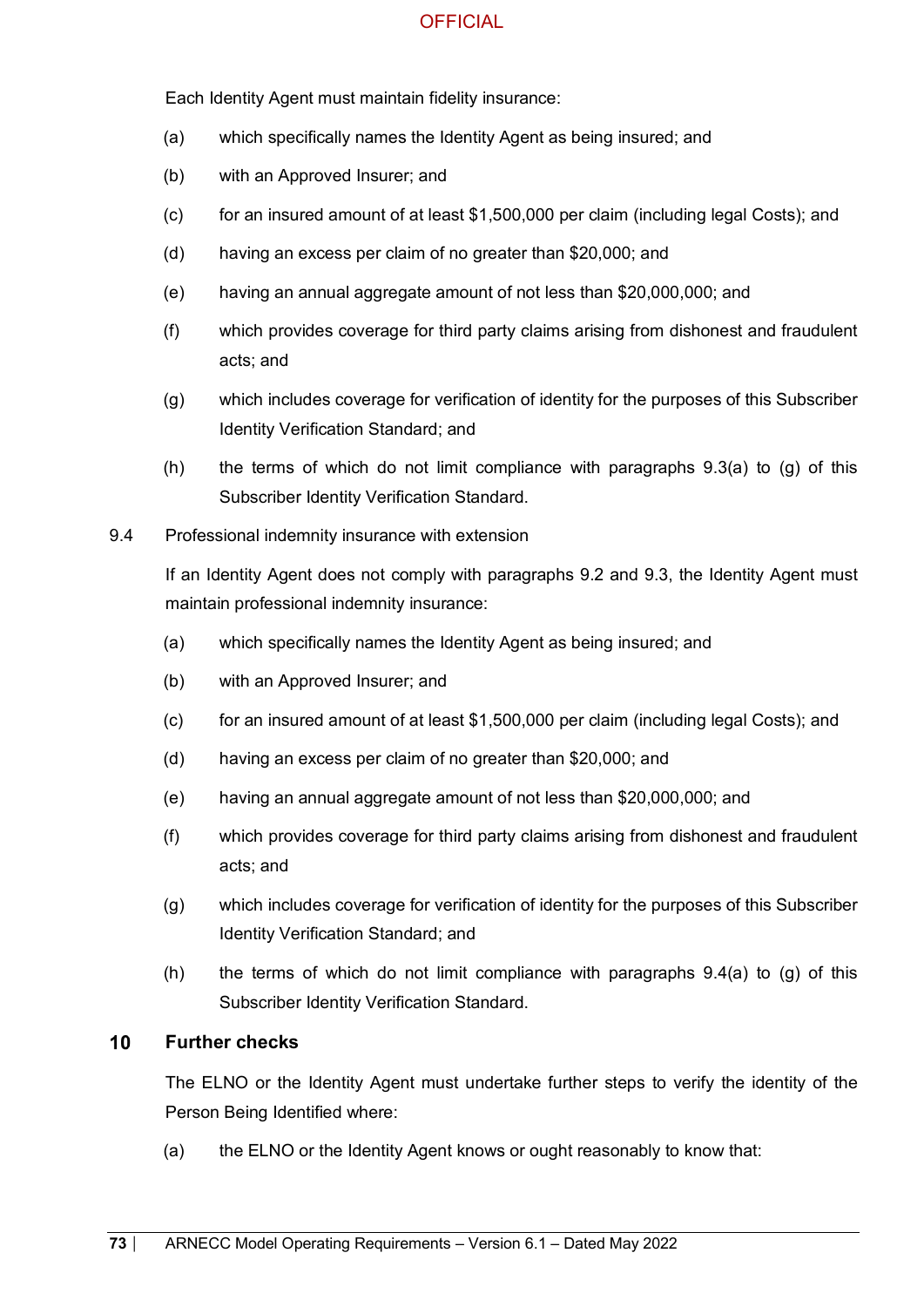Each Identity Agent must maintain fidelity insurance:

(a) which specifically names the Identity Agent as being insured; and

(b) with an Approved Insurer; and

(c) for an insured amount of at least $1,500,000 per claim (including legal Costs); and

(d) having an excess per claim of no greater than $20,000; and

(e) having an annual aggregate amount of not less than $20,000,000; and

(f) which provides coverage for third party claims arising from dishonest and fraudulent acts; and

(g) which includes coverage for verification of identity for the purposes of this Subscriber Identity Verification Standard; and

(h) the terms of which do not limit compliance with paragraphs 9.3(a) to (g) of this Subscriber Identity Verification Standard.

9.4 Professional indemnity insurance with extension

If an Identity Agent does not comply with paragraphs 9.2 and 9.3, the Identity Agent must maintain professional indemnity insurance:

(a) which specifically names the Identity Agent as being insured; and

(b) with an Approved Insurer; and

(c) for an insured amount of at least $1,500,000 per claim (including legal Costs); and

(d) having an excess per claim of no greater than $20,000; and

(e) having an annual aggregate amount of not less than $20,000,000; and

(f) which provides coverage for third party claims arising from dishonest and fraudulent acts; and

(g) which includes coverage for verification of identity for the purposes of this Subscriber Identity Verification Standard; and

(h) the terms of which do not limit compliance with paragraphs 9.4(a) to (g) of this Subscriber Identity Verification Standard.

## 10 Further checks

The ELNO or the Identity Agent must undertake further steps to verify the identity of the Person Being Identified where:

(a) the ELNO or the Identity Agent knows or ought reasonably to know that: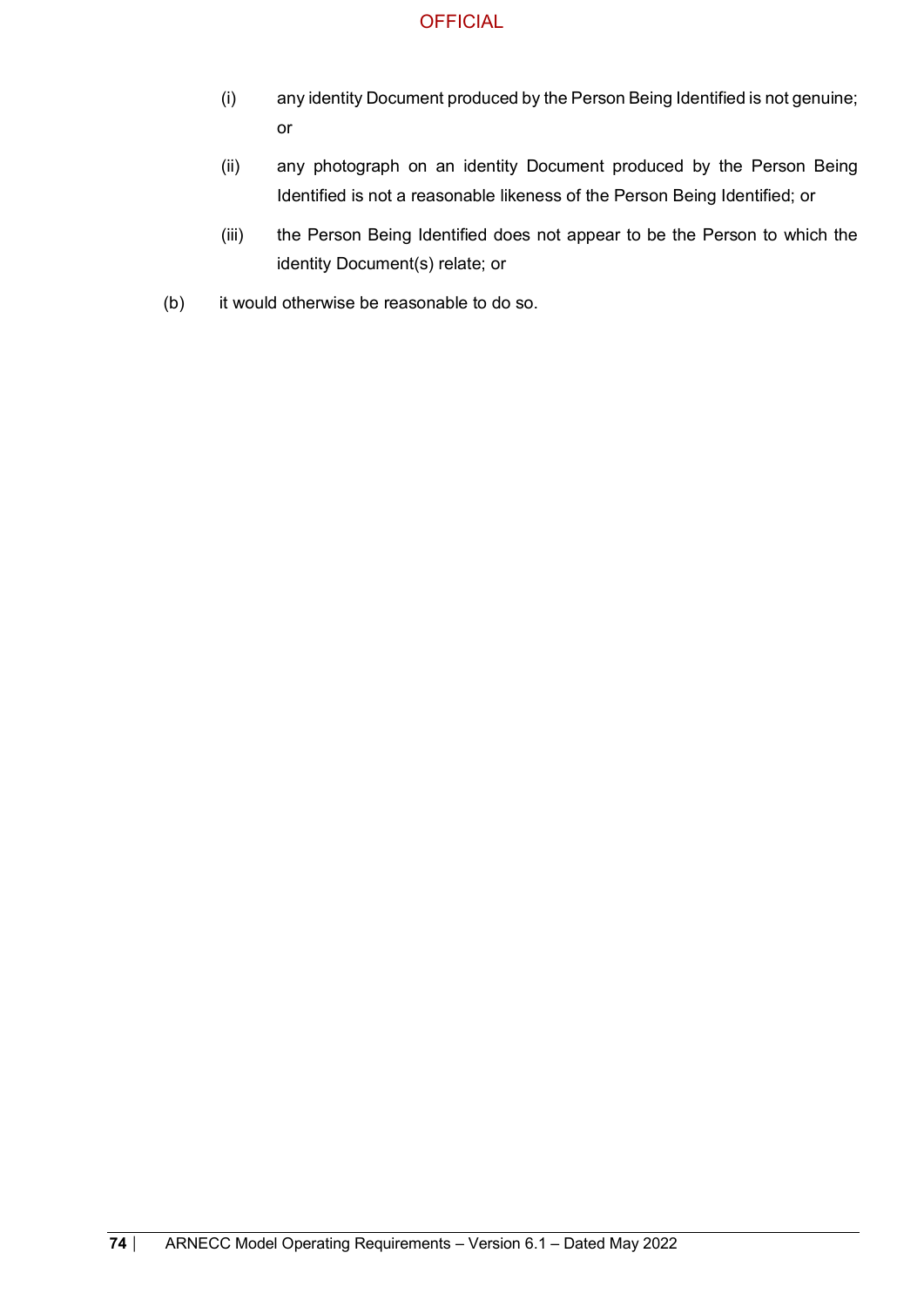(i) any identity Document produced by the Person Being Identified is not genuine; or

(ii) any photograph on an identity Document produced by the Person Being Identified is not a reasonable likeness of the Person Being Identified; or

(iii) the Person Being Identified does not appear to be the Person to which the identity Document(s) relate; or

(b) it would otherwise be reasonable to do so.